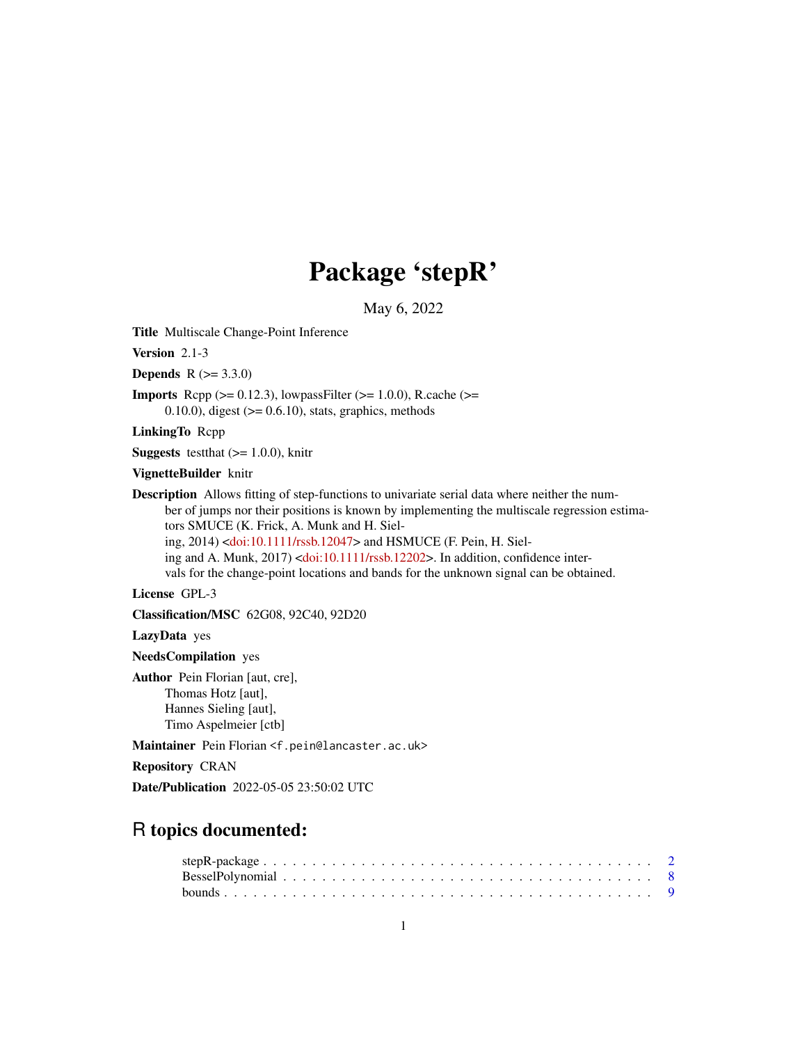# Package 'stepR'

May 6, 2022

**Title** Multiscale Change-Point Inference

**Version** 2.1-3

**Depends** R (>= 3.3.0)

**Imports** Rcpp (>= 0.12.3), lowpassFilter (>= 1.0.0), R.cache (>= 0.10.0), digest (>= 0.6.10), stats, graphics, methods

**LinkingTo** Rcpp

**Suggests** testthat (>= 1.0.0), knitr

**VignetteBuilder** knitr

**Description** Allows fitting of step-functions to univariate serial data where neither the number of jumps nor their positions is known by implementing the multiscale regression estimators SMUCE (K. Frick, A. Munk and H. Sieling, 2014) <doi:10.1111/rssb.12047> and HSMUCE (F. Pein, H. Sieling and A. Munk, 2017) <doi:10.1111/rssb.12202>. In addition, confidence intervals for the change-point locations and bands for the unknown signal can be obtained.

**License** GPL-3

**Classification/MSC** 62G08, 92C40, 92D20

**LazyData** yes

**NeedsCompilation** yes

**Author** Pein Florian [aut, cre],
Thomas Hotz [aut],
Hannes Sieling [aut],
Timo Aspelmeier [ctb]

**Maintainer** Pein Florian <f.pein@lancaster.ac.uk>

**Repository** CRAN

**Date/Publication** 2022-05-05 23:50:02 UTC

## R topics documented:

stepR-package . . . . . . . . . . . . . . . . . . . . . . . . . . . . . . . . . . . . 2
BesselPolynomial . . . . . . . . . . . . . . . . . . . . . . . . . . . . . . . . . . 8
bounds . . . . . . . . . . . . . . . . . . . . . . . . . . . . . . . . . . . . . . . . 9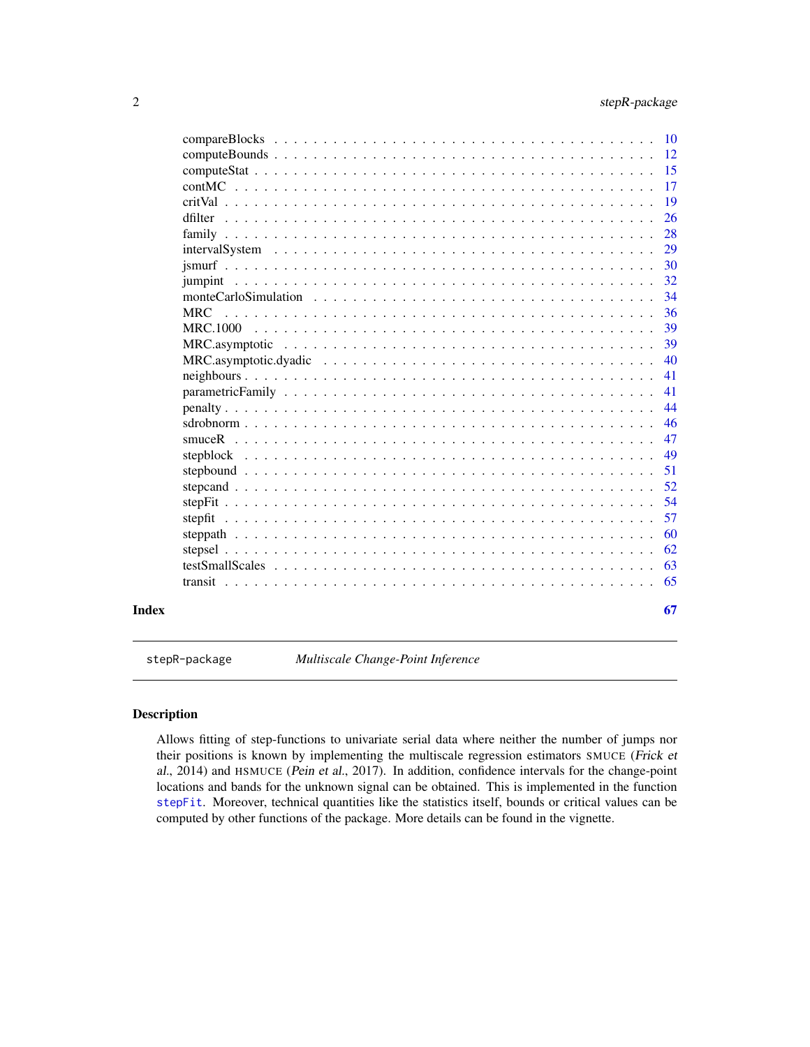| | |
|---|---|
| compareBlocks | 10 |
| computeBounds | 12 |
| computeStat | 15 |
| contMC | 17 |
| critVal | 19 |
| dfilter | 26 |
| family | 28 |
| intervalSystem | 29 |
| jsmurf | 30 |
| jumpint | 32 |
| monteCarloSimulation | 34 |
| MRC | 36 |
| MRC.1000 | 39 |
| MRC.asymptotic | 39 |
| MRC.asymptotic.dyadic | 40 |
| neighbours | 41 |
| parametricFamily | 41 |
| penalty | 44 |
| sdrobnorm | 46 |
| smuceR | 47 |
| stepblock | 49 |
| stepbound | 51 |
| stepcand | 52 |
| stepFit | 54 |
| stepfit | 57 |
| steppath | 60 |
| stepsel | 62 |
| testSmallScales | 63 |
| transit | 65 |
| **Index** | **67** |

---

stepR-package *Multiscale Change-Point Inference*

---

## Description

Allows fitting of step-functions to univariate serial data where neither the number of jumps nor their positions is known by implementing the multiscale regression estimators SMUCE (*Frick et al.*, 2014) and HSMUCE (*Pein et al.*, 2017). In addition, confidence intervals for the change-point locations and bands for the unknown signal can be obtained. This is implemented in the function `stepFit`. Moreover, technical quantities like the statistics itself, bounds or critical values can be computed by other functions of the package. More details can be found in the vignette.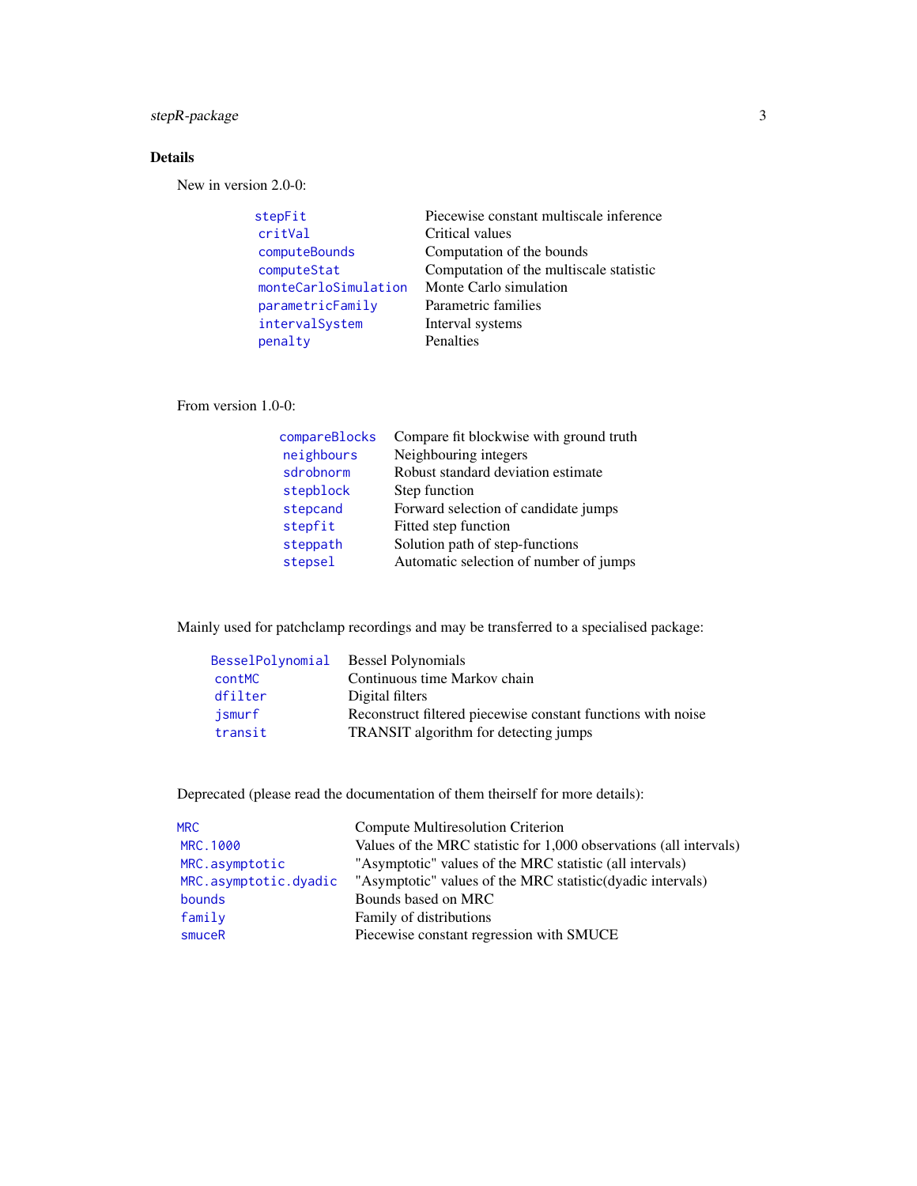## Details

New in version 2.0-0:

| | |
|---|---|
| `stepFit` | Piecewise constant multiscale inference |
| `critVal` | Critical values |
| `computeBounds` | Computation of the bounds |
| `computeStat` | Computation of the multiscale statistic |
| `monteCarloSimulation` | Monte Carlo simulation |
| `parametricFamily` | Parametric families |
| `intervalSystem` | Interval systems |
| `penalty` | Penalties |

From version 1.0-0:

| | |
|---|---|
| `compareBlocks` | Compare fit blockwise with ground truth |
| `neighbours` | Neighbouring integers |
| `sdrobnorm` | Robust standard deviation estimate |
| `stepblock` | Step function |
| `stepcand` | Forward selection of candidate jumps |
| `stepfit` | Fitted step function |
| `steppath` | Solution path of step-functions |
| `stepsel` | Automatic selection of number of jumps |

Mainly used for patchclamp recordings and may be transferred to a specialised package:

| | |
|---|---|
| `BesselPolynomial` | Bessel Polynomials |
| `contMC` | Continuous time Markov chain |
| `dfilter` | Digital filters |
| `jsmurf` | Reconstruct filtered piecewise constant functions with noise |
| `transit` | TRANSIT algorithm for detecting jumps |

Deprecated (please read the documentation of them theirself for more details):

| | |
|---|---|
| `MRC` | Compute Multiresolution Criterion |
| `MRC.1000` | Values of the MRC statistic for 1,000 observations (all intervals) |
| `MRC.asymptotic` | "Asymptotic" values of the MRC statistic (all intervals) |
| `MRC.asymptotic.dyadic` | "Asymptotic" values of the MRC statistic(dyadic intervals) |
| `bounds` | Bounds based on MRC |
| `family` | Family of distributions |
| `smuceR` | Piecewise constant regression with SMUCE |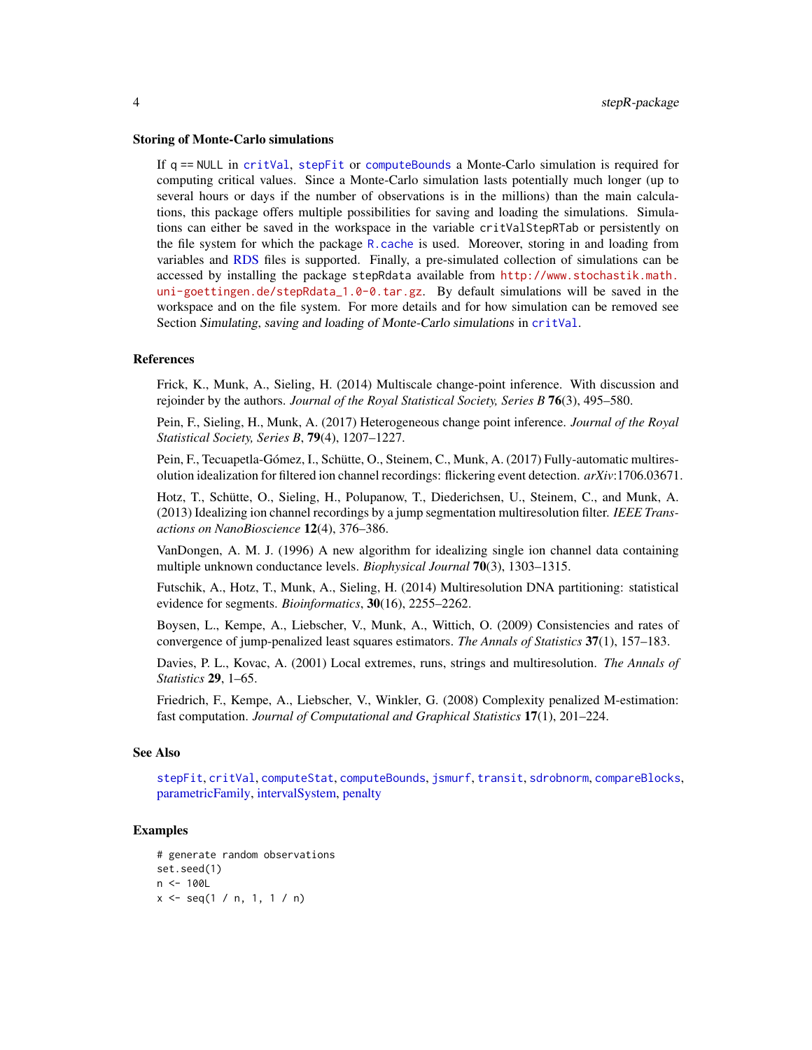### Storing of Monte-Carlo simulations

If `q == NULL` in `critVal`, `stepFit` or `computeBounds` a Monte-Carlo simulation is required for computing critical values. Since a Monte-Carlo simulation lasts potentially much longer (up to several hours or days if the number of observations is in the millions) than the main calculations, this package offers multiple possibilities for saving and loading the simulations. Simulations can either be saved in the workspace in the variable `critValStepRTab` or persistently on the file system for which the package `R.cache` is used. Moreover, storing in and loading from variables and RDS files is supported. Finally, a pre-simulated collection of simulations can be accessed by installing the package `stepRdata` available from http://www.stochastik.math.uni-goettingen.de/stepRdata_1.0-0.tar.gz. By default simulations will be saved in the workspace and on the file system. For more details and for how simulation can be removed see Section *Simulating, saving and loading of Monte-Carlo simulations* in `critVal`.

### References

Frick, K., Munk, A., Sieling, H. (2014) Multiscale change-point inference. With discussion and rejoinder by the authors. *Journal of the Royal Statistical Society, Series B* **76**(3), 495–580.

Pein, F., Sieling, H., Munk, A. (2017) Heterogeneous change point inference. *Journal of the Royal Statistical Society, Series B*, **79**(4), 1207–1227.

Pein, F., Tecuapetla-Gómez, I., Schütte, O., Steinem, C., Munk, A. (2017) Fully-automatic multiresolution idealization for filtered ion channel recordings: flickering event detection. *arXiv*:1706.03671.

Hotz, T., Schütte, O., Sieling, H., Polupanow, T., Diederichsen, U., Steinem, C., and Munk, A. (2013) Idealizing ion channel recordings by a jump segmentation multiresolution filter. *IEEE Transactions on NanoBioscience* **12**(4), 376–386.

VanDongen, A. M. J. (1996) A new algorithm for idealizing single ion channel data containing multiple unknown conductance levels. *Biophysical Journal* **70**(3), 1303–1315.

Futschik, A., Hotz, T., Munk, A., Sieling, H. (2014) Multiresolution DNA partitioning: statistical evidence for segments. *Bioinformatics*, **30**(16), 2255–2262.

Boysen, L., Kempe, A., Liebscher, V., Munk, A., Wittich, O. (2009) Consistencies and rates of convergence of jump-penalized least squares estimators. *The Annals of Statistics* **37**(1), 157–183.

Davies, P. L., Kovac, A. (2001) Local extremes, runs, strings and multiresolution. *The Annals of Statistics* **29**, 1–65.

Friedrich, F., Kempe, A., Liebscher, V., Winkler, G. (2008) Complexity penalized M-estimation: fast computation. *Journal of Computational and Graphical Statistics* **17**(1), 201–224.

### See Also

`stepFit`, `critVal`, `computeStat`, `computeBounds`, `jsmurf`, `transit`, `sdrobnorm`, `compareBlocks`, parametricFamily, intervalSystem, penalty

### Examples

```
# generate random observations
set.seed(1)
n <- 100L
x <- seq(1 / n, 1, 1 / n)
```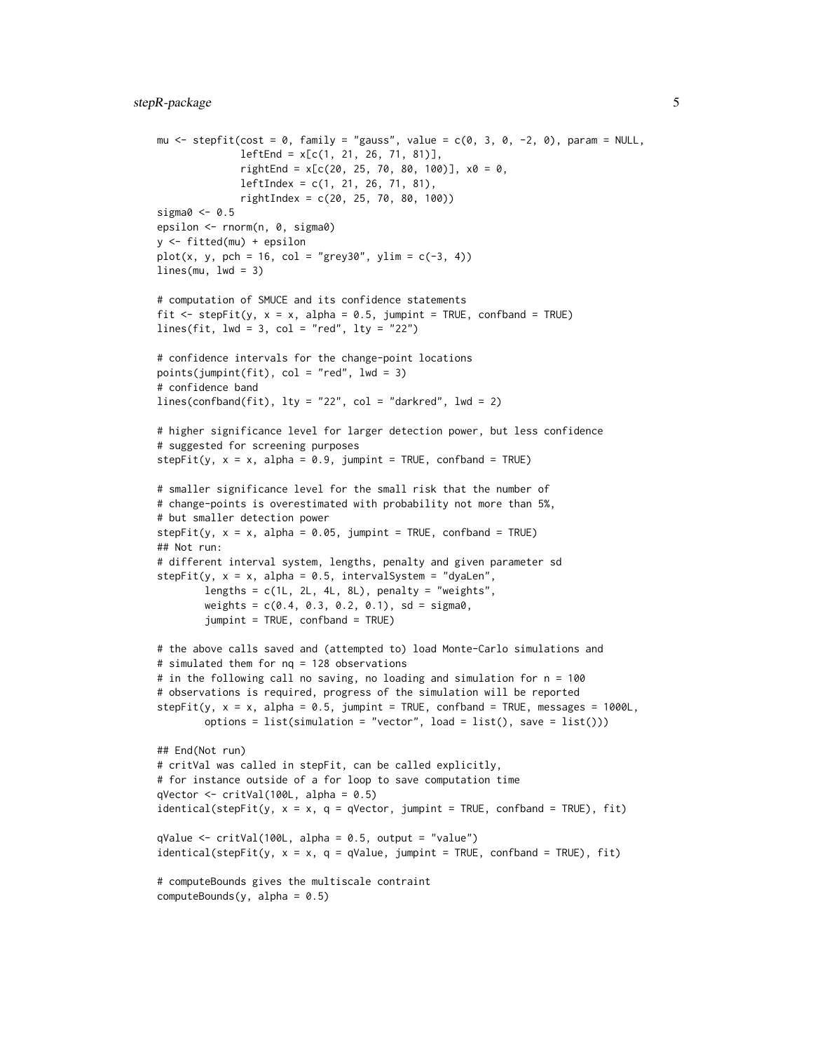```
mu <- stepfit(cost = 0, family = "gauss", value = c(0, 3, 0, -2, 0), param = NULL,
              leftEnd = x[c(1, 21, 26, 71, 81)],
              rightEnd = x[c(20, 25, 70, 80, 100)], x0 = 0,
              leftIndex = c(1, 21, 26, 71, 81),
              rightIndex = c(20, 25, 70, 80, 100))
sigma0 <- 0.5
epsilon <- rnorm(n, 0, sigma0)
y <- fitted(mu) + epsilon
plot(x, y, pch = 16, col = "grey30", ylim = c(-3, 4))
lines(mu, lwd = 3)

# computation of SMUCE and its confidence statements
fit <- stepFit(y, x = x, alpha = 0.5, jumpint = TRUE, confband = TRUE)
lines(fit, lwd = 3, col = "red", lty = "22")

# confidence intervals for the change-point locations
points(jumpint(fit), col = "red", lwd = 3)
# confidence band
lines(confband(fit), lty = "22", col = "darkred", lwd = 2)

# higher significance level for larger detection power, but less confidence
# suggested for screening purposes
stepFit(y, x = x, alpha = 0.9, jumpint = TRUE, confband = TRUE)

# smaller significance level for the small risk that the number of
# change-points is overestimated with probability not more than 5%,
# but smaller detection power
stepFit(y, x = x, alpha = 0.05, jumpint = TRUE, confband = TRUE)
## Not run:
# different interval system, lengths, penalty and given parameter sd
stepFit(y, x = x, alpha = 0.5, intervalSystem = "dyaLen",
        lengths = c(1L, 2L, 4L, 8L), penalty = "weights",
        weights = c(0.4, 0.3, 0.2, 0.1), sd = sigma0,
        jumpint = TRUE, confband = TRUE)

# the above calls saved and (attempted to) load Monte-Carlo simulations and
# simulated them for nq = 128 observations
# in the following call no saving, no loading and simulation for n = 100
# observations is required, progress of the simulation will be reported
stepFit(y, x = x, alpha = 0.5, jumpint = TRUE, confband = TRUE, messages = 1000L,
        options = list(simulation = "vector", load = list(), save = list()))

## End(Not run)
# critVal was called in stepFit, can be called explicitly,
# for instance outside of a for loop to save computation time
qVector <- critVal(100L, alpha = 0.5)
identical(stepFit(y, x = x, q = qVector, jumpint = TRUE, confband = TRUE), fit)

qValue <- critVal(100L, alpha = 0.5, output = "value")
identical(stepFit(y, x = x, q = qValue, jumpint = TRUE, confband = TRUE), fit)

# computeBounds gives the multiscale contraint
computeBounds(y, alpha = 0.5)
```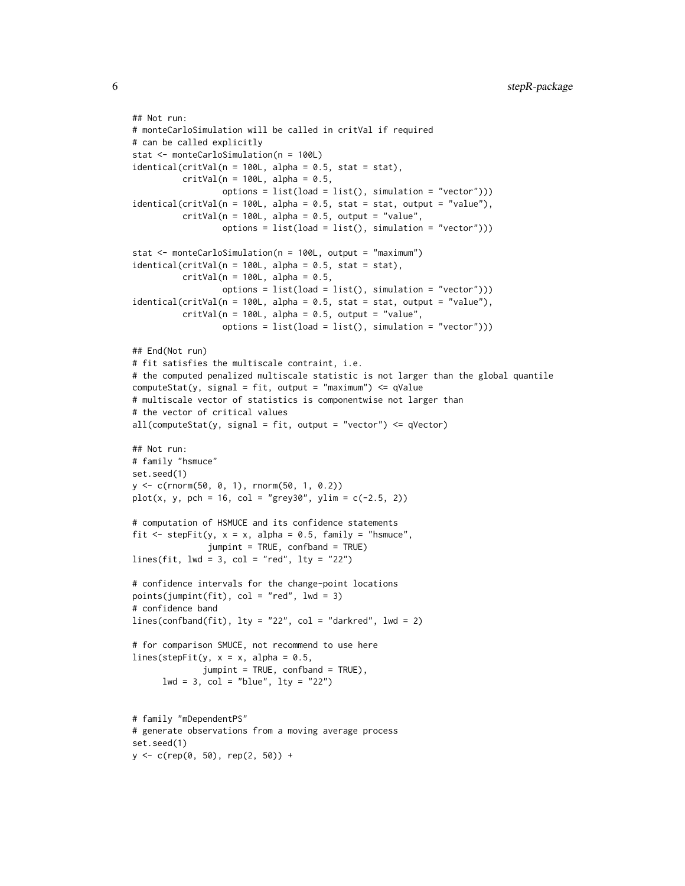```
## Not run:
# monteCarloSimulation will be called in critVal if required
# can be called explicitly
stat <- monteCarloSimulation(n = 100L)
identical(critVal(n = 100L, alpha = 0.5, stat = stat),
          critVal(n = 100L, alpha = 0.5,
                  options = list(load = list(), simulation = "vector")))
identical(critVal(n = 100L, alpha = 0.5, stat = stat, output = "value"),
          critVal(n = 100L, alpha = 0.5, output = "value",
                  options = list(load = list(), simulation = "vector")))

stat <- monteCarloSimulation(n = 100L, output = "maximum")
identical(critVal(n = 100L, alpha = 0.5, stat = stat),
          critVal(n = 100L, alpha = 0.5,
                  options = list(load = list(), simulation = "vector")))
identical(critVal(n = 100L, alpha = 0.5, stat = stat, output = "value"),
          critVal(n = 100L, alpha = 0.5, output = "value",
                  options = list(load = list(), simulation = "vector")))

## End(Not run)
# fit satisfies the multiscale contraint, i.e.
# the computed penalized multiscale statistic is not larger than the global quantile
computeStat(y, signal = fit, output = "maximum") <= qValue
# multiscale vector of statistics is componentwise not larger than
# the vector of critical values
all(computeStat(y, signal = fit, output = "vector") <= qVector)

## Not run:
# family "hsmuce"
set.seed(1)
y <- c(rnorm(50, 0, 1), rnorm(50, 1, 0.2))
plot(x, y, pch = 16, col = "grey30", ylim = c(-2.5, 2))

# computation of HSMUCE and its confidence statements
fit <- stepFit(y, x = x, alpha = 0.5, family = "hsmuce",
               jumpint = TRUE, confband = TRUE)
lines(fit, lwd = 3, col = "red", lty = "22")

# confidence intervals for the change-point locations
points(jumpint(fit), col = "red", lwd = 3)
# confidence band
lines(confband(fit), lty = "22", col = "darkred", lwd = 2)

# for comparison SMUCE, not recommend to use here
lines(stepFit(y, x = x, alpha = 0.5,
              jumpint = TRUE, confband = TRUE),
      lwd = 3, col = "blue", lty = "22")


# family "mDependentPS"
# generate observations from a moving average process
set.seed(1)
y <- c(rep(0, 50), rep(2, 50)) +
```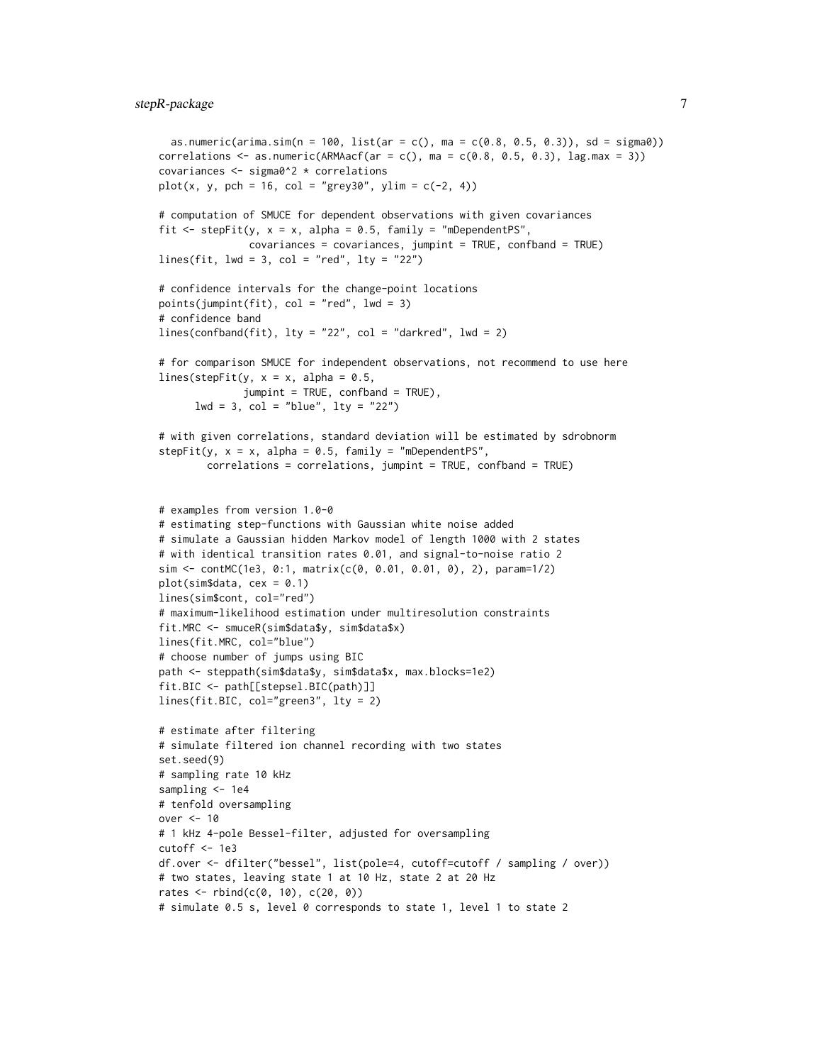```
  as.numeric(arima.sim(n = 100, list(ar = c(), ma = c(0.8, 0.5, 0.3)), sd = sigma0))
correlations <- as.numeric(ARMAacf(ar = c(), ma = c(0.8, 0.5, 0.3), lag.max = 3))
covariances <- sigma0^2 * correlations
plot(x, y, pch = 16, col = "grey30", ylim = c(-2, 4))

# computation of SMUCE for dependent observations with given covariances
fit <- stepFit(y, x = x, alpha = 0.5, family = "mDependentPS",
               covariances = covariances, jumpint = TRUE, confband = TRUE)
lines(fit, lwd = 3, col = "red", lty = "22")

# confidence intervals for the change-point locations
points(jumpint(fit), col = "red", lwd = 3)
# confidence band
lines(confband(fit), lty = "22", col = "darkred", lwd = 2)

# for comparison SMUCE for independent observations, not recommend to use here
lines(stepFit(y, x = x, alpha = 0.5,
              jumpint = TRUE, confband = TRUE),
      lwd = 3, col = "blue", lty = "22")

# with given correlations, standard deviation will be estimated by sdrobnorm
stepFit(y, x = x, alpha = 0.5, family = "mDependentPS",
        correlations = correlations, jumpint = TRUE, confband = TRUE)


# examples from version 1.0-0
# estimating step-functions with Gaussian white noise added
# simulate a Gaussian hidden Markov model of length 1000 with 2 states
# with identical transition rates 0.01, and signal-to-noise ratio 2
sim <- contMC(1e3, 0:1, matrix(c(0, 0.01, 0.01, 0), 2), param=1/2)
plot(sim$data, cex = 0.1)
lines(sim$cont, col="red")
# maximum-likelihood estimation under multiresolution constraints
fit.MRC <- smuceR(sim$data$y, sim$data$x)
lines(fit.MRC, col="blue")
# choose number of jumps using BIC
path <- steppath(sim$data$y, sim$data$x, max.blocks=1e2)
fit.BIC <- path[[stepsel.BIC(path)]]
lines(fit.BIC, col="green3", lty = 2)

# estimate after filtering
# simulate filtered ion channel recording with two states
set.seed(9)
# sampling rate 10 kHz
sampling <- 1e4
# tenfold oversampling
over <- 10
# 1 kHz 4-pole Bessel-filter, adjusted for oversampling
cutoff <- 1e3
df.over <- dfilter("bessel", list(pole=4, cutoff=cutoff / sampling / over))
# two states, leaving state 1 at 10 Hz, state 2 at 20 Hz
rates <- rbind(c(0, 10), c(20, 0))
# simulate 0.5 s, level 0 corresponds to state 1, level 1 to state 2
```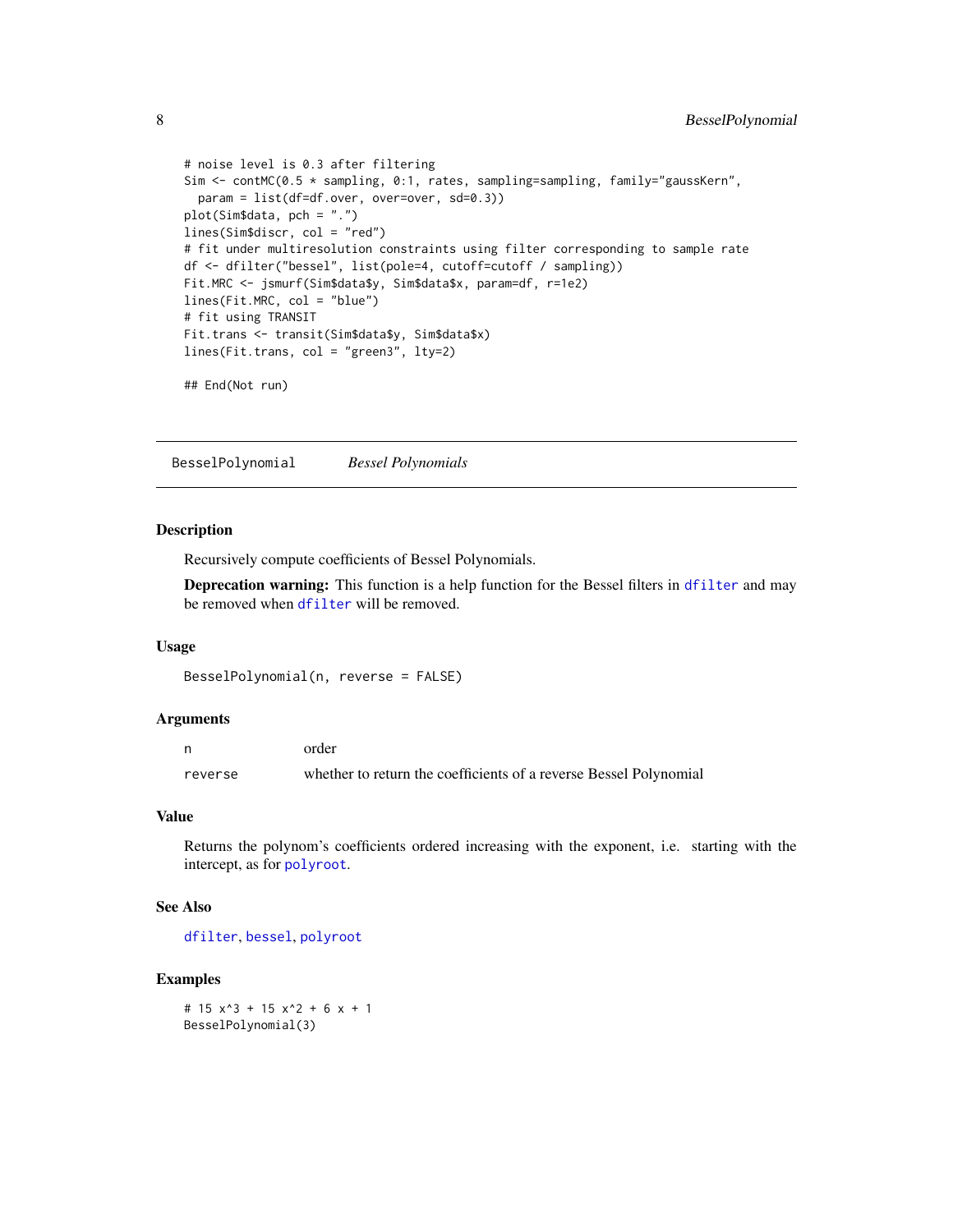```
# noise level is 0.3 after filtering
Sim <- contMC(0.5 * sampling, 0:1, rates, sampling=sampling, family="gaussKern",
  param = list(df=df.over, over=over, sd=0.3))
plot(Sim$data, pch = ".")
lines(Sim$discr, col = "red")
# fit under multiresolution constraints using filter corresponding to sample rate
df <- dfilter("bessel", list(pole=4, cutoff=cutoff / sampling))
Fit.MRC <- jsmurf(Sim$data$y, Sim$data$x, param=df, r=1e2)
lines(Fit.MRC, col = "blue")
# fit using TRANSIT
Fit.trans <- transit(Sim$data$y, Sim$data$x)
lines(Fit.trans, col = "green3", lty=2)

## End(Not run)
```

---

BesselPolynomial &nbsp;&nbsp;&nbsp; *Bessel Polynomials*

---

## Description

Recursively compute coefficients of Bessel Polynomials.

**Deprecation warning:** This function is a help function for the Bessel filters in `dfilter` and may be removed when `dfilter` will be removed.

## Usage

```
BesselPolynomial(n, reverse = FALSE)
```

## Arguments

| | |
|---|---|
| `n` | order |
| `reverse` | whether to return the coefficients of a reverse Bessel Polynomial |

## Value

Returns the polynom's coefficients ordered increasing with the exponent, i.e. starting with the intercept, as for `polyroot`.

## See Also

`dfilter`, `bessel`, `polyroot`

## Examples

```
# 15 x^3 + 15 x^2 + 6 x + 1
BesselPolynomial(3)
```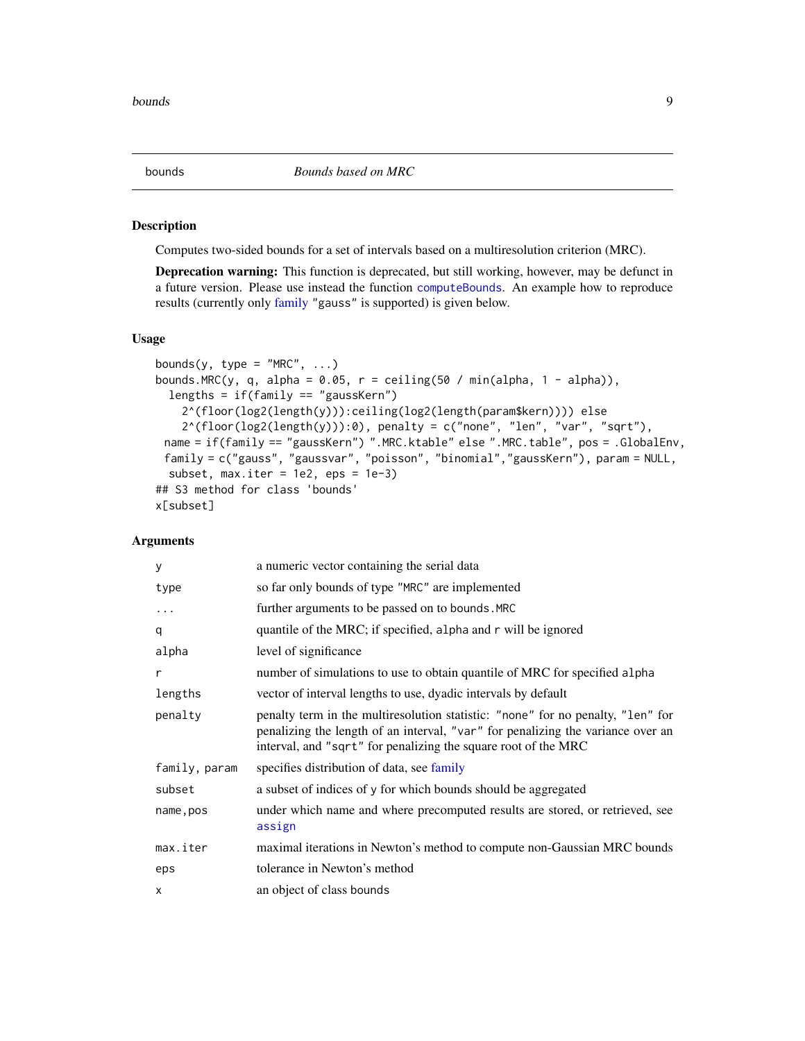# bounds — *Bounds based on MRC*

## Description

Computes two-sided bounds for a set of intervals based on a multiresolution criterion (MRC).

**Deprecation warning:** This function is deprecated, but still working, however, may be defunct in a future version. Please use instead the function `computeBounds`. An example how to reproduce results (currently only family "gauss" is supported) is given below.

## Usage

```
bounds(y, type = "MRC", ...)
bounds.MRC(y, q, alpha = 0.05, r = ceiling(50 / min(alpha, 1 - alpha)),
  lengths = if(family == "gaussKern")
    2^(floor(log2(length(y))):ceiling(log2(length(param$kern)))) else
    2^(floor(log2(length(y))):0), penalty = c("none", "len", "var", "sqrt"),
 name = if(family == "gaussKern") ".MRC.ktable" else ".MRC.table", pos = .GlobalEnv,
 family = c("gauss", "gaussvar", "poisson", "binomial","gaussKern"), param = NULL,
  subset, max.iter = 1e2, eps = 1e-3)
## S3 method for class 'bounds'
x[subset]
```

## Arguments

| | |
|---|---|
| `y` | a numeric vector containing the serial data |
| `type` | so far only bounds of type "MRC" are implemented |
| `...` | further arguments to be passed on to `bounds.MRC` |
| `q` | quantile of the MRC; if specified, `alpha` and `r` will be ignored |
| `alpha` | level of significance |
| `r` | number of simulations to use to obtain quantile of MRC for specified `alpha` |
| `lengths` | vector of interval lengths to use, dyadic intervals by default |
| `penalty` | penalty term in the multiresolution statistic: "none" for no penalty, "len" for penalizing the length of an interval, "var" for penalizing the variance over an interval, and "sqrt" for penalizing the square root of the MRC |
| `family, param` | specifies distribution of data, see family |
| `subset` | a subset of indices of `y` for which bounds should be aggregated |
| `name,pos` | under which name and where precomputed results are stored, or retrieved, see `assign` |
| `max.iter` | maximal iterations in Newton's method to compute non-Gaussian MRC bounds |
| `eps` | tolerance in Newton's method |
| `x` | an object of class bounds |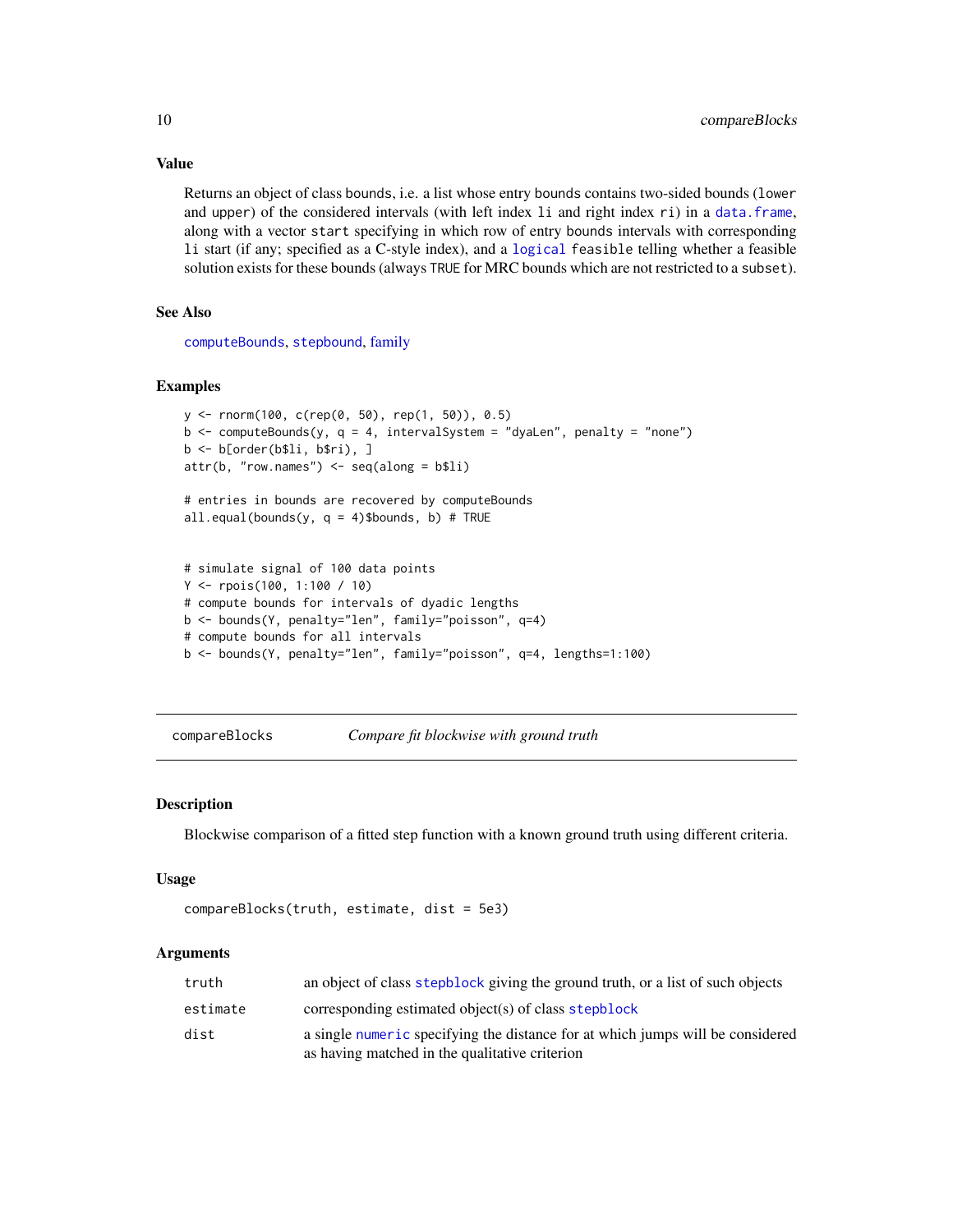### Value

Returns an object of class bounds, i.e. a list whose entry bounds contains two-sided bounds (lower and upper) of the considered intervals (with left index li and right index ri) in a data.frame, along with a vector start specifying in which row of entry bounds intervals with corresponding li start (if any; specified as a C-style index), and a logical feasible telling whether a feasible solution exists for these bounds (always TRUE for MRC bounds which are not restricted to a subset).

### See Also

computeBounds, stepbound, family

### Examples

```
y <- rnorm(100, c(rep(0, 50), rep(1, 50)), 0.5)
b <- computeBounds(y, q = 4, intervalSystem = "dyaLen", penalty = "none")
b <- b[order(b$li, b$ri), ]
attr(b, "row.names") <- seq(along = b$li)

# entries in bounds are recovered by computeBounds
all.equal(bounds(y, q = 4)$bounds, b) # TRUE


# simulate signal of 100 data points
Y <- rpois(100, 1:100 / 10)
# compute bounds for intervals of dyadic lengths
b <- bounds(Y, penalty="len", family="poisson", q=4)
# compute bounds for all intervals
b <- bounds(Y, penalty="len", family="poisson", q=4, lengths=1:100)
```

---

## compareBlocks — *Compare fit blockwise with ground truth*

### Description

Blockwise comparison of a fitted step function with a known ground truth using different criteria.

### Usage

```
compareBlocks(truth, estimate, dist = 5e3)
```

### Arguments

| | |
|---|---|
| truth | an object of class stepblock giving the ground truth, or a list of such objects |
| estimate | corresponding estimated object(s) of class stepblock |
| dist | a single numeric specifying the distance for at which jumps will be considered as having matched in the qualitative criterion |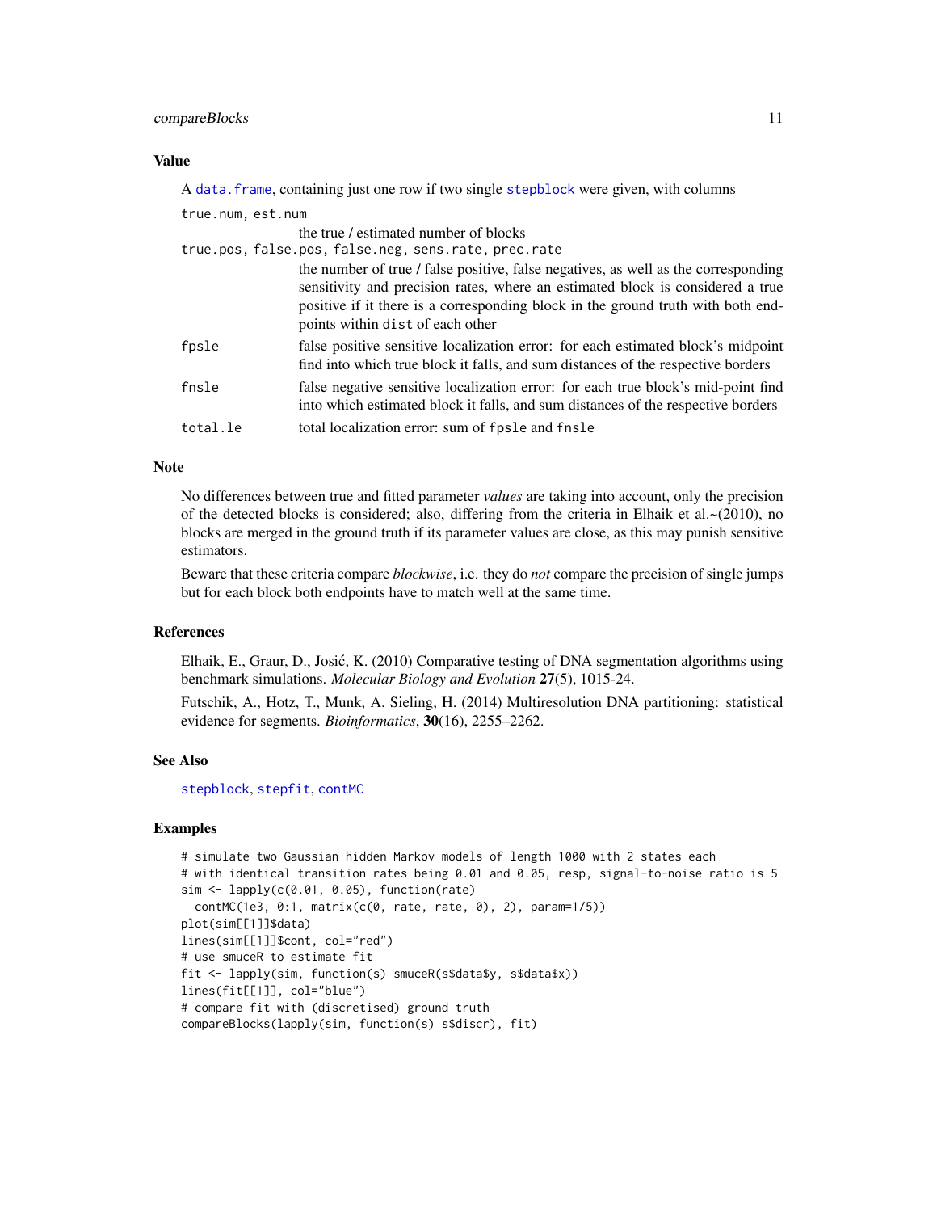## Value

A `data.frame`, containing just one row if two single `stepblock` were given, with columns

`true.num, est.num`
: the true / estimated number of blocks

`true.pos, false.pos, false.neg, sens.rate, prec.rate`
: the number of true / false positive, false negatives, as well as the corresponding sensitivity and precision rates, where an estimated block is considered a true positive if it there is a corresponding block in the ground truth with both endpoints within `dist` of each other

`fpsle`
: false positive sensitive localization error: for each estimated block's midpoint find into which true block it falls, and sum distances of the respective borders

`fnsle`
: false negative sensitive localization error: for each true block's mid-point find into which estimated block it falls, and sum distances of the respective borders

`total.le`
: total localization error: sum of `fpsle` and `fnsle`

## Note

No differences between true and fitted parameter *values* are taking into account, only the precision of the detected blocks is considered; also, differing from the criteria in Elhaik et al.~(2010), no blocks are merged in the ground truth if its parameter values are close, as this may punish sensitive estimators.

Beware that these criteria compare *blockwise*, i.e. they do *not* compare the precision of single jumps but for each block both endpoints have to match well at the same time.

## References

Elhaik, E., Graur, D., Josić, K. (2010) Comparative testing of DNA segmentation algorithms using benchmark simulations. *Molecular Biology and Evolution* **27**(5), 1015-24.

Futschik, A., Hotz, T., Munk, A. Sieling, H. (2014) Multiresolution DNA partitioning: statistical evidence for segments. *Bioinformatics*, **30**(16), 2255–2262.

## See Also

`stepblock`, `stepfit`, `contMC`

## Examples

```
# simulate two Gaussian hidden Markov models of length 1000 with 2 states each
# with identical transition rates being 0.01 and 0.05, resp, signal-to-noise ratio is 5
sim <- lapply(c(0.01, 0.05), function(rate)
  contMC(1e3, 0:1, matrix(c(0, rate, rate, 0), 2), param=1/5))
plot(sim[[1]]$data)
lines(sim[[1]]$cont, col="red")
# use smuceR to estimate fit
fit <- lapply(sim, function(s) smuceR(s$data$y, s$data$x))
lines(fit[[1]], col="blue")
# compare fit with (discretised) ground truth
compareBlocks(lapply(sim, function(s) s$discr), fit)
```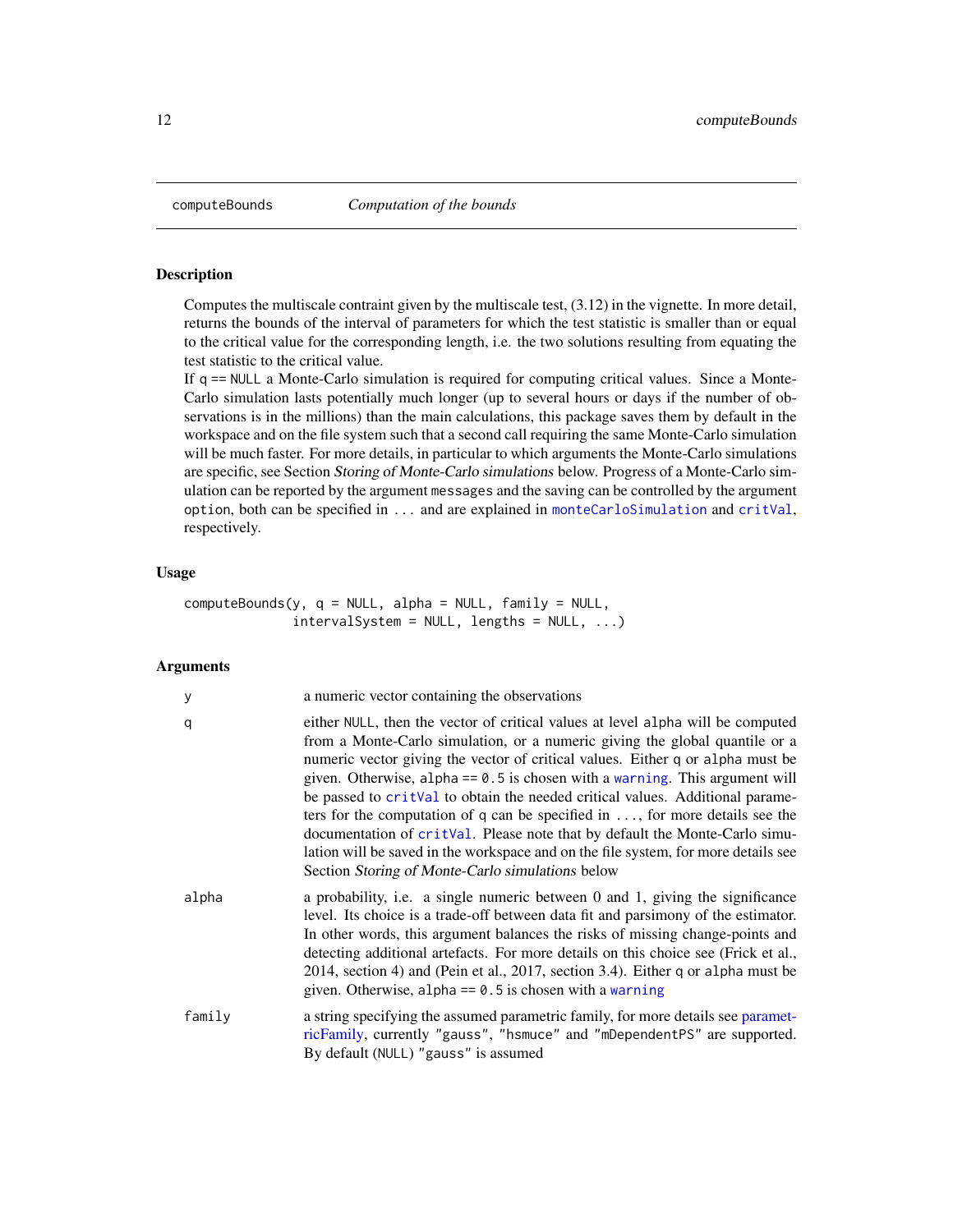computeBounds *Computation of the bounds*

## Description

Computes the multiscale contraint given by the multiscale test, (3.12) in the vignette. In more detail, returns the bounds of the interval of parameters for which the test statistic is smaller than or equal to the critical value for the corresponding length, i.e. the two solutions resulting from equating the test statistic to the critical value.

If `q == NULL` a Monte-Carlo simulation is required for computing critical values. Since a Monte-Carlo simulation lasts potentially much longer (up to several hours or days if the number of observations is in the millions) than the main calculations, this package saves them by default in the workspace and on the file system such that a second call requiring the same Monte-Carlo simulation will be much faster. For more details, in particular to which arguments the Monte-Carlo simulations are specific, see Section *Storing of Monte-Carlo simulations* below. Progress of a Monte-Carlo simulation can be reported by the argument `messages` and the saving can be controlled by the argument `option`, both can be specified in `...` and are explained in `monteCarloSimulation` and `critVal`, respectively.

## Usage

```
computeBounds(y, q = NULL, alpha = NULL, family = NULL,
              intervalSystem = NULL, lengths = NULL, ...)
```

## Arguments

| | |
|---|---|
| `y` | a numeric vector containing the observations |
| `q` | either `NULL`, then the vector of critical values at level `alpha` will be computed from a Monte-Carlo simulation, or a numeric giving the global quantile or a numeric vector giving the vector of critical values. Either `q` or `alpha` must be given. Otherwise, `alpha == 0.5` is chosen with a `warning`. This argument will be passed to `critVal` to obtain the needed critical values. Additional parameters for the computation of `q` can be specified in `...`, for more details see the documentation of `critVal`. Please note that by default the Monte-Carlo simulation will be saved in the workspace and on the file system, for more details see Section *Storing of Monte-Carlo simulations* below |
| `alpha` | a probability, i.e. a single numeric between 0 and 1, giving the significance level. Its choice is a trade-off between data fit and parsimony of the estimator. In other words, this argument balances the risks of missing change-points and detecting additional artefacts. For more details on this choice see (Frick et al., 2014, section 4) and (Pein et al., 2017, section 3.4). Either `q` or `alpha` must be given. Otherwise, `alpha == 0.5` is chosen with a `warning` |
| `family` | a string specifying the assumed parametric family, for more details see parametricFamily, currently `"gauss"`, `"hsmuce"` and `"mDependentPS"` are supported. By default (`NULL`) `"gauss"` is assumed |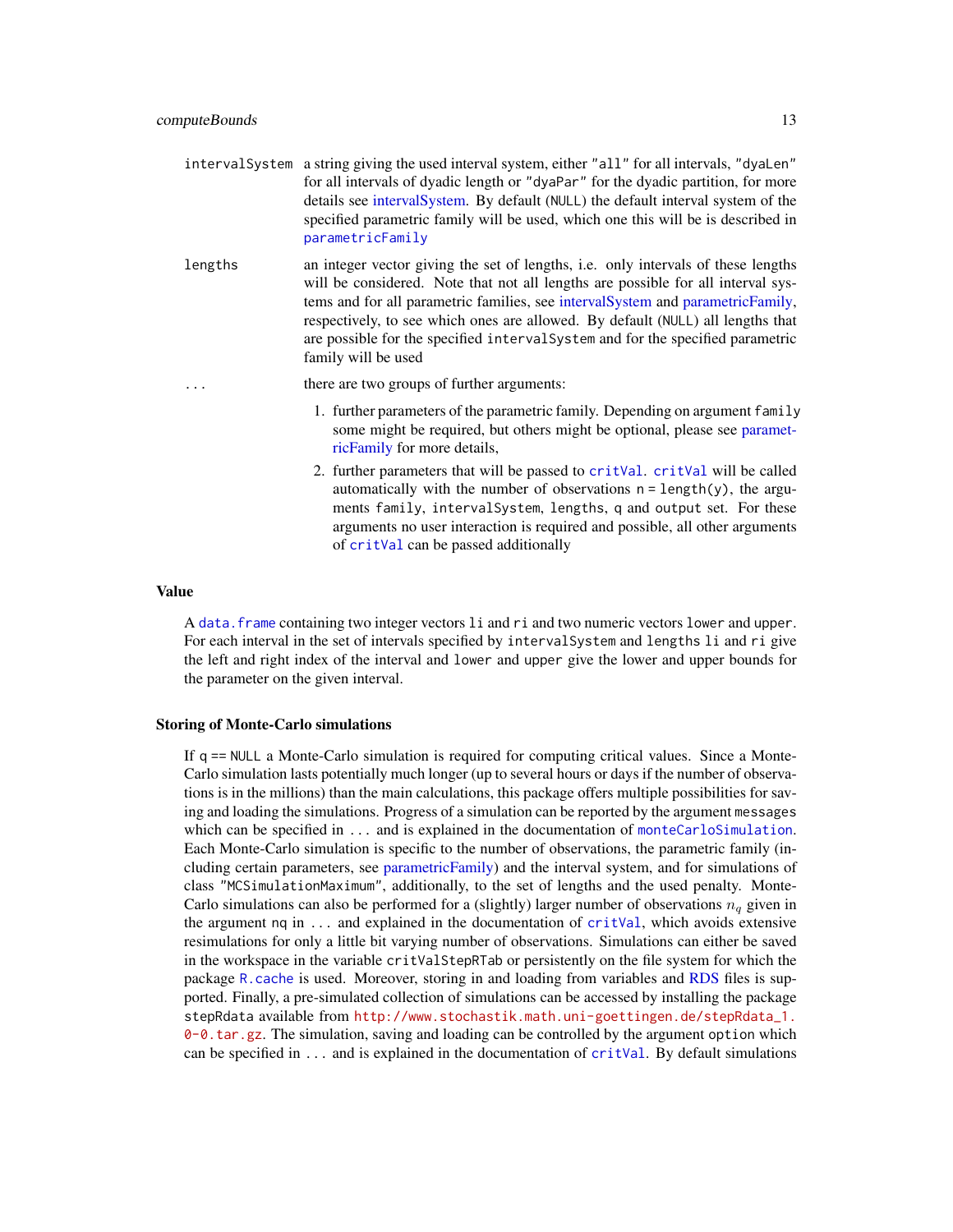`intervalSystem` a string giving the used interval system, either `"all"` for all intervals, `"dyaLen"` for all intervals of dyadic length or `"dyaPar"` for the dyadic partition, for more details see intervalSystem. By default (`NULL`) the default interval system of the specified parametric family will be used, which one this will be is described in `parametricFamily`

`lengths` an integer vector giving the set of lengths, i.e. only intervals of these lengths will be considered. Note that not all lengths are possible for all interval systems and for all parametric families, see intervalSystem and parametricFamily, respectively, to see which ones are allowed. By default (`NULL`) all lengths that are possible for the specified `intervalSystem` and for the specified parametric family will be used

`...` there are two groups of further arguments:

1. further parameters of the parametric family. Depending on argument `family` some might be required, but others might be optional, please see parametricFamily for more details,
2. further parameters that will be passed to `critVal`. `critVal` will be called automatically with the number of observations `n = length(y)`, the arguments `family`, `intervalSystem`, `lengths`, `q` and `output` set. For these arguments no user interaction is required and possible, all other arguments of `critVal` can be passed additionally

## Value

A `data.frame` containing two integer vectors `li` and `ri` and two numeric vectors `lower` and `upper`. For each interval in the set of intervals specified by `intervalSystem` and `lengths` `li` and `ri` give the left and right index of the interval and `lower` and `upper` give the lower and upper bounds for the parameter on the given interval.

## Storing of Monte-Carlo simulations

If `q == NULL` a Monte-Carlo simulation is required for computing critical values. Since a Monte-Carlo simulation lasts potentially much longer (up to several hours or days if the number of observations is in the millions) than the main calculations, this package offers multiple possibilities for saving and loading the simulations. Progress of a simulation can be reported by the argument `messages` which can be specified in `...` and is explained in the documentation of `monteCarloSimulation`. Each Monte-Carlo simulation is specific to the number of observations, the parametric family (including certain parameters, see parametricFamily) and the interval system, and for simulations of class `"MCSimulationMaximum"`, additionally, to the set of lengths and the used penalty. Monte-Carlo simulations can also be performed for a (slightly) larger number of observations $n_q$ given in the argument `nq` in `...` and explained in the documentation of `critVal`, which avoids extensive resimulations for only a little bit varying number of observations. Simulations can either be saved in the workspace in the variable `critValStepRTab` or persistently on the file system for which the package `R.cache` is used. Moreover, storing in and loading from variables and RDS files is supported. Finally, a pre-simulated collection of simulations can be accessed by installing the package `stepRdata` available from `http://www.stochastik.math.uni-goettingen.de/stepRdata_1.0-0.tar.gz`. The simulation, saving and loading can be controlled by the argument `option` which can be specified in `...` and is explained in the documentation of `critVal`. By default simulations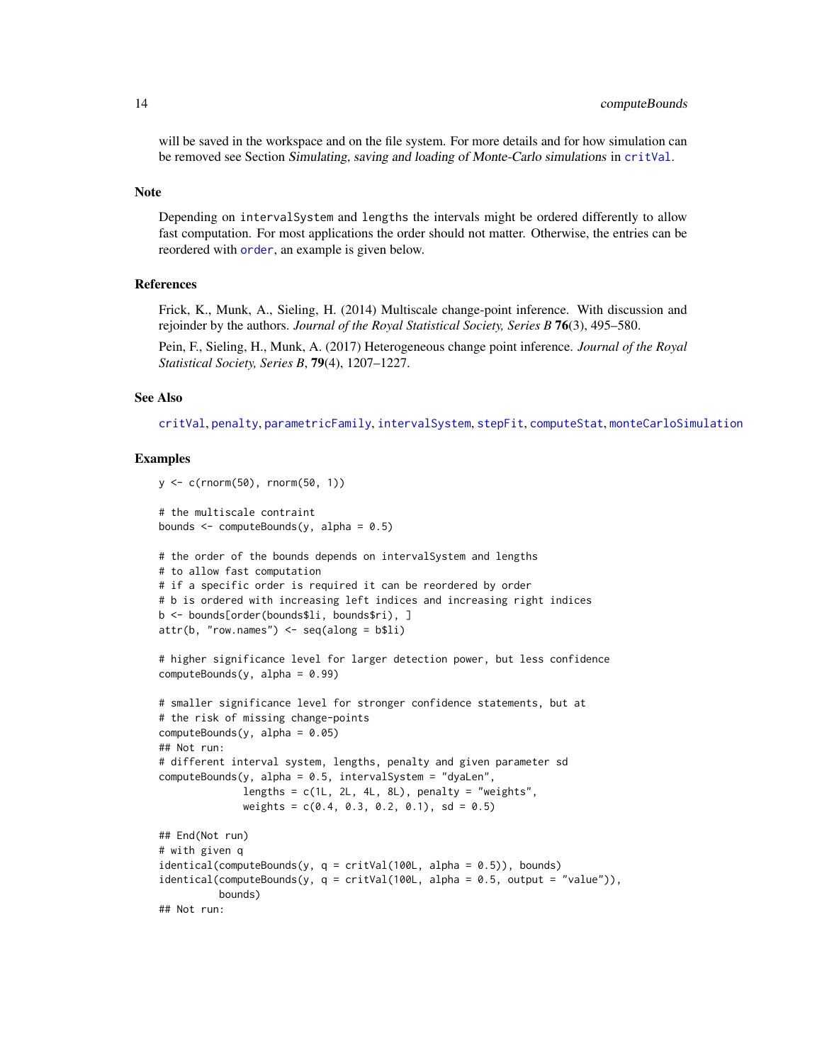will be saved in the workspace and on the file system. For more details and for how simulation can be removed see Section *Simulating, saving and loading of Monte-Carlo simulations* in critVal.

## Note

Depending on intervalSystem and lengths the intervals might be ordered differently to allow fast computation. For most applications the order should not matter. Otherwise, the entries can be reordered with order, an example is given below.

## References

Frick, K., Munk, A., Sieling, H. (2014) Multiscale change-point inference. With discussion and rejoinder by the authors. *Journal of the Royal Statistical Society, Series B* **76**(3), 495–580.

Pein, F., Sieling, H., Munk, A. (2017) Heterogeneous change point inference. *Journal of the Royal Statistical Society, Series B*, **79**(4), 1207–1227.

## See Also

critVal, penalty, parametricFamily, intervalSystem, stepFit, computeStat, monteCarloSimulation

## Examples

```
y <- c(rnorm(50), rnorm(50, 1))

# the multiscale contraint
bounds <- computeBounds(y, alpha = 0.5)

# the order of the bounds depends on intervalSystem and lengths
# to allow fast computation
# if a specific order is required it can be reordered by order
# b is ordered with increasing left indices and increasing right indices
b <- bounds[order(bounds$li, bounds$ri), ]
attr(b, "row.names") <- seq(along = b$li)

# higher significance level for larger detection power, but less confidence
computeBounds(y, alpha = 0.99)

# smaller significance level for stronger confidence statements, but at
# the risk of missing change-points
computeBounds(y, alpha = 0.05)
## Not run:
# different interval system, lengths, penalty and given parameter sd
computeBounds(y, alpha = 0.5, intervalSystem = "dyaLen",
              lengths = c(1L, 2L, 4L, 8L), penalty = "weights",
              weights = c(0.4, 0.3, 0.2, 0.1), sd = 0.5)

## End(Not run)
# with given q
identical(computeBounds(y, q = critVal(100L, alpha = 0.5)), bounds)
identical(computeBounds(y, q = critVal(100L, alpha = 0.5, output = "value")),
          bounds)
## Not run:
```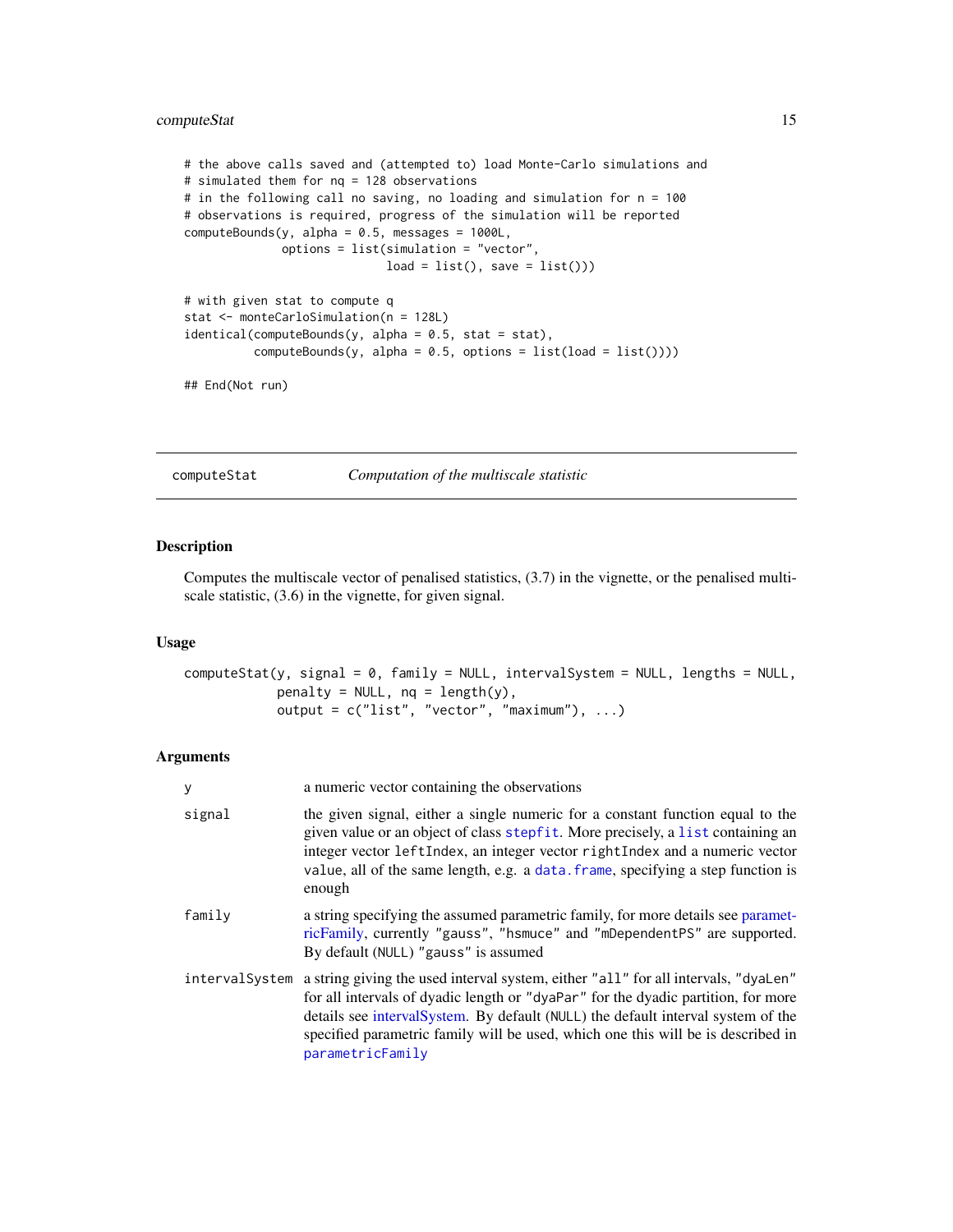```
# the above calls saved and (attempted to) load Monte-Carlo simulations and
# simulated them for nq = 128 observations
# in the following call no saving, no loading and simulation for n = 100
# observations is required, progress of the simulation will be reported
computeBounds(y, alpha = 0.5, messages = 1000L,
              options = list(simulation = "vector",
                             load = list(), save = list()))

# with given stat to compute q
stat <- monteCarloSimulation(n = 128L)
identical(computeBounds(y, alpha = 0.5, stat = stat),
          computeBounds(y, alpha = 0.5, options = list(load = list())))

## End(Not run)
```

---

## computeStat — *Computation of the multiscale statistic*

---

### Description

Computes the multiscale vector of penalised statistics, (3.7) in the vignette, or the penalised multiscale statistic, (3.6) in the vignette, for given signal.

### Usage

```
computeStat(y, signal = 0, family = NULL, intervalSystem = NULL, lengths = NULL,
            penalty = NULL, nq = length(y),
            output = c("list", "vector", "maximum"), ...)
```

### Arguments

| | |
|---|---|
| `y` | a numeric vector containing the observations |
| `signal` | the given signal, either a single numeric for a constant function equal to the given value or an object of class `stepfit`. More precisely, a `list` containing an integer vector `leftIndex`, an integer vector `rightIndex` and a numeric vector `value`, all of the same length, e.g. a `data.frame`, specifying a step function is enough |
| `family` | a string specifying the assumed parametric family, for more details see parametricFamily, currently `"gauss"`, `"hsmuce"` and `"mDependentPS"` are supported. By default (`NULL`) `"gauss"` is assumed |
| `intervalSystem` | a string giving the used interval system, either `"all"` for all intervals, `"dyaLen"` for all intervals of dyadic length or `"dyaPar"` for the dyadic partition, for more details see intervalSystem. By default (`NULL`) the default interval system of the specified parametric family will be used, which one this will be is described in `parametricFamily` |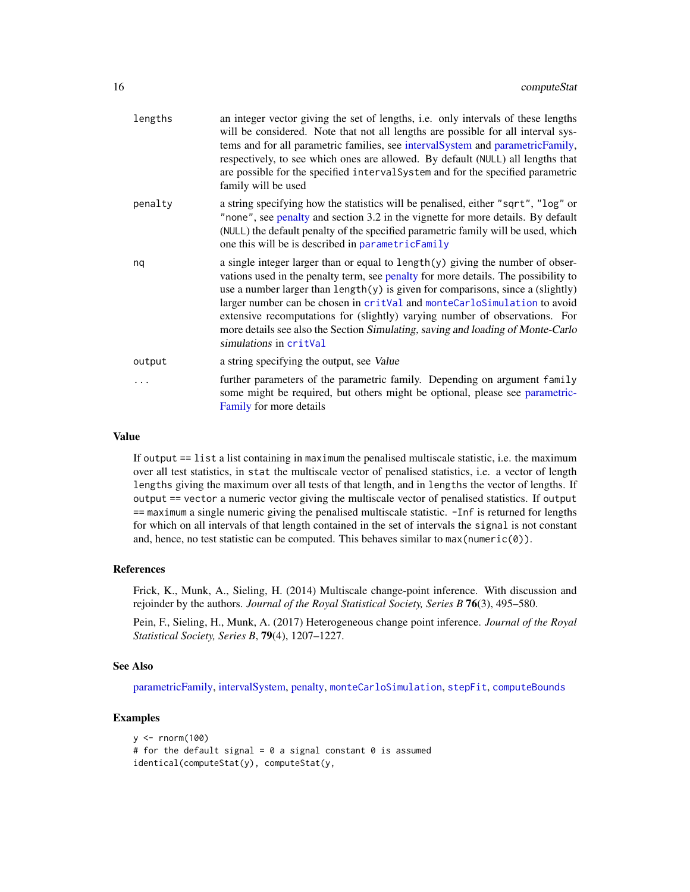| | |
|---|---|
| lengths | an integer vector giving the set of lengths, i.e. only intervals of these lengths will be considered. Note that not all lengths are possible for all interval systems and for all parametric families, see intervalSystem and parametricFamily, respectively, to see which ones are allowed. By default (NULL) all lengths that are possible for the specified intervalSystem and for the specified parametric family will be used |
| penalty | a string specifying how the statistics will be penalised, either "sqrt", "log" or "none", see penalty and section 3.2 in the vignette for more details. By default (NULL) the default penalty of the specified parametric family will be used, which one this will be is described in parametricFamily |
| nq | a single integer larger than or equal to length(y) giving the number of observations used in the penalty term, see penalty for more details. The possibility to use a number larger than length(y) is given for comparisons, since a (slightly) larger number can be chosen in critVal and monteCarloSimulation to avoid extensive recomputations for (slightly) varying number of observations. For more details see also the Section *Simulating, saving and loading of Monte-Carlo simulations* in critVal |
| output | a string specifying the output, see *Value* |
| ... | further parameters of the parametric family. Depending on argument family some might be required, but others might be optional, please see parametricFamily for more details |

## Value

If output == list a list containing in maximum the penalised multiscale statistic, i.e. the maximum over all test statistics, in stat the multiscale vector of penalised statistics, i.e. a vector of length lengths giving the maximum over all tests of that length, and in lengths the vector of lengths. If output == vector a numeric vector giving the multiscale vector of penalised statistics. If output == maximum a single numeric giving the penalised multiscale statistic. -Inf is returned for lengths for which on all intervals of that length contained in the set of intervals the signal is not constant and, hence, no test statistic can be computed. This behaves similar to max(numeric(0)).

## References

Frick, K., Munk, A., Sieling, H. (2014) Multiscale change-point inference. With discussion and rejoinder by the authors. *Journal of the Royal Statistical Society, Series B* **76**(3), 495–580.

Pein, F., Sieling, H., Munk, A. (2017) Heterogeneous change point inference. *Journal of the Royal Statistical Society, Series B*, **79**(4), 1207–1227.

## See Also

parametricFamily, intervalSystem, penalty, monteCarloSimulation, stepFit, computeBounds

## Examples

```
y <- rnorm(100)
# for the default signal = 0 a signal constant 0 is assumed
identical(computeStat(y), computeStat(y,
```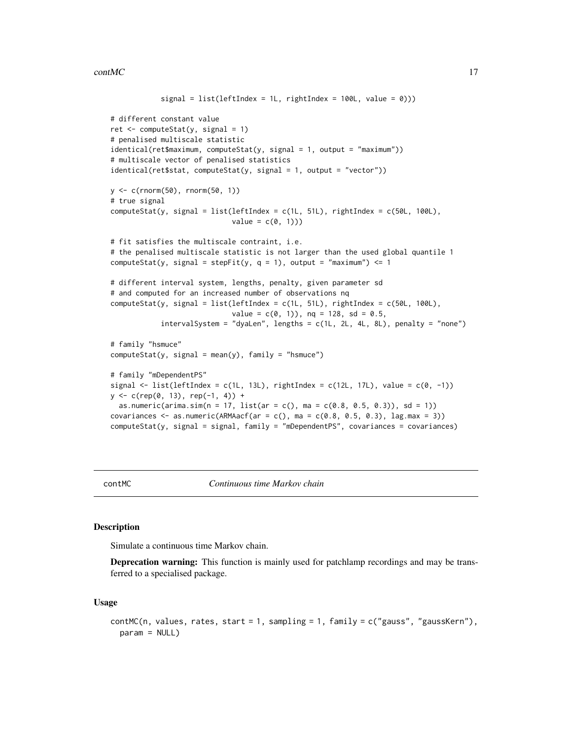```
            signal = list(leftIndex = 1L, rightIndex = 100L, value = 0)))

# different constant value
ret <- computeStat(y, signal = 1)
# penalised multiscale statistic
identical(ret$maximum, computeStat(y, signal = 1, output = "maximum"))
# multiscale vector of penalised statistics
identical(ret$stat, computeStat(y, signal = 1, output = "vector"))

y <- c(rnorm(50), rnorm(50, 1))
# true signal
computeStat(y, signal = list(leftIndex = c(1L, 51L), rightIndex = c(50L, 100L),
                             value = c(0, 1)))

# fit satisfies the multiscale contraint, i.e.
# the penalised multiscale statistic is not larger than the used global quantile 1
computeStat(y, signal = stepFit(y, q = 1), output = "maximum") <= 1

# different interval system, lengths, penalty, given parameter sd
# and computed for an increased number of observations nq
computeStat(y, signal = list(leftIndex = c(1L, 51L), rightIndex = c(50L, 100L),
                             value = c(0, 1)), nq = 128, sd = 0.5,
            intervalSystem = "dyaLen", lengths = c(1L, 2L, 4L, 8L), penalty = "none")

# family "hsmuce"
computeStat(y, signal = mean(y), family = "hsmuce")

# family "mDependentPS"
signal <- list(leftIndex = c(1L, 13L), rightIndex = c(12L, 17L), value = c(0, -1))
y <- c(rep(0, 13), rep(-1, 4)) +
  as.numeric(arima.sim(n = 17, list(ar = c(), ma = c(0.8, 0.5, 0.3)), sd = 1))
covariances <- as.numeric(ARMAacf(ar = c(), ma = c(0.8, 0.5, 0.3), lag.max = 3))
computeStat(y, signal = signal, family = "mDependentPS", covariances = covariances)
```

---

## contMC — *Continuous time Markov chain*

### Description

Simulate a continuous time Markov chain.

**Deprecation warning:** This function is mainly used for patchlamp recordings and may be transferred to a specialised package.

### Usage

```
contMC(n, values, rates, start = 1, sampling = 1, family = c("gauss", "gaussKern"),
  param = NULL)
```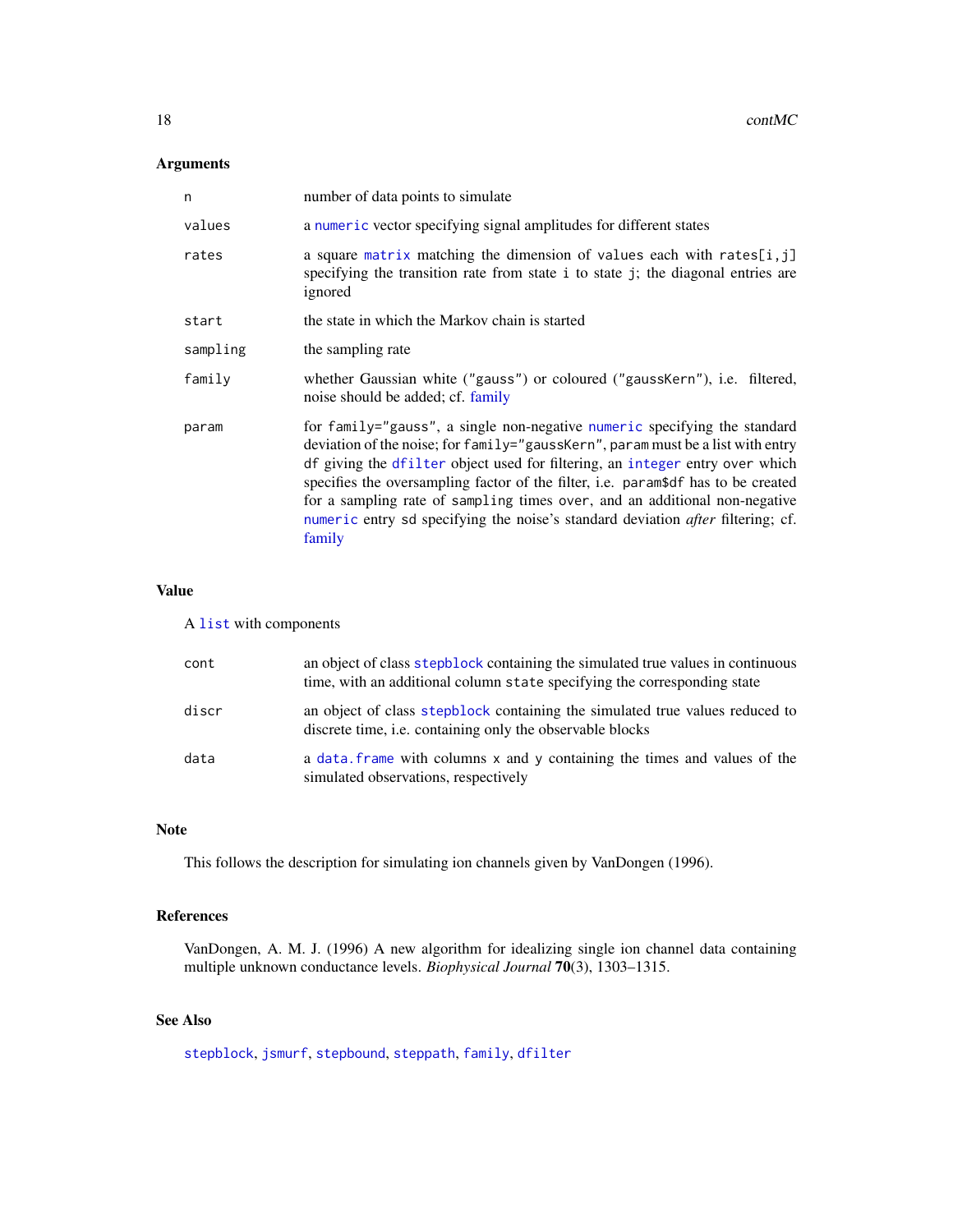## Arguments

| | |
|---|---|
| n | number of data points to simulate |
| values | a numeric vector specifying signal amplitudes for different states |
| rates | a square matrix matching the dimension of values each with rates[i,j] specifying the transition rate from state i to state j; the diagonal entries are ignored |
| start | the state in which the Markov chain is started |
| sampling | the sampling rate |
| family | whether Gaussian white ("gauss") or coloured ("gaussKern"), i.e. filtered, noise should be added; cf. family |
| param | for family="gauss", a single non-negative numeric specifying the standard deviation of the noise; for family="gaussKern", param must be a list with entry df giving the dfilter object used for filtering, an integer entry over which specifies the oversampling factor of the filter, i.e. param$df has to be created for a sampling rate of sampling times over, and an additional non-negative numeric entry sd specifying the noise's standard deviation *after* filtering; cf. family |

## Value

A list with components

| | |
|---|---|
| cont | an object of class stepblock containing the simulated true values in continuous time, with an additional column state specifying the corresponding state |
| discr | an object of class stepblock containing the simulated true values reduced to discrete time, i.e. containing only the observable blocks |
| data | a data.frame with columns x and y containing the times and values of the simulated observations, respectively |

## Note

This follows the description for simulating ion channels given by VanDongen (1996).

## References

VanDongen, A. M. J. (1996) A new algorithm for idealizing single ion channel data containing multiple unknown conductance levels. *Biophysical Journal* **70**(3), 1303–1315.

## See Also

stepblock, jsmurf, stepbound, steppath, family, dfilter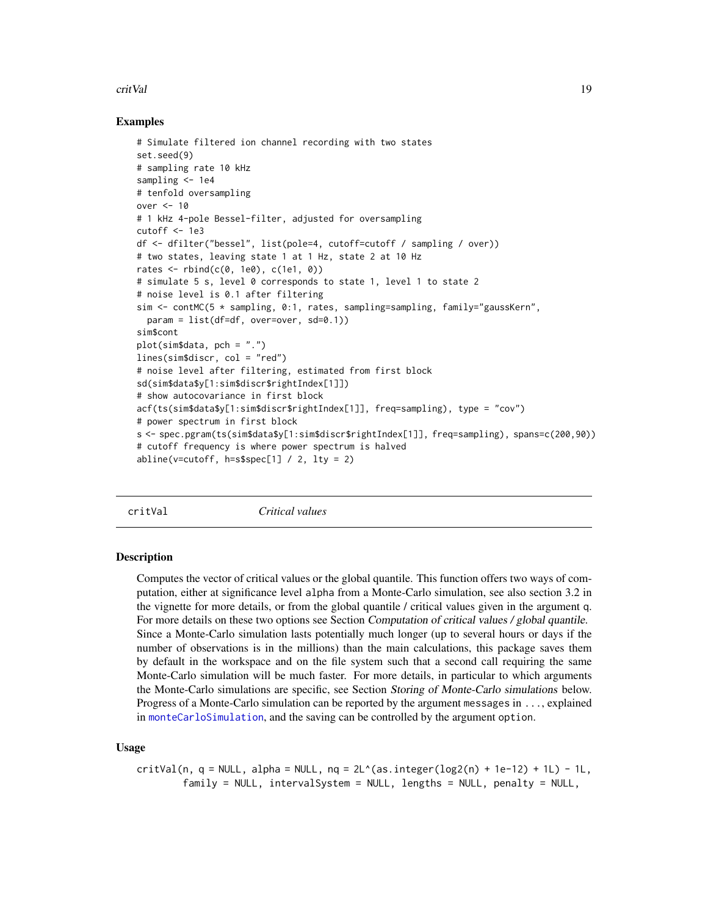### Examples

```
# Simulate filtered ion channel recording with two states
set.seed(9)
# sampling rate 10 kHz
sampling <- 1e4
# tenfold oversampling
over <- 10
# 1 kHz 4-pole Bessel-filter, adjusted for oversampling
cutoff <- 1e3
df <- dfilter("bessel", list(pole=4, cutoff=cutoff / sampling / over))
# two states, leaving state 1 at 1 Hz, state 2 at 10 Hz
rates <- rbind(c(0, 1e0), c(1e1, 0))
# simulate 5 s, level 0 corresponds to state 1, level 1 to state 2
# noise level is 0.1 after filtering
sim <- contMC(5 * sampling, 0:1, rates, sampling=sampling, family="gaussKern",
  param = list(df=df, over=over, sd=0.1))
sim$cont
plot(sim$data, pch = ".")
lines(sim$discr, col = "red")
# noise level after filtering, estimated from first block
sd(sim$data$y[1:sim$discr$rightIndex[1]])
# show autocovariance in first block
acf(ts(sim$data$y[1:sim$discr$rightIndex[1]], freq=sampling), type = "cov")
# power spectrum in first block
s <- spec.pgram(ts(sim$data$y[1:sim$discr$rightIndex[1]], freq=sampling), spans=c(200,90))
# cutoff frequency is where power spectrum is halved
abline(v=cutoff, h=s$spec[1] / 2, lty = 2)
```

---

## critVal — *Critical values*

---

### Description

Computes the vector of critical values or the global quantile. This function offers two ways of computation, either at significance level `alpha` from a Monte-Carlo simulation, see also section 3.2 in the vignette for more details, or from the global quantile / critical values given in the argument `q`. For more details on these two options see Section *Computation of critical values / global quantile*. Since a Monte-Carlo simulation lasts potentially much longer (up to several hours or days if the number of observations is in the millions) than the main calculations, this package saves them by default in the workspace and on the file system such that a second call requiring the same Monte-Carlo simulation will be much faster. For more details, in particular to which arguments the Monte-Carlo simulations are specific, see Section *Storing of Monte-Carlo simulations* below. Progress of a Monte-Carlo simulation can be reported by the argument `messages` in `...`, explained in `monteCarloSimulation`, and the saving can be controlled by the argument `option`.

### Usage

```
critVal(n, q = NULL, alpha = NULL, nq = 2L^(as.integer(log2(n) + 1e-12) + 1L) - 1L,
        family = NULL, intervalSystem = NULL, lengths = NULL, penalty = NULL,
```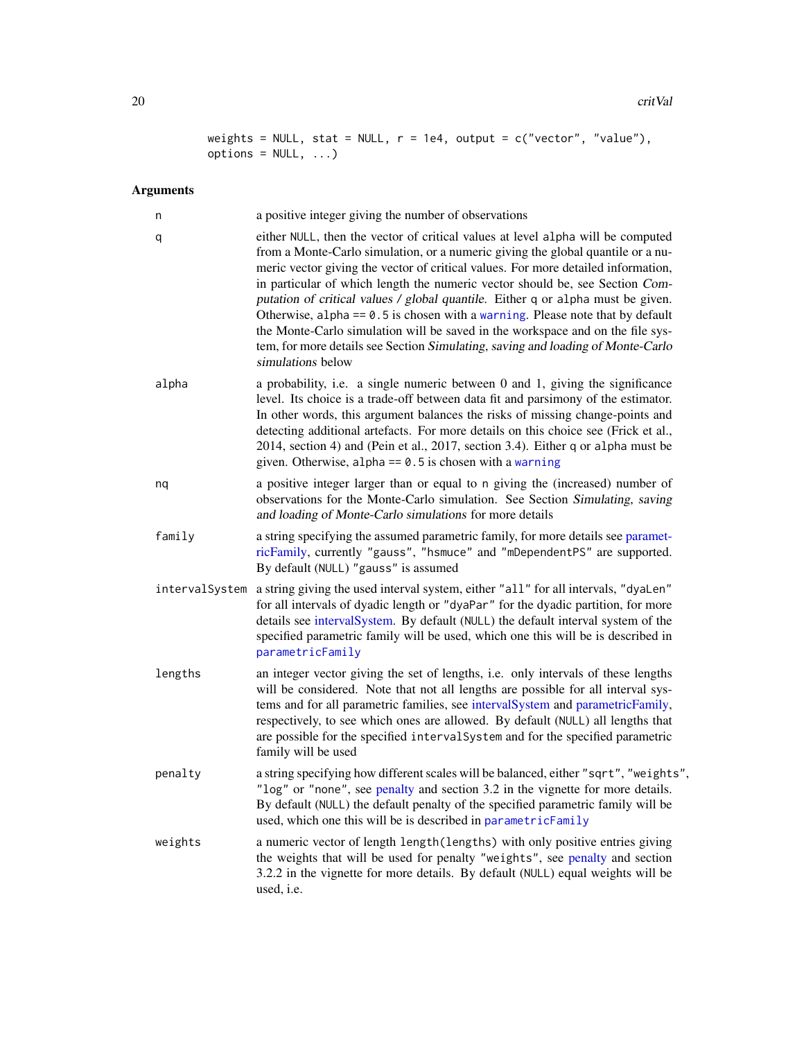```
weights = NULL, stat = NULL, r = 1e4, output = c("vector", "value"),
options = NULL, ...)
```

## Arguments

**n** a positive integer giving the number of observations

**q** either `NULL`, then the vector of critical values at level `alpha` will be computed from a Monte-Carlo simulation, or a numeric giving the global quantile or a numeric vector giving the vector of critical values. For more detailed information, in particular of which length the numeric vector should be, see Section *Computation of critical values / global quantile*. Either `q` or `alpha` must be given. Otherwise, `alpha == 0.5` is chosen with a `warning`. Please note that by default the Monte-Carlo simulation will be saved in the workspace and on the file system, for more details see Section *Simulating, saving and loading of Monte-Carlo simulations* below

**alpha** a probability, i.e. a single numeric between 0 and 1, giving the significance level. Its choice is a trade-off between data fit and parsimony of the estimator. In other words, this argument balances the risks of missing change-points and detecting additional artefacts. For more details on this choice see (Frick et al., 2014, section 4) and (Pein et al., 2017, section 3.4). Either `q` or `alpha` must be given. Otherwise, `alpha == 0.5` is chosen with a `warning`

**nq** a positive integer larger than or equal to `n` giving the (increased) number of observations for the Monte-Carlo simulation. See Section *Simulating, saving and loading of Monte-Carlo simulations* for more details

**family** a string specifying the assumed parametric family, for more details see parametricFamily, currently `"gauss"`, `"hsmuce"` and `"mDependentPS"` are supported. By default (`NULL`) `"gauss"` is assumed

**intervalSystem** a string giving the used interval system, either `"all"` for all intervals, `"dyaLen"` for all intervals of dyadic length or `"dyaPar"` for the dyadic partition, for more details see intervalSystem. By default (`NULL`) the default interval system of the specified parametric family will be used, which one this will be is described in `parametricFamily`

**lengths** an integer vector giving the set of lengths, i.e. only intervals of these lengths will be considered. Note that not all lengths are possible for all interval systems and for all parametric families, see intervalSystem and parametricFamily, respectively, to see which ones are allowed. By default (`NULL`) all lengths that are possible for the specified `intervalSystem` and for the specified parametric family will be used

**penalty** a string specifying how different scales will be balanced, either `"sqrt"`, `"weights"`, `"log"` or `"none"`, see penalty and section 3.2 in the vignette for more details. By default (`NULL`) the default penalty of the specified parametric family will be used, which one this will be is described in `parametricFamily`

**weights** a numeric vector of length `length(lengths)` with only positive entries giving the weights that will be used for penalty `"weights"`, see penalty and section 3.2.2 in the vignette for more details. By default (`NULL`) equal weights will be used, i.e.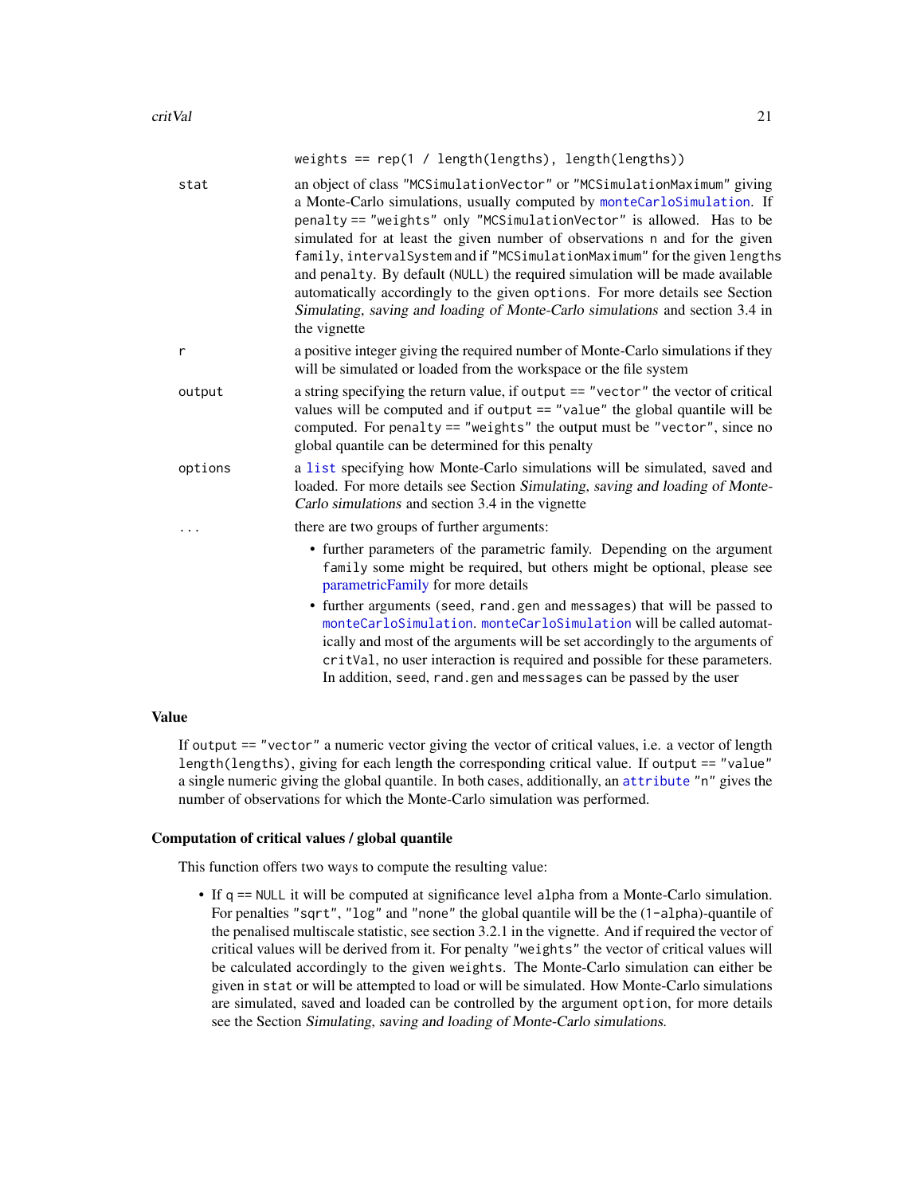`weights == rep(1 / length(lengths), length(lengths))`

`stat` — an object of class `"MCSimulationVector"` or `"MCSimulationMaximum"` giving a Monte-Carlo simulations, usually computed by `monteCarloSimulation`. If `penalty == "weights"` only `"MCSimulationVector"` is allowed. Has to be simulated for at least the given number of observations `n` and for the given `family`, `intervalSystem` and if `"MCSimulationMaximum"` for the given `lengths` and `penalty`. By default (`NULL`) the required simulation will be made available automatically accordingly to the given `options`. For more details see Section *Simulating, saving and loading of Monte-Carlo simulations* and section 3.4 in the vignette

`r` — a positive integer giving the required number of Monte-Carlo simulations if they will be simulated or loaded from the workspace or the file system

`output` — a string specifying the return value, if `output == "vector"` the vector of critical values will be computed and if `output == "value"` the global quantile will be computed. For `penalty == "weights"` the output must be `"vector"`, since no global quantile can be determined for this penalty

`options` — a `list` specifying how Monte-Carlo simulations will be simulated, saved and loaded. For more details see Section *Simulating, saving and loading of Monte-Carlo simulations* and section 3.4 in the vignette

`...` — there are two groups of further arguments:

- further parameters of the parametric family. Depending on the argument `family` some might be required, but others might be optional, please see parametricFamily for more details
- further arguments (`seed`, `rand.gen` and `messages`) that will be passed to `monteCarloSimulation`. `monteCarloSimulation` will be called automatically and most of the arguments will be set accordingly to the arguments of `critVal`, no user interaction is required and possible for these parameters. In addition, `seed`, `rand.gen` and `messages` can be passed by the user

## Value

If `output == "vector"` a numeric vector giving the vector of critical values, i.e. a vector of length `length(lengths)`, giving for each length the corresponding critical value. If `output == "value"` a single numeric giving the global quantile. In both cases, additionally, an `attribute` `"n"` gives the number of observations for which the Monte-Carlo simulation was performed.

## Computation of critical values / global quantile

This function offers two ways to compute the resulting value:

- If `q == NULL` it will be computed at significance level `alpha` from a Monte-Carlo simulation. For penalties `"sqrt"`, `"log"` and `"none"` the global quantile will be the `(1-alpha)`-quantile of the penalised multiscale statistic, see section 3.2.1 in the vignette. And if required the vector of critical values will be derived from it. For penalty `"weights"` the vector of critical values will be calculated accordingly to the given `weights`. The Monte-Carlo simulation can either be given in `stat` or will be attempted to load or will be simulated. How Monte-Carlo simulations are simulated, saved and loaded can be controlled by the argument `option`, for more details see the Section *Simulating, saving and loading of Monte-Carlo simulations*.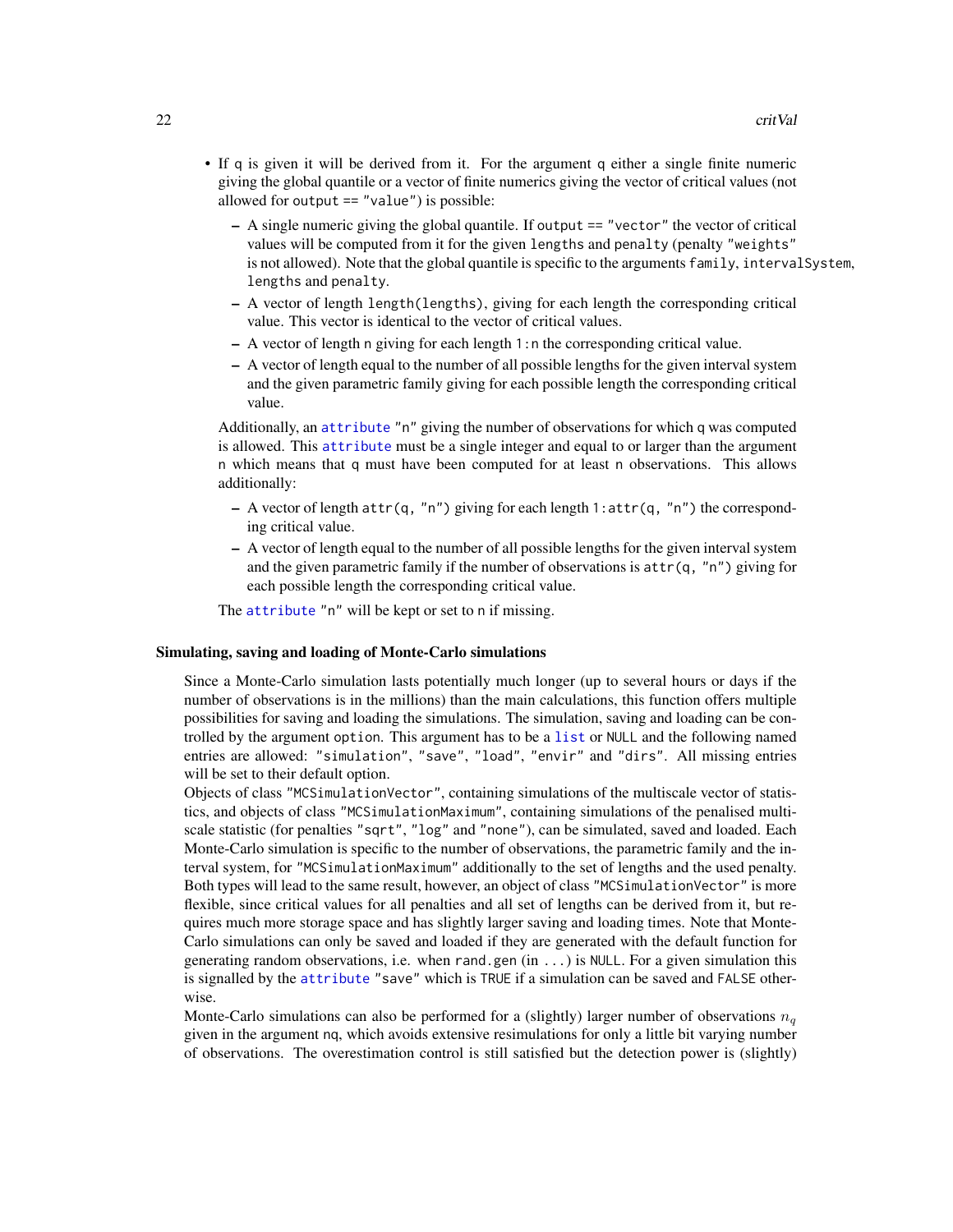- If `q` is given it will be derived from it. For the argument `q` either a single finite numeric giving the global quantile or a vector of finite numerics giving the vector of critical values (not allowed for `output == "value"`) is possible:
  - A single numeric giving the global quantile. If `output == "vector"` the vector of critical values will be computed from it for the given `lengths` and `penalty` (penalty `"weights"` is not allowed). Note that the global quantile is specific to the arguments `family`, `intervalSystem`, `lengths` and `penalty`.
  - A vector of length `length(lengths)`, giving for each length the corresponding critical value. This vector is identical to the vector of critical values.
  - A vector of length `n` giving for each length `1:n` the corresponding critical value.
  - A vector of length equal to the number of all possible lengths for the given interval system and the given parametric family giving for each possible length the corresponding critical value.

  Additionally, an attribute `"n"` giving the number of observations for which `q` was computed is allowed. This attribute must be a single integer and equal to or larger than the argument `n` which means that `q` must have been computed for at least `n` observations. This allows additionally:
  - A vector of length `attr(q, "n")` giving for each length `1:attr(q, "n")` the corresponding critical value.
  - A vector of length equal to the number of all possible lengths for the given interval system and the given parametric family if the number of observations is `attr(q, "n")` giving for each possible length the corresponding critical value.

  The attribute `"n"` will be kept or set to `n` if missing.

### Simulating, saving and loading of Monte-Carlo simulations

Since a Monte-Carlo simulation lasts potentially much longer (up to several hours or days if the number of observations is in the millions) than the main calculations, this function offers multiple possibilities for saving and loading the simulations. The simulation, saving and loading can be controlled by the argument `option`. This argument has to be a list or `NULL` and the following named entries are allowed: `"simulation"`, `"save"`, `"load"`, `"envir"` and `"dirs"`. All missing entries will be set to their default option.

Objects of class `"MCSimulationVector"`, containing simulations of the multiscale vector of statistics, and objects of class `"MCSimulationMaximum"`, containing simulations of the penalised multiscale statistic (for penalties `"sqrt"`, `"log"` and `"none"`), can be simulated, saved and loaded. Each Monte-Carlo simulation is specific to the number of observations, the parametric family and the interval system, for `"MCSimulationMaximum"` additionally to the set of lengths and the used penalty. Both types will lead to the same result, however, an object of class `"MCSimulationVector"` is more flexible, since critical values for all penalties and all set of lengths can be derived from it, but requires much more storage space and has slightly larger saving and loading times. Note that Monte-Carlo simulations can only be saved and loaded if they are generated with the default function for generating random observations, i.e. when `rand.gen` (in `...`) is `NULL`. For a given simulation this is signalled by the attribute `"save"` which is `TRUE` if a simulation can be saved and `FALSE` otherwise.

Monte-Carlo simulations can also be performed for a (slightly) larger number of observations $n_q$ given in the argument `nq`, which avoids extensive resimulations for only a little bit varying number of observations. The overestimation control is still satisfied but the detection power is (slightly)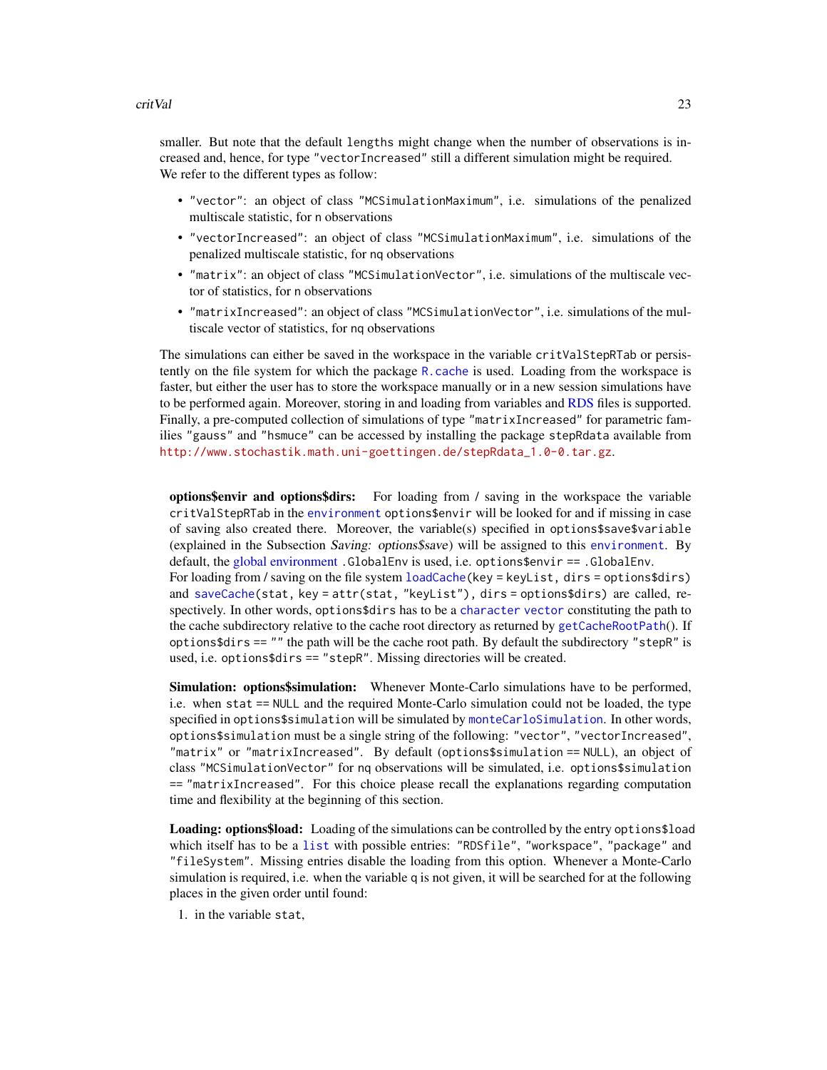smaller. But note that the default `lengths` might change when the number of observations is increased and, hence, for type `"vectorIncreased"` still a different simulation might be required. We refer to the different types as follow:

- `"vector"`: an object of class `"MCSimulationMaximum"`, i.e. simulations of the penalized multiscale statistic, for `n` observations
- `"vectorIncreased"`: an object of class `"MCSimulationMaximum"`, i.e. simulations of the penalized multiscale statistic, for `nq` observations
- `"matrix"`: an object of class `"MCSimulationVector"`, i.e. simulations of the multiscale vector of statistics, for `n` observations
- `"matrixIncreased"`: an object of class `"MCSimulationVector"`, i.e. simulations of the multiscale vector of statistics, for `nq` observations

The simulations can either be saved in the workspace in the variable `critValStepRTab` or persistently on the file system for which the package `R.cache` is used. Loading from the workspace is faster, but either the user has to store the workspace manually or in a new session simulations have to be performed again. Moreover, storing in and loading from variables and RDS files is supported. Finally, a pre-computed collection of simulations of type `"matrixIncreased"` for parametric families `"gauss"` and `"hsmuce"` can be accessed by installing the package `stepRdata` available from `http://www.stochastik.math.uni-goettingen.de/stepRdata_1.0-0.tar.gz`.

**options$envir and options$dirs:** For loading from / saving in the workspace the variable `critValStepRTab` in the `environment` `options$envir` will be looked for and if missing in case of saving also created there. Moreover, the variable(s) specified in `options$save$variable` (explained in the Subsection *Saving: options$save*) will be assigned to this `environment`. By default, the global environment `.GlobalEnv` is used, i.e. `options$envir == .GlobalEnv`.
For loading from / saving on the file system `loadCache(key = keyList, dirs = options$dirs)` and `saveCache(stat, key = attr(stat, "keyList"), dirs = options$dirs)` are called, respectively. In other words, `options$dirs` has to be a `character vector` constituting the path to the cache subdirectory relative to the cache root directory as returned by `getCacheRootPath()`. If `options$dirs == ""` the path will be the cache root path. By default the subdirectory `"stepR"` is used, i.e. `options$dirs == "stepR"`. Missing directories will be created.

**Simulation: options$simulation:** Whenever Monte-Carlo simulations have to be performed, i.e. when `stat == NULL` and the required Monte-Carlo simulation could not be loaded, the type specified in `options$simulation` will be simulated by `monteCarloSimulation`. In other words, `options$simulation` must be a single string of the following: `"vector"`, `"vectorIncreased"`, `"matrix"` or `"matrixIncreased"`. By default (`options$simulation == NULL`), an object of class `"MCSimulationVector"` for `nq` observations will be simulated, i.e. `options$simulation == "matrixIncreased"`. For this choice please recall the explanations regarding computation time and flexibility at the beginning of this section.

**Loading: options$load:** Loading of the simulations can be controlled by the entry `options$load` which itself has to be a `list` with possible entries: `"RDSfile"`, `"workspace"`, `"package"` and `"fileSystem"`. Missing entries disable the loading from this option. Whenever a Monte-Carlo simulation is required, i.e. when the variable `q` is not given, it will be searched for at the following places in the given order until found:

1. in the variable `stat`,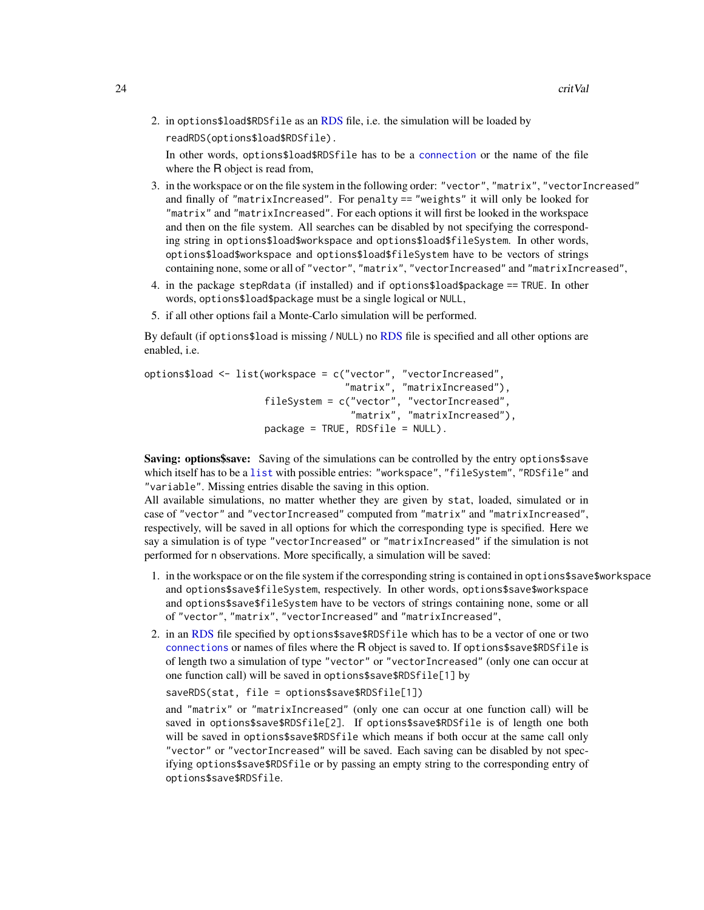2. in `options$load$RDSfile` as an RDS file, i.e. the simulation will be loaded by

   `readRDS(options$load$RDSfile)`.

   In other words, `options$load$RDSfile` has to be a `connection` or the name of the file where the R object is read from,
3. in the workspace or on the file system in the following order: `"vector"`, `"matrix"`, `"vectorIncreased"` and finally of `"matrixIncreased"`. For `penalty == "weights"` it will only be looked for `"matrix"` and `"matrixIncreased"`. For each options it will first be looked in the workspace and then on the file system. All searches can be disabled by not specifying the corresponding string in `options$load$workspace` and `options$load$fileSystem`. In other words, `options$load$workspace` and `options$load$fileSystem` have to be vectors of strings containing none, some or all of `"vector"`, `"matrix"`, `"vectorIncreased"` and `"matrixIncreased"`,
4. in the package `stepRdata` (if installed) and if `options$load$package == TRUE`. In other words, `options$load$package` must be a single logical or `NULL`,
5. if all other options fail a Monte-Carlo simulation will be performed.

By default (if `options$load` is missing / `NULL`) no RDS file is specified and all other options are enabled, i.e.

```
options$load <- list(workspace = c("vector", "vectorIncreased",
                                   "matrix", "matrixIncreased"),
                     fileSystem = c("vector", "vectorIncreased",
                                    "matrix", "matrixIncreased"),
                     package = TRUE, RDSfile = NULL).
```

**Saving: options$save:** Saving of the simulations can be controlled by the entry `options$save` which itself has to be a `list` with possible entries: `"workspace"`, `"fileSystem"`, `"RDSfile"` and `"variable"`. Missing entries disable the saving in this option.

All available simulations, no matter whether they are given by `stat`, loaded, simulated or in case of `"vector"` and `"vectorIncreased"` computed from `"matrix"` and `"matrixIncreased"`, respectively, will be saved in all options for which the corresponding type is specified. Here we say a simulation is of type `"vectorIncreased"` or `"matrixIncreased"` if the simulation is not performed for `n` observations. More specifically, a simulation will be saved:

1. in the workspace or on the file system if the corresponding string is contained in `options$save$workspace` and `options$save$fileSystem`, respectively. In other words, `options$save$workspace` and `options$save$fileSystem` have to be vectors of strings containing none, some or all of `"vector"`, `"matrix"`, `"vectorIncreased"` and `"matrixIncreased"`,
2. in an RDS file specified by `options$save$RDSfile` which has to be a vector of one or two `connections` or names of files where the R object is saved to. If `options$save$RDSfile` is of length two a simulation of type `"vector"` or `"vectorIncreased"` (only one can occur at one function call) will be saved in `options$save$RDSfile[1]` by

   `saveRDS(stat, file = options$save$RDSfile[1])`

   and `"matrix"` or `"matrixIncreased"` (only one can occur at one function call) will be saved in `options$save$RDSfile[2]`. If `options$save$RDSfile` is of length one both will be saved in `options$save$RDSfile` which means if both occur at the same call only `"vector"` or `"vectorIncreased"` will be saved. Each saving can be disabled by not specifying `options$save$RDSfile` or by passing an empty string to the corresponding entry of `options$save$RDSfile`.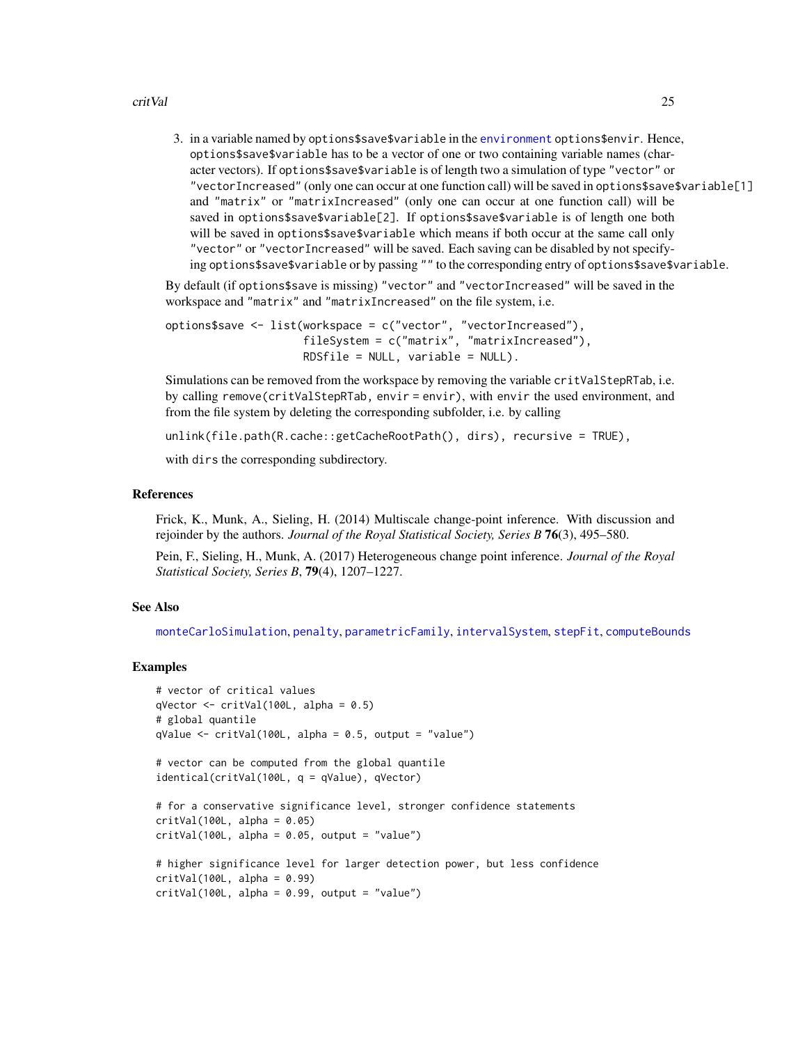3. in a variable named by `options$save$variable` in the environment `options$envir`. Hence, `options$save$variable` has to be a vector of one or two containing variable names (character vectors). If `options$save$variable` is of length two a simulation of type `"vector"` or `"vectorIncreased"` (only one can occur at one function call) will be saved in `options$save$variable[1]` and `"matrix"` or `"matrixIncreased"` (only one can occur at one function call) will be saved in `options$save$variable[2]`. If `options$save$variable` is of length one both will be saved in `options$save$variable` which means if both occur at the same call only `"vector"` or `"vectorIncreased"` will be saved. Each saving can be disabled by not specifying `options$save$variable` or by passing `""` to the corresponding entry of `options$save$variable`.

By default (if `options$save` is missing) `"vector"` and `"vectorIncreased"` will be saved in the workspace and `"matrix"` and `"matrixIncreased"` on the file system, i.e.

```
options$save <- list(workspace = c("vector", "vectorIncreased"),
                     fileSystem = c("matrix", "matrixIncreased"),
                     RDSfile = NULL, variable = NULL).
```

Simulations can be removed from the workspace by removing the variable `critValStepRTab`, i.e. by calling `remove(critValStepRTab, envir = envir)`, with `envir` the used environment, and from the file system by deleting the corresponding subfolder, i.e. by calling

```
unlink(file.path(R.cache::getCacheRootPath(), dirs), recursive = TRUE),
```

with `dirs` the corresponding subdirectory.

## References

Frick, K., Munk, A., Sieling, H. (2014) Multiscale change-point inference. With discussion and rejoinder by the authors. *Journal of the Royal Statistical Society, Series B* **76**(3), 495–580.

Pein, F., Sieling, H., Munk, A. (2017) Heterogeneous change point inference. *Journal of the Royal Statistical Society, Series B*, **79**(4), 1207–1227.

## See Also

monteCarloSimulation, penalty, parametricFamily, intervalSystem, stepFit, computeBounds

## Examples

```
# vector of critical values
qVector <- critVal(100L, alpha = 0.5)
# global quantile
qValue <- critVal(100L, alpha = 0.5, output = "value")

# vector can be computed from the global quantile
identical(critVal(100L, q = qValue), qVector)

# for a conservative significance level, stronger confidence statements
critVal(100L, alpha = 0.05)
critVal(100L, alpha = 0.05, output = "value")

# higher significance level for larger detection power, but less confidence
critVal(100L, alpha = 0.99)
critVal(100L, alpha = 0.99, output = "value")
```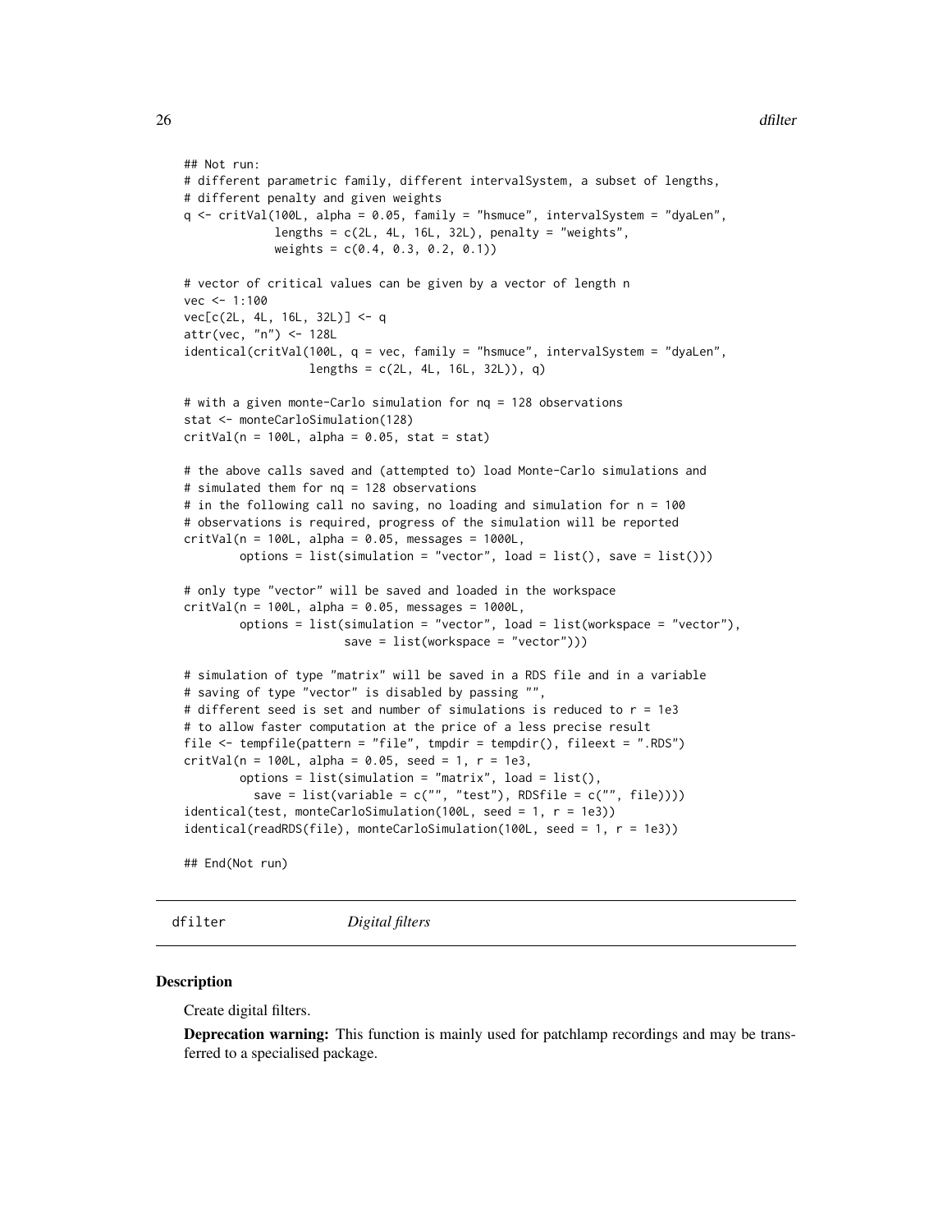```
## Not run:
# different parametric family, different intervalSystem, a subset of lengths,
# different penalty and given weights
q <- critVal(100L, alpha = 0.05, family = "hsmuce", intervalSystem = "dyaLen",
             lengths = c(2L, 4L, 16L, 32L), penalty = "weights",
             weights = c(0.4, 0.3, 0.2, 0.1))

# vector of critical values can be given by a vector of length n
vec <- 1:100
vec[c(2L, 4L, 16L, 32L)] <- q
attr(vec, "n") <- 128L
identical(critVal(100L, q = vec, family = "hsmuce", intervalSystem = "dyaLen",
                  lengths = c(2L, 4L, 16L, 32L)), q)

# with a given monte-Carlo simulation for nq = 128 observations
stat <- monteCarloSimulation(128)
critVal(n = 100L, alpha = 0.05, stat = stat)

# the above calls saved and (attempted to) load Monte-Carlo simulations and
# simulated them for nq = 128 observations
# in the following call no saving, no loading and simulation for n = 100
# observations is required, progress of the simulation will be reported
critVal(n = 100L, alpha = 0.05, messages = 1000L,
        options = list(simulation = "vector", load = list(), save = list()))

# only type "vector" will be saved and loaded in the workspace
critVal(n = 100L, alpha = 0.05, messages = 1000L,
        options = list(simulation = "vector", load = list(workspace = "vector"),
                       save = list(workspace = "vector")))

# simulation of type "matrix" will be saved in a RDS file and in a variable
# saving of type "vector" is disabled by passing "",
# different seed is set and number of simulations is reduced to r = 1e3
# to allow faster computation at the price of a less precise result
file <- tempfile(pattern = "file", tmpdir = tempdir(), fileext = ".RDS")
critVal(n = 100L, alpha = 0.05, seed = 1, r = 1e3,
        options = list(simulation = "matrix", load = list(),
          save = list(variable = c("", "test"), RDSfile = c("", file))))
identical(test, monteCarloSimulation(100L, seed = 1, r = 1e3))
identical(readRDS(file), monteCarloSimulation(100L, seed = 1, r = 1e3))

## End(Not run)
```

## dfilter *Digital filters*

### Description

Create digital filters.

**Deprecation warning:** This function is mainly used for patchlamp recordings and may be transferred to a specialised package.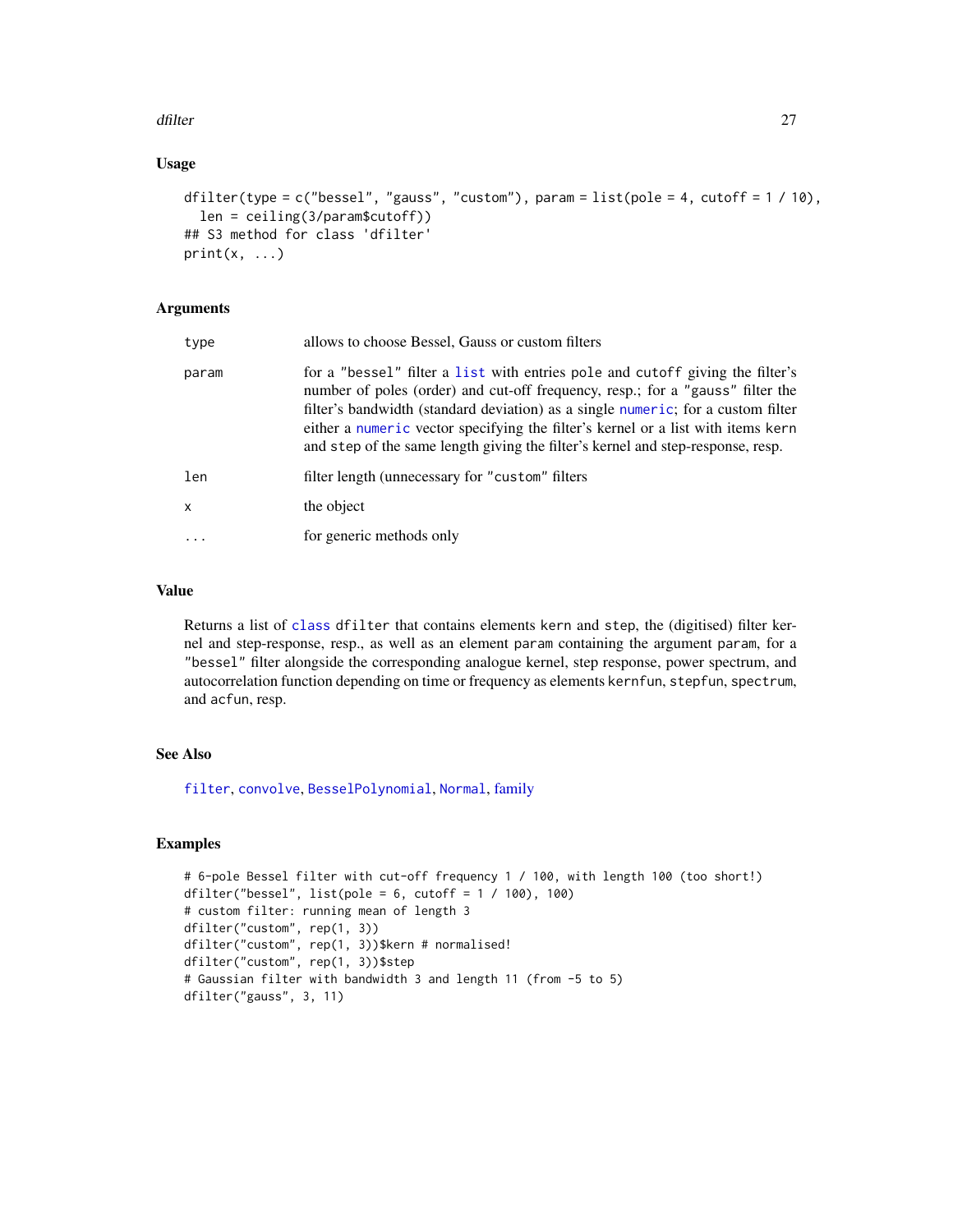## Usage

```
dfilter(type = c("bessel", "gauss", "custom"), param = list(pole = 4, cutoff = 1 / 10),
  len = ceiling(3/param$cutoff))
## S3 method for class 'dfilter'
print(x, ...)
```

## Arguments

| | |
|---|---|
| type | allows to choose Bessel, Gauss or custom filters |
| param | for a "bessel" filter a list with entries pole and cutoff giving the filter's number of poles (order) and cut-off frequency, resp.; for a "gauss" filter the filter's bandwidth (standard deviation) as a single numeric; for a custom filter either a numeric vector specifying the filter's kernel or a list with items kern and step of the same length giving the filter's kernel and step-response, resp. |
| len | filter length (unnecessary for "custom" filters |
| x | the object |
| ... | for generic methods only |

## Value

Returns a list of class dfilter that contains elements kern and step, the (digitised) filter kernel and step-response, resp., as well as an element param containing the argument param, for a "bessel" filter alongside the corresponding analogue kernel, step response, power spectrum, and autocorrelation function depending on time or frequency as elements kernfun, stepfun, spectrum, and acfun, resp.

## See Also

filter, convolve, BesselPolynomial, Normal, family

## Examples

```
# 6-pole Bessel filter with cut-off frequency 1 / 100, with length 100 (too short!)
dfilter("bessel", list(pole = 6, cutoff = 1 / 100), 100)
# custom filter: running mean of length 3
dfilter("custom", rep(1, 3))
dfilter("custom", rep(1, 3))$kern # normalised!
dfilter("custom", rep(1, 3))$step
# Gaussian filter with bandwidth 3 and length 11 (from -5 to 5)
dfilter("gauss", 3, 11)
```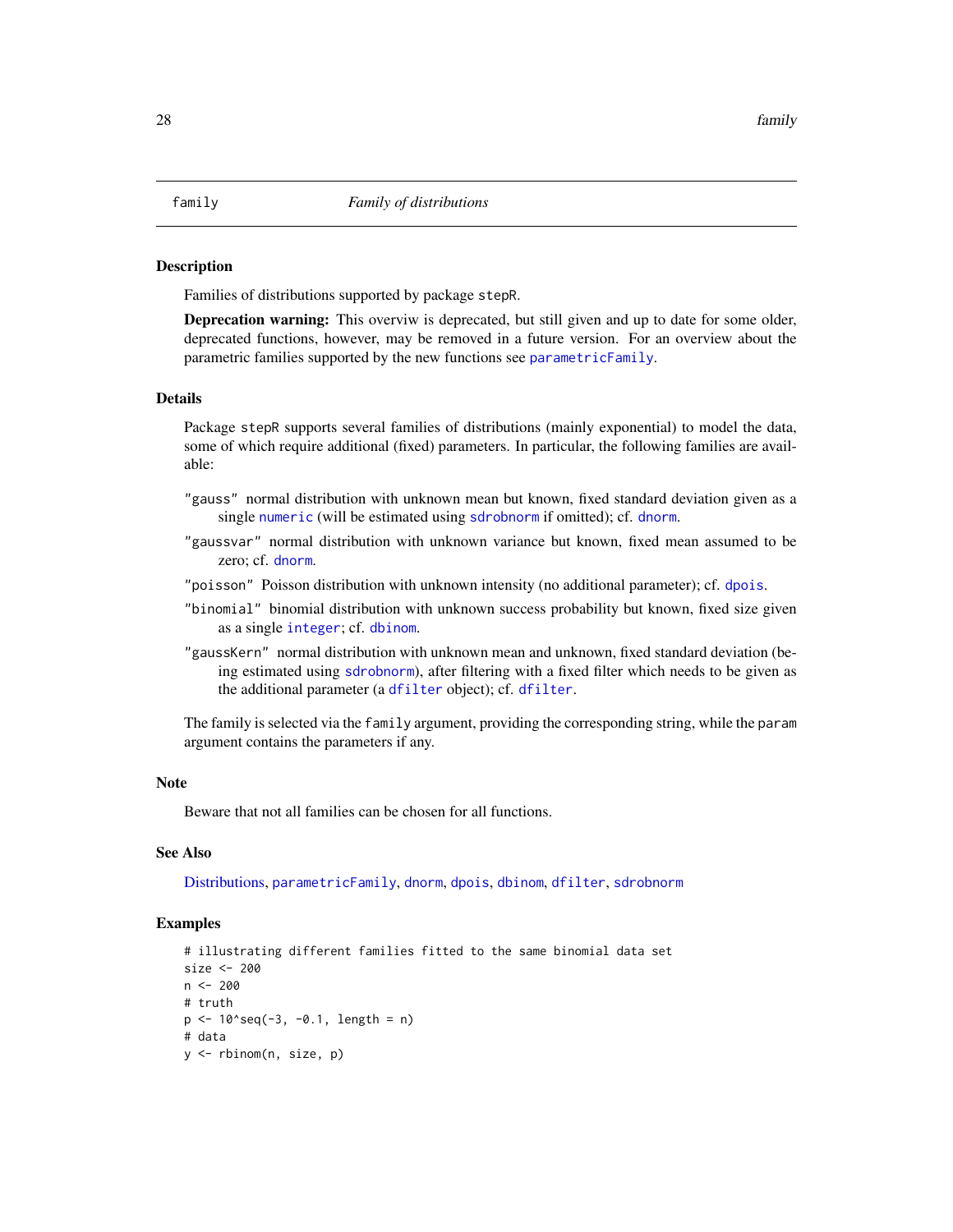## family — *Family of distributions*

### Description

Families of distributions supported by package stepR.

**Deprecation warning:** This overviw is deprecated, but still given and up to date for some older, deprecated functions, however, may be removed in a future version. For an overview about the parametric families supported by the new functions see parametricFamily.

### Details

Package stepR supports several families of distributions (mainly exponential) to model the data, some of which require additional (fixed) parameters. In particular, the following families are available:

- `"gauss"` normal distribution with unknown mean but known, fixed standard deviation given as a single numeric (will be estimated using sdrobnorm if omitted); cf. dnorm.
- `"gaussvar"` normal distribution with unknown variance but known, fixed mean assumed to be zero; cf. dnorm.
- `"poisson"` Poisson distribution with unknown intensity (no additional parameter); cf. dpois.
- `"binomial"` binomial distribution with unknown success probability but known, fixed size given as a single integer; cf. dbinom.
- `"gaussKern"` normal distribution with unknown mean and unknown, fixed standard deviation (being estimated using sdrobnorm), after filtering with a fixed filter which needs to be given as the additional parameter (a dfilter object); cf. dfilter.

The family is selected via the `family` argument, providing the corresponding string, while the `param` argument contains the parameters if any.

### Note

Beware that not all families can be chosen for all functions.

### See Also

Distributions, parametricFamily, dnorm, dpois, dbinom, dfilter, sdrobnorm

### Examples

```
# illustrating different families fitted to the same binomial data set
size <- 200
n <- 200
# truth
p <- 10^seq(-3, -0.1, length = n)
# data
y <- rbinom(n, size, p)
```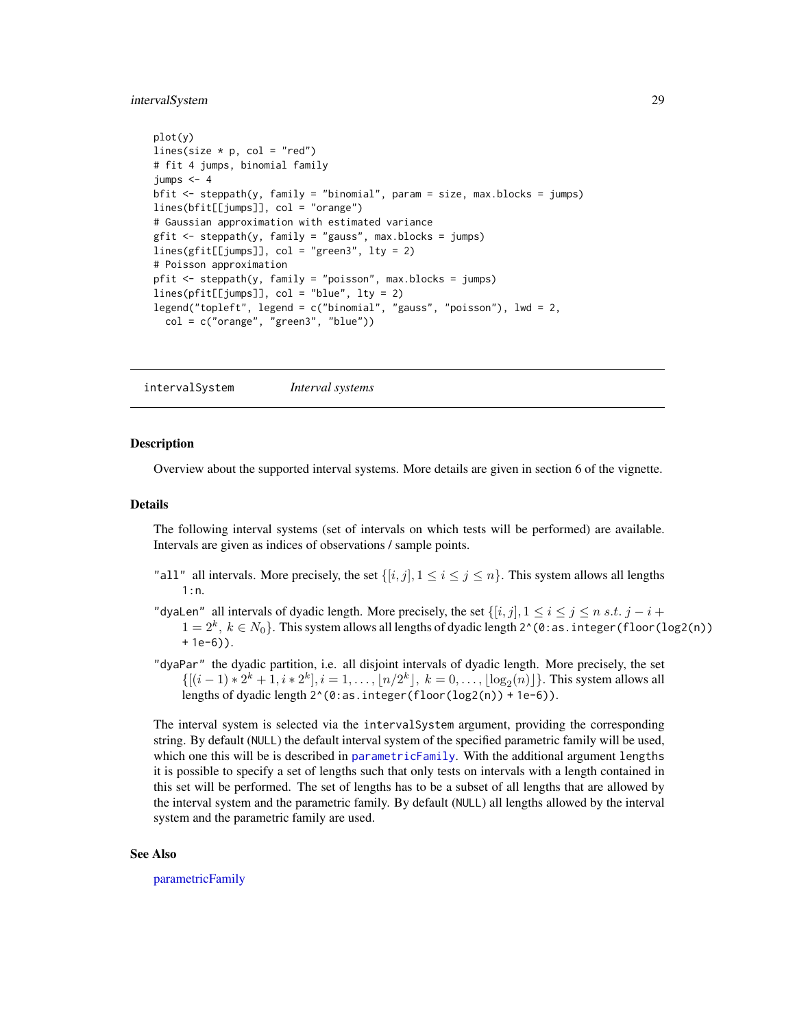```
plot(y)
lines(size * p, col = "red")
# fit 4 jumps, binomial family
jumps <- 4
bfit <- steppath(y, family = "binomial", param = size, max.blocks = jumps)
lines(bfit[[jumps]], col = "orange")
# Gaussian approximation with estimated variance
gfit <- steppath(y, family = "gauss", max.blocks = jumps)
lines(gfit[[jumps]], col = "green3", lty = 2)
# Poisson approximation
pfit <- steppath(y, family = "poisson", max.blocks = jumps)
lines(pfit[[jumps]], col = "blue", lty = 2)
legend("topleft", legend = c("binomial", "gauss", "poisson"), lwd = 2,
  col = c("orange", "green3", "blue"))
```

---

## intervalSystem *Interval systems*

---

### Description

Overview about the supported interval systems. More details are given in section 6 of the vignette.

### Details

The following interval systems (set of intervals on which tests will be performed) are available. Intervals are given as indices of observations / sample points.

`"all"` all intervals. More precisely, the set $\{[i,j], 1 \leq i \leq j \leq n\}$. This system allows all lengths `1:n`.

`"dyaLen"` all intervals of dyadic length. More precisely, the set $\{[i,j], 1 \leq i \leq j \leq n \; s.t. \; j-i+1 = 2^k, \; k \in N_0\}$. This system allows all lengths of dyadic length `2^(0:as.integer(floor(log2(n)) + 1e-6))`.

`"dyaPar"` the dyadic partition, i.e. all disjoint intervals of dyadic length. More precisely, the set $\{[(i-1)*2^k+1, i*2^k], i = 1, \ldots, \lfloor n/2^k \rfloor, \; k = 0, \ldots, \lfloor \log_2(n) \rfloor\}$. This system allows all lengths of dyadic length `2^(0:as.integer(floor(log2(n)) + 1e-6))`.

The interval system is selected via the `intervalSystem` argument, providing the corresponding string. By default (`NULL`) the default interval system of the specified parametric family will be used, which one this will be is described in `parametricFamily`. With the additional argument `lengths` it is possible to specify a set of lengths such that only tests on intervals with a length contained in this set will be performed. The set of lengths has to be a subset of all lengths that are allowed by the interval system and the parametric family. By default (`NULL`) all lengths allowed by the interval system and the parametric family are used.

### See Also

parametricFamily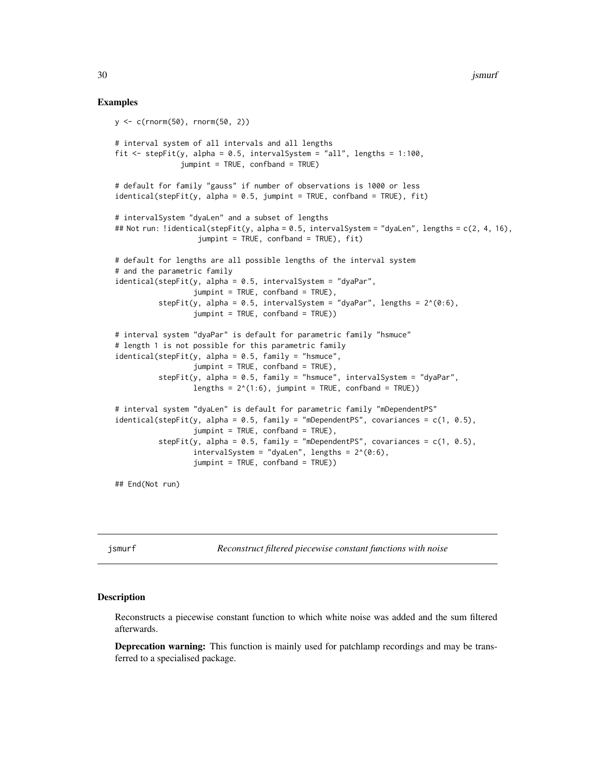### Examples

```
y <- c(rnorm(50), rnorm(50, 2))

# interval system of all intervals and all lengths
fit <- stepFit(y, alpha = 0.5, intervalSystem = "all", lengths = 1:100,
               jumpint = TRUE, confband = TRUE)

# default for family "gauss" if number of observations is 1000 or less
identical(stepFit(y, alpha = 0.5, jumpint = TRUE, confband = TRUE), fit)

# intervalSystem "dyaLen" and a subset of lengths
## Not run: !identical(stepFit(y, alpha = 0.5, intervalSystem = "dyaLen", lengths = c(2, 4, 16),
                   jumpint = TRUE, confband = TRUE), fit)

# default for lengths are all possible lengths of the interval system
# and the parametric family
identical(stepFit(y, alpha = 0.5, intervalSystem = "dyaPar",
                  jumpint = TRUE, confband = TRUE),
          stepFit(y, alpha = 0.5, intervalSystem = "dyaPar", lengths = 2^(0:6),
                  jumpint = TRUE, confband = TRUE))

# interval system "dyaPar" is default for parametric family "hsmuce"
# length 1 is not possible for this parametric family
identical(stepFit(y, alpha = 0.5, family = "hsmuce",
                  jumpint = TRUE, confband = TRUE),
          stepFit(y, alpha = 0.5, family = "hsmuce", intervalSystem = "dyaPar",
                  lengths = 2^(1:6), jumpint = TRUE, confband = TRUE))

# interval system "dyaLen" is default for parametric family "mDependentPS"
identical(stepFit(y, alpha = 0.5, family = "mDependentPS", covariances = c(1, 0.5),
                  jumpint = TRUE, confband = TRUE),
          stepFit(y, alpha = 0.5, family = "mDependentPS", covariances = c(1, 0.5),
                  intervalSystem = "dyaLen", lengths = 2^(0:6),
                  jumpint = TRUE, confband = TRUE))

## End(Not run)
```

---

## jsmurf — *Reconstruct filtered piecewise constant functions with noise*

---

### Description

Reconstructs a piecewise constant function to which white noise was added and the sum filtered afterwards.

**Deprecation warning:** This function is mainly used for patchlamp recordings and may be transferred to a specialised package.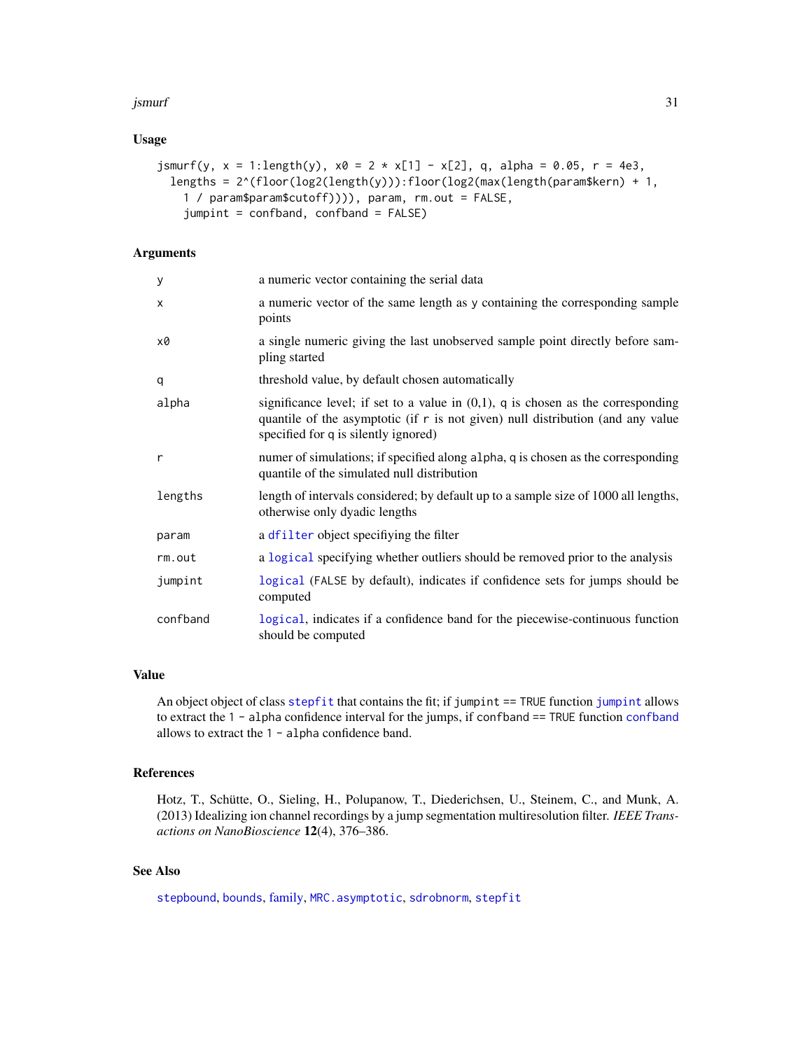## Usage

```
jsmurf(y, x = 1:length(y), x0 = 2 * x[1] - x[2], q, alpha = 0.05, r = 4e3,
  lengths = 2^(floor(log2(length(y))):floor(log2(max(length(param$kern) + 1,
    1 / param$param$cutoff)))), param, rm.out = FALSE,
    jumpint = confband, confband = FALSE)
```

## Arguments

| | |
|---|---|
| y | a numeric vector containing the serial data |
| x | a numeric vector of the same length as y containing the corresponding sample points |
| x0 | a single numeric giving the last unobserved sample point directly before sampling started |
| q | threshold value, by default chosen automatically |
| alpha | significance level; if set to a value in (0,1), q is chosen as the corresponding quantile of the asymptotic (if r is not given) null distribution (and any value specified for q is silently ignored) |
| r | numer of simulations; if specified along alpha, q is chosen as the corresponding quantile of the simulated null distribution |
| lengths | length of intervals considered; by default up to a sample size of 1000 all lengths, otherwise only dyadic lengths |
| param | a dfilter object specifiying the filter |
| rm.out | a logical specifying whether outliers should be removed prior to the analysis |
| jumpint | logical (FALSE by default), indicates if confidence sets for jumps should be computed |
| confband | logical, indicates if a confidence band for the piecewise-continuous function should be computed |

## Value

An object object of class stepfit that contains the fit; if jumpint == TRUE function jumpint allows to extract the 1 - alpha confidence interval for the jumps, if confband == TRUE function confband allows to extract the 1 - alpha confidence band.

## References

Hotz, T., Schütte, O., Sieling, H., Polupanow, T., Diederichsen, U., Steinem, C., and Munk, A. (2013) Idealizing ion channel recordings by a jump segmentation multiresolution filter. *IEEE Transactions on NanoBioscience* **12**(4), 376–386.

## See Also

stepbound, bounds, family, MRC.asymptotic, sdrobnorm, stepfit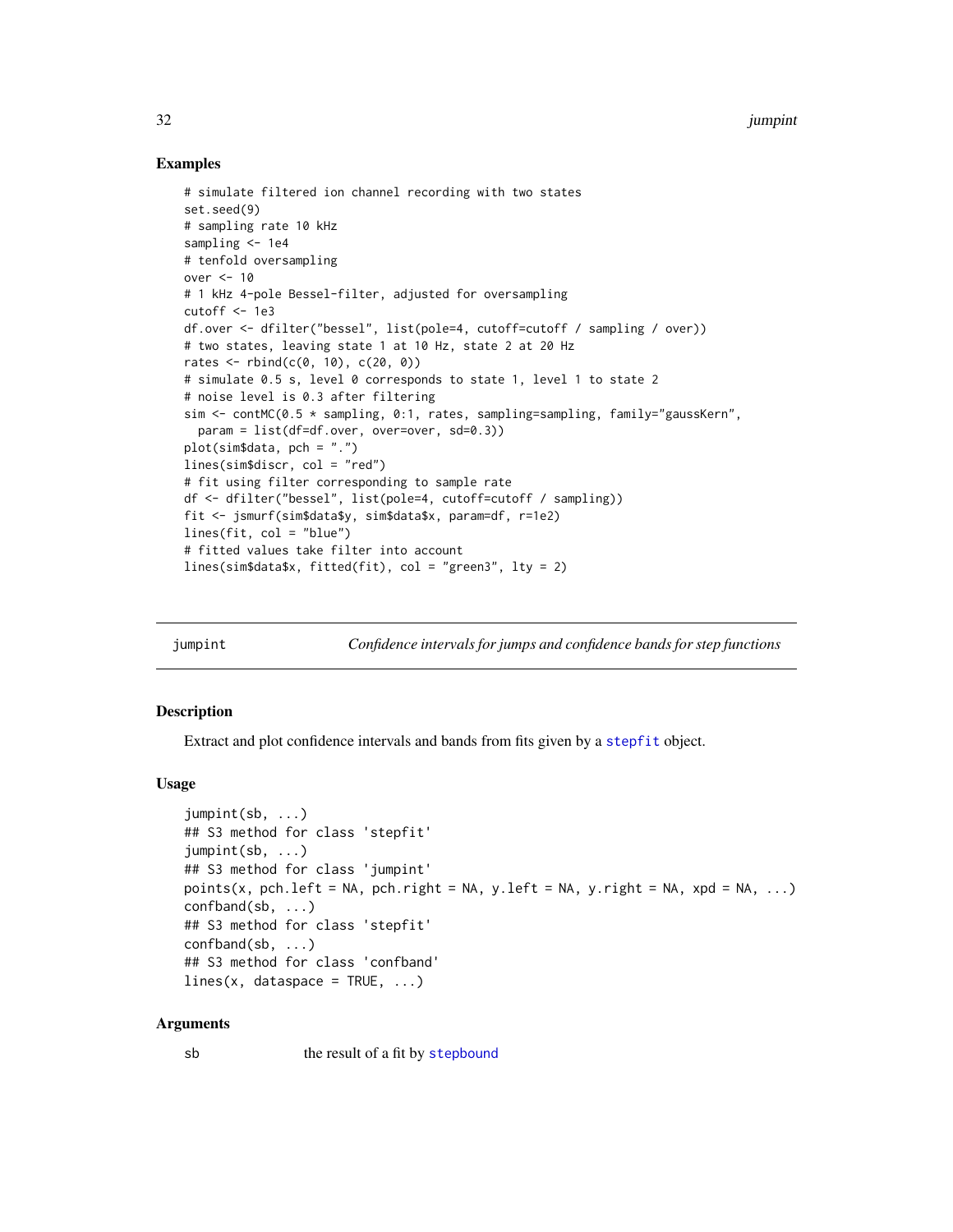### Examples

```
# simulate filtered ion channel recording with two states
set.seed(9)
# sampling rate 10 kHz
sampling <- 1e4
# tenfold oversampling
over <- 10
# 1 kHz 4-pole Bessel-filter, adjusted for oversampling
cutoff <- 1e3
df.over <- dfilter("bessel", list(pole=4, cutoff=cutoff / sampling / over))
# two states, leaving state 1 at 10 Hz, state 2 at 20 Hz
rates <- rbind(c(0, 10), c(20, 0))
# simulate 0.5 s, level 0 corresponds to state 1, level 1 to state 2
# noise level is 0.3 after filtering
sim <- contMC(0.5 * sampling, 0:1, rates, sampling=sampling, family="gaussKern",
  param = list(df=df.over, over=over, sd=0.3))
plot(sim$data, pch = ".")
lines(sim$discr, col = "red")
# fit using filter corresponding to sample rate
df <- dfilter("bessel", list(pole=4, cutoff=cutoff / sampling))
fit <- jsmurf(sim$data$y, sim$data$x, param=df, r=1e2)
lines(fit, col = "blue")
# fitted values take filter into account
lines(sim$data$x, fitted(fit), col = "green3", lty = 2)
```

---

## jumpint — *Confidence intervals for jumps and confidence bands for step functions*

### Description

Extract and plot confidence intervals and bands from fits given by a stepfit object.

### Usage

```
jumpint(sb, ...)
## S3 method for class 'stepfit'
jumpint(sb, ...)
## S3 method for class 'jumpint'
points(x, pch.left = NA, pch.right = NA, y.left = NA, y.right = NA, xpd = NA, ...)
confband(sb, ...)
## S3 method for class 'stepfit'
confband(sb, ...)
## S3 method for class 'confband'
lines(x, dataspace = TRUE, ...)
```

### Arguments

sb — the result of a fit by stepbound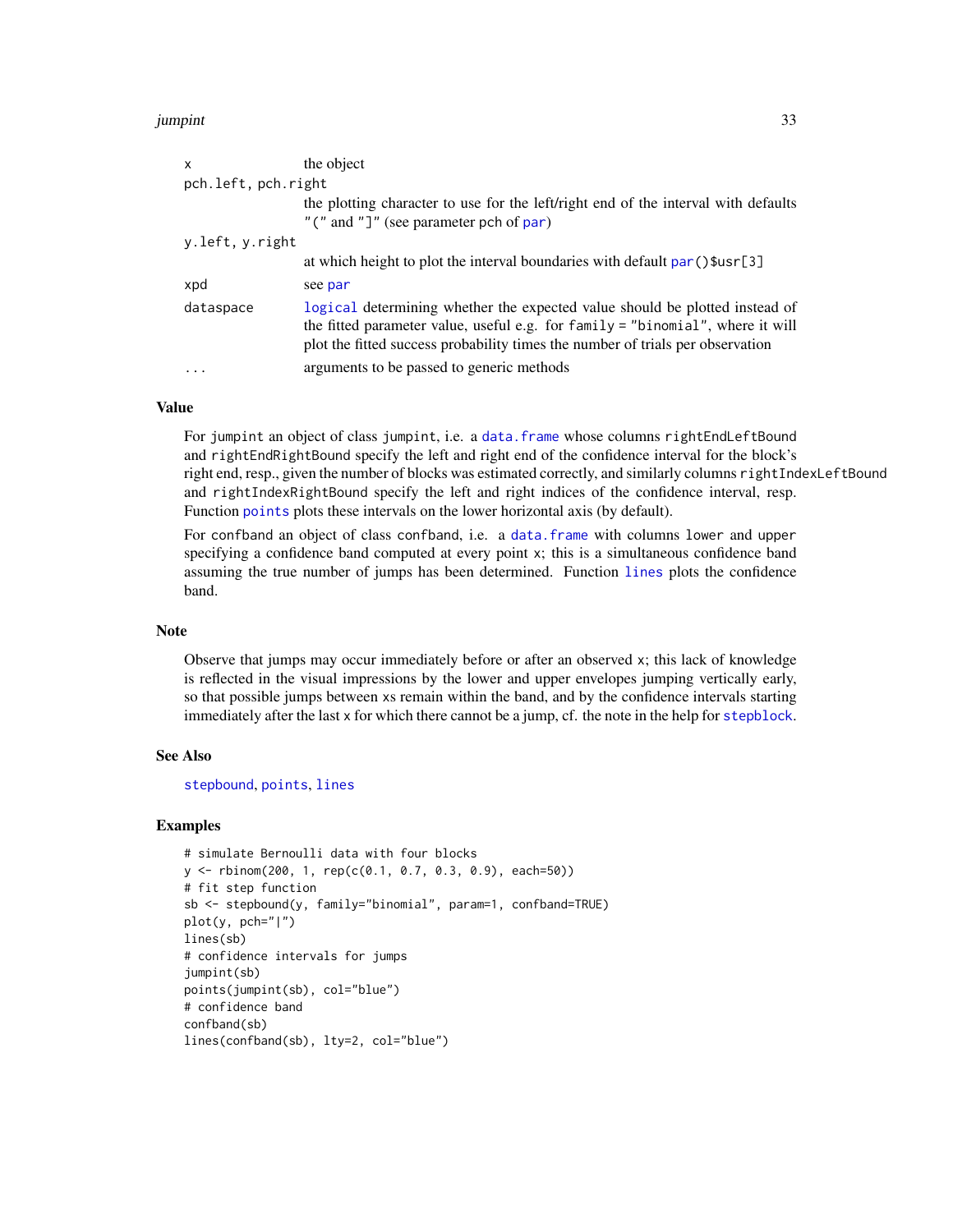| | |
|---|---|
| x | the object |
| pch.left, pch.right | the plotting character to use for the left/right end of the interval with defaults "(" and "]" (see parameter pch of par) |
| y.left, y.right | at which height to plot the interval boundaries with default par()$usr[3] |
| xpd | see par |
| dataspace | logical determining whether the expected value should be plotted instead of the fitted parameter value, useful e.g. for family = "binomial", where it will plot the fitted success probability times the number of trials per observation |
| ... | arguments to be passed to generic methods |

## Value

For jumpint an object of class jumpint, i.e. a data.frame whose columns rightEndLeftBound and rightEndRightBound specify the left and right end of the confidence interval for the block's right end, resp., given the number of blocks was estimated correctly, and similarly columns rightIndexLeftBound and rightIndexRightBound specify the left and right indices of the confidence interval, resp. Function points plots these intervals on the lower horizontal axis (by default).

For confband an object of class confband, i.e. a data.frame with columns lower and upper specifying a confidence band computed at every point x; this is a simultaneous confidence band assuming the true number of jumps has been determined. Function lines plots the confidence band.

## Note

Observe that jumps may occur immediately before or after an observed x; this lack of knowledge is reflected in the visual impressions by the lower and upper envelopes jumping vertically early, so that possible jumps between xs remain within the band, and by the confidence intervals starting immediately after the last x for which there cannot be a jump, cf. the note in the help for stepblock.

## See Also

stepbound, points, lines

## Examples

```
# simulate Bernoulli data with four blocks
y <- rbinom(200, 1, rep(c(0.1, 0.7, 0.3, 0.9), each=50))
# fit step function
sb <- stepbound(y, family="binomial", param=1, confband=TRUE)
plot(y, pch="|")
lines(sb)
# confidence intervals for jumps
jumpint(sb)
points(jumpint(sb), col="blue")
# confidence band
confband(sb)
lines(confband(sb), lty=2, col="blue")
```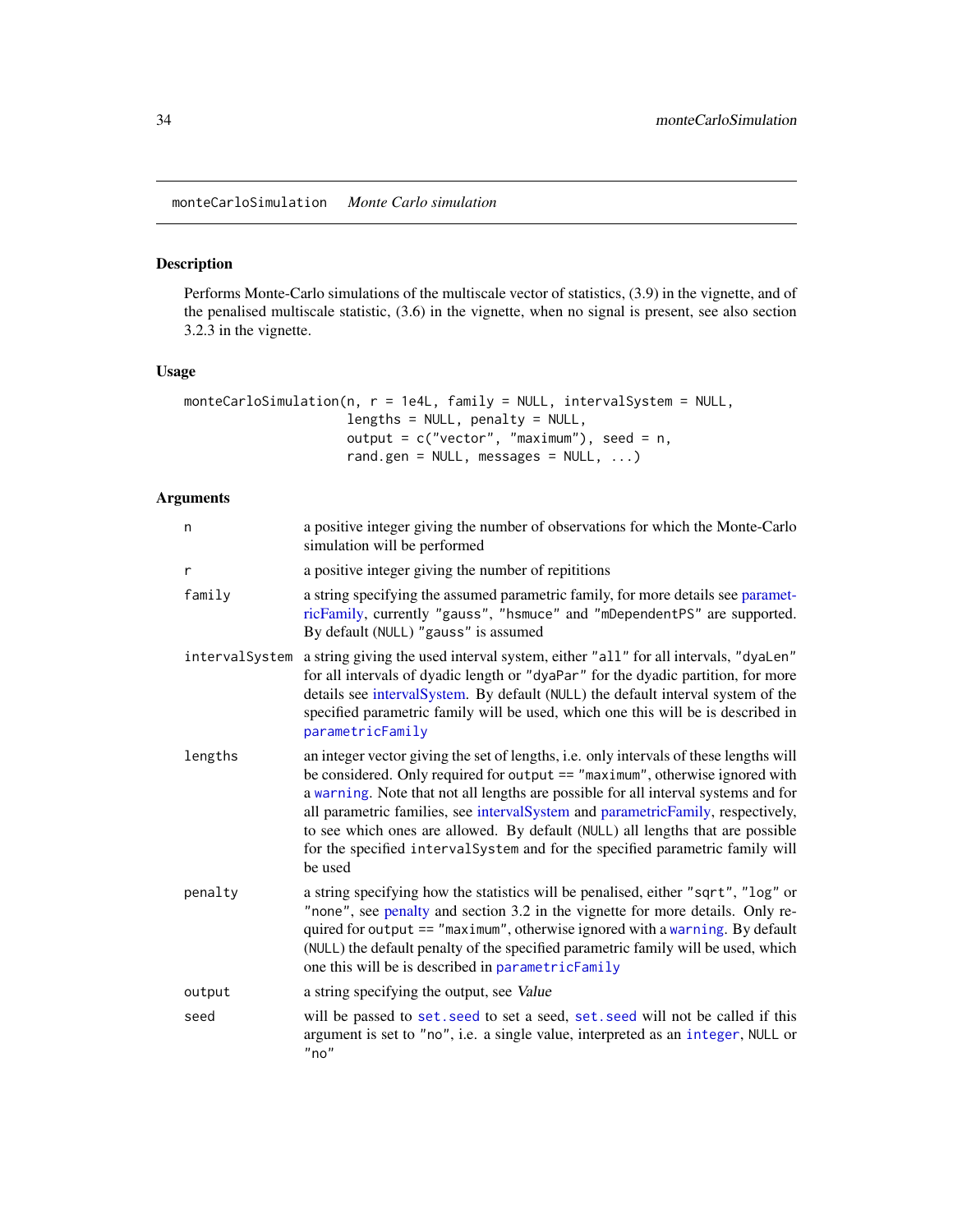## monteCarloSimulation    *Monte Carlo simulation*

### Description

Performs Monte-Carlo simulations of the multiscale vector of statistics, (3.9) in the vignette, and of the penalised multiscale statistic, (3.6) in the vignette, when no signal is present, see also section 3.2.3 in the vignette.

### Usage

```
monteCarloSimulation(n, r = 1e4L, family = NULL, intervalSystem = NULL,
                     lengths = NULL, penalty = NULL,
                     output = c("vector", "maximum"), seed = n,
                     rand.gen = NULL, messages = NULL, ...)
```

### Arguments

| | |
|---|---|
| `n` | a positive integer giving the number of observations for which the Monte-Carlo simulation will be performed |
| `r` | a positive integer giving the number of repititions |
| `family` | a string specifying the assumed parametric family, for more details see parametricFamily, currently `"gauss"`, `"hsmuce"` and `"mDependentPS"` are supported. By default (`NULL`) `"gauss"` is assumed |
| `intervalSystem` | a string giving the used interval system, either `"all"` for all intervals, `"dyaLen"` for all intervals of dyadic length or `"dyaPar"` for the dyadic partition, for more details see intervalSystem. By default (`NULL`) the default interval system of the specified parametric family will be used, which one this will be is described in `parametricFamily` |
| `lengths` | an integer vector giving the set of lengths, i.e. only intervals of these lengths will be considered. Only required for `output == "maximum"`, otherwise ignored with a `warning`. Note that not all lengths are possible for all interval systems and for all parametric families, see intervalSystem and parametricFamily, respectively, to see which ones are allowed. By default (`NULL`) all lengths that are possible for the specified `intervalSystem` and for the specified parametric family will be used |
| `penalty` | a string specifying how the statistics will be penalised, either `"sqrt"`, `"log"` or `"none"`, see penalty and section 3.2 in the vignette for more details. Only required for `output == "maximum"`, otherwise ignored with a `warning`. By default (`NULL`) the default penalty of the specified parametric family will be used, which one this will be is described in `parametricFamily` |
| `output` | a string specifying the output, see *Value* |
| `seed` | will be passed to `set.seed` to set a seed, `set.seed` will not be called if this argument is set to `"no"`, i.e. a single value, interpreted as an `integer`, `NULL` or `"no"` |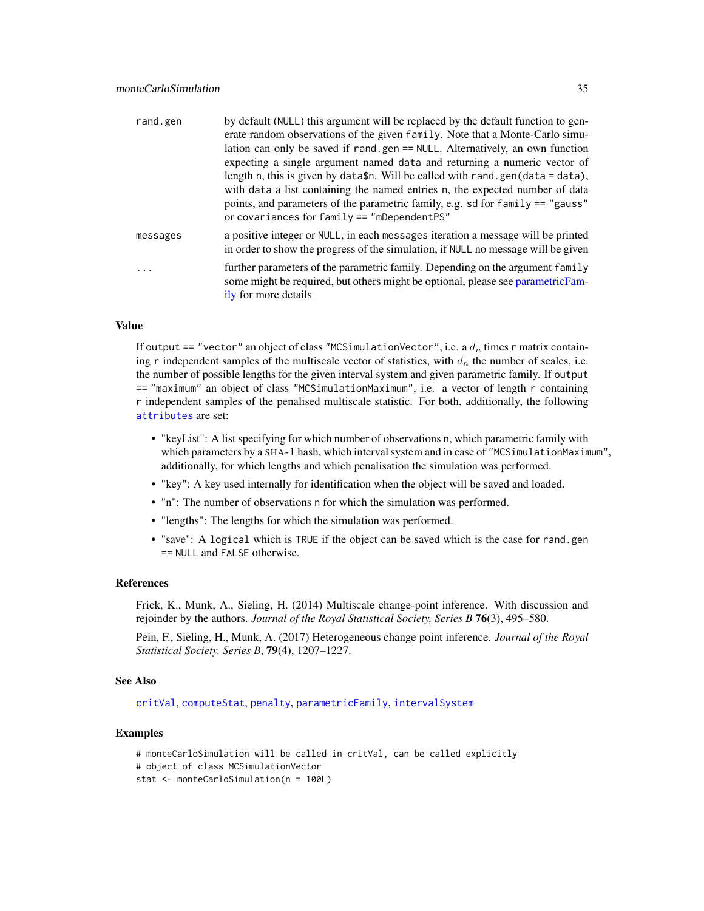| | |
|---|---|
| rand.gen | by default (NULL) this argument will be replaced by the default function to generate random observations of the given family. Note that a Monte-Carlo simulation can only be saved if rand.gen == NULL. Alternatively, an own function expecting a single argument named data and returning a numeric vector of length n, this is given by data$n. Will be called with rand.gen(data = data), with data a list containing the named entries n, the expected number of data points, and parameters of the parametric family, e.g. sd for family == "gauss" or covariances for family == "mDependentPS" |
| messages | a positive integer or NULL, in each messages iteration a message will be printed in order to show the progress of the simulation, if NULL no message will be given |
| ... | further parameters of the parametric family. Depending on the argument family some might be required, but others might be optional, please see parametricFamily for more details |

## Value

If output == "vector" an object of class "MCSimulationVector", i.e. a $d_n$ times r matrix containing r independent samples of the multiscale vector of statistics, with $d_n$ the number of scales, i.e. the number of possible lengths for the given interval system and given parametric family. If output == "maximum" an object of class "MCSimulationMaximum", i.e. a vector of length r containing r independent samples of the penalised multiscale statistic. For both, additionally, the following attributes are set:

- "keyList": A list specifying for which number of observations n, which parametric family with which parameters by a SHA-1 hash, which interval system and in case of "MCSimulationMaximum", additionally, for which lengths and which penalisation the simulation was performed.
- "key": A key used internally for identification when the object will be saved and loaded.
- "n": The number of observations n for which the simulation was performed.
- "lengths": The lengths for which the simulation was performed.
- "save": A logical which is TRUE if the object can be saved which is the case for rand.gen == NULL and FALSE otherwise.

## References

Frick, K., Munk, A., Sieling, H. (2014) Multiscale change-point inference. With discussion and rejoinder by the authors. *Journal of the Royal Statistical Society, Series B* **76**(3), 495–580.

Pein, F., Sieling, H., Munk, A. (2017) Heterogeneous change point inference. *Journal of the Royal Statistical Society, Series B*, **79**(4), 1207–1227.

## See Also

critVal, computeStat, penalty, parametricFamily, intervalSystem

## Examples

```
# monteCarloSimulation will be called in critVal, can be called explicitly
# object of class MCSimulationVector
stat <- monteCarloSimulation(n = 100L)
```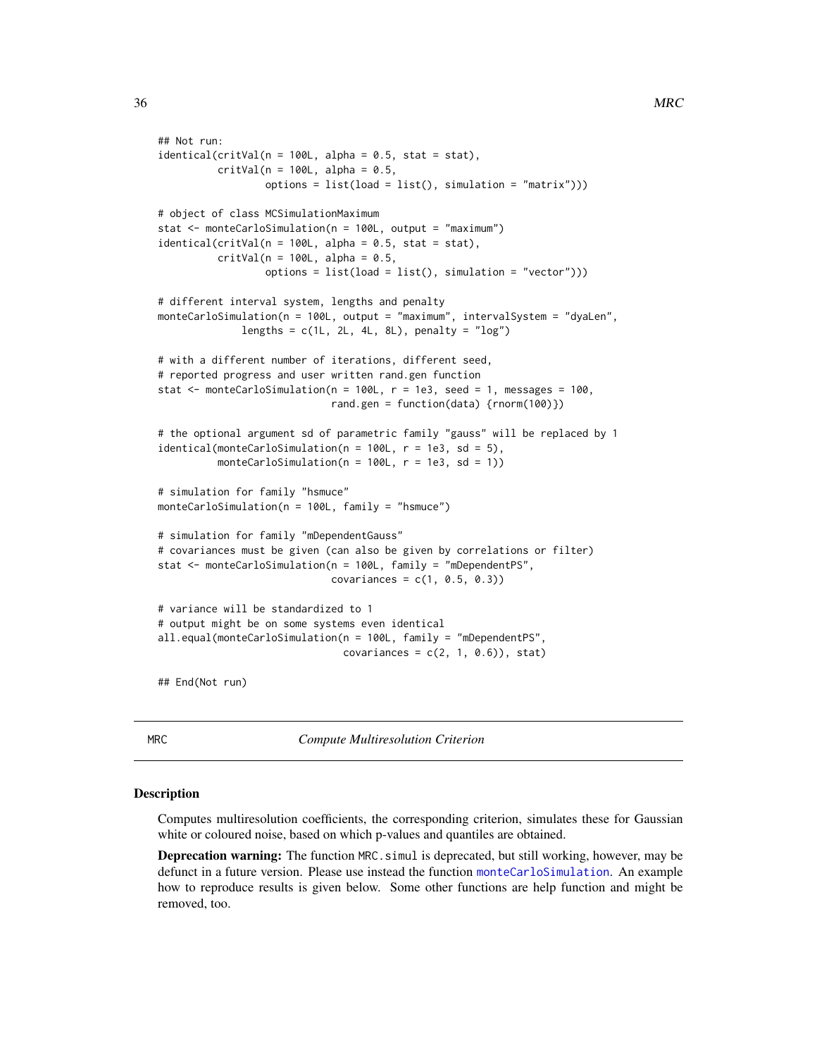```
## Not run:
identical(critVal(n = 100L, alpha = 0.5, stat = stat),
          critVal(n = 100L, alpha = 0.5,
                  options = list(load = list(), simulation = "matrix")))

# object of class MCSimulationMaximum
stat <- monteCarloSimulation(n = 100L, output = "maximum")
identical(critVal(n = 100L, alpha = 0.5, stat = stat),
          critVal(n = 100L, alpha = 0.5,
                  options = list(load = list(), simulation = "vector")))

# different interval system, lengths and penalty
monteCarloSimulation(n = 100L, output = "maximum", intervalSystem = "dyaLen",
              lengths = c(1L, 2L, 4L, 8L), penalty = "log")

# with a different number of iterations, different seed,
# reported progress and user written rand.gen function
stat <- monteCarloSimulation(n = 100L, r = 1e3, seed = 1, messages = 100,
                             rand.gen = function(data) {rnorm(100)})

# the optional argument sd of parametric family "gauss" will be replaced by 1
identical(monteCarloSimulation(n = 100L, r = 1e3, sd = 5),
          monteCarloSimulation(n = 100L, r = 1e3, sd = 1))

# simulation for family "hsmuce"
monteCarloSimulation(n = 100L, family = "hsmuce")

# simulation for family "mDependentGauss"
# covariances must be given (can also be given by correlations or filter)
stat <- monteCarloSimulation(n = 100L, family = "mDependentPS",
                             covariances = c(1, 0.5, 0.3))

# variance will be standardized to 1
# output might be on some systems even identical
all.equal(monteCarloSimulation(n = 100L, family = "mDependentPS",
                               covariances = c(2, 1, 0.6)), stat)

## End(Not run)
```

---

## MRC — *Compute Multiresolution Criterion*

### Description

Computes multiresolution coefficients, the corresponding criterion, simulates these for Gaussian white or coloured noise, based on which p-values and quantiles are obtained.

**Deprecation warning:** The function `MRC.simul` is deprecated, but still working, however, may be defunct in a future version. Please use instead the function `monteCarloSimulation`. An example how to reproduce results is given below. Some other functions are help function and might be removed, too.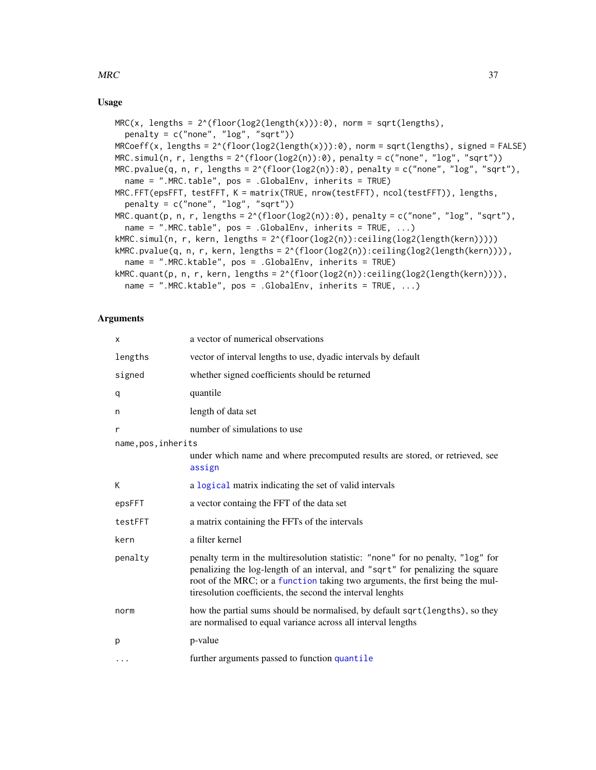## Usage

```
MRC(x, lengths = 2^(floor(log2(length(x))):0), norm = sqrt(lengths),
  penalty = c("none", "log", "sqrt"))
MRCoeff(x, lengths = 2^(floor(log2(length(x))):0), norm = sqrt(lengths), signed = FALSE)
MRC.simul(n, r, lengths = 2^(floor(log2(n)):0), penalty = c("none", "log", "sqrt"))
MRC.pvalue(q, n, r, lengths = 2^(floor(log2(n)):0), penalty = c("none", "log", "sqrt"),
  name = ".MRC.table", pos = .GlobalEnv, inherits = TRUE)
MRC.FFT(epsFFT, testFFT, K = matrix(TRUE, nrow(testFFT), ncol(testFFT)), lengths,
  penalty = c("none", "log", "sqrt"))
MRC.quant(p, n, r, lengths = 2^(floor(log2(n)):0), penalty = c("none", "log", "sqrt"),
  name = ".MRC.table", pos = .GlobalEnv, inherits = TRUE, ...)
kMRC.simul(n, r, kern, lengths = 2^(floor(log2(n)):ceiling(log2(length(kern)))))
kMRC.pvalue(q, n, r, kern, lengths = 2^(floor(log2(n)):ceiling(log2(length(kern)))),
  name = ".MRC.ktable", pos = .GlobalEnv, inherits = TRUE)
kMRC.quant(p, n, r, kern, lengths = 2^(floor(log2(n)):ceiling(log2(length(kern)))),
  name = ".MRC.ktable", pos = .GlobalEnv, inherits = TRUE, ...)
```

## Arguments

| | |
|---|---|
| `x` | a vector of numerical observations |
| `lengths` | vector of interval lengths to use, dyadic intervals by default |
| `signed` | whether signed coefficients should be returned |
| `q` | quantile |
| `n` | length of data set |
| `r` | number of simulations to use |
| `name,pos,inherits` | under which name and where precomputed results are stored, or retrieved, see `assign` |
| `K` | a `logical` matrix indicating the set of valid intervals |
| `epsFFT` | a vector containg the FFT of the data set |
| `testFFT` | a matrix containing the FFTs of the intervals |
| `kern` | a filter kernel |
| `penalty` | penalty term in the multiresolution statistic: `"none"` for no penalty, `"log"` for penalizing the log-length of an interval, and `"sqrt"` for penalizing the square root of the MRC; or a `function` taking two arguments, the first being the multiresolution coefficients, the second the interval lenghts |
| `norm` | how the partial sums should be normalised, by default `sqrt(lengths)`, so they are normalised to equal variance across all interval lengths |
| `p` | p-value |
| `...` | further arguments passed to function `quantile` |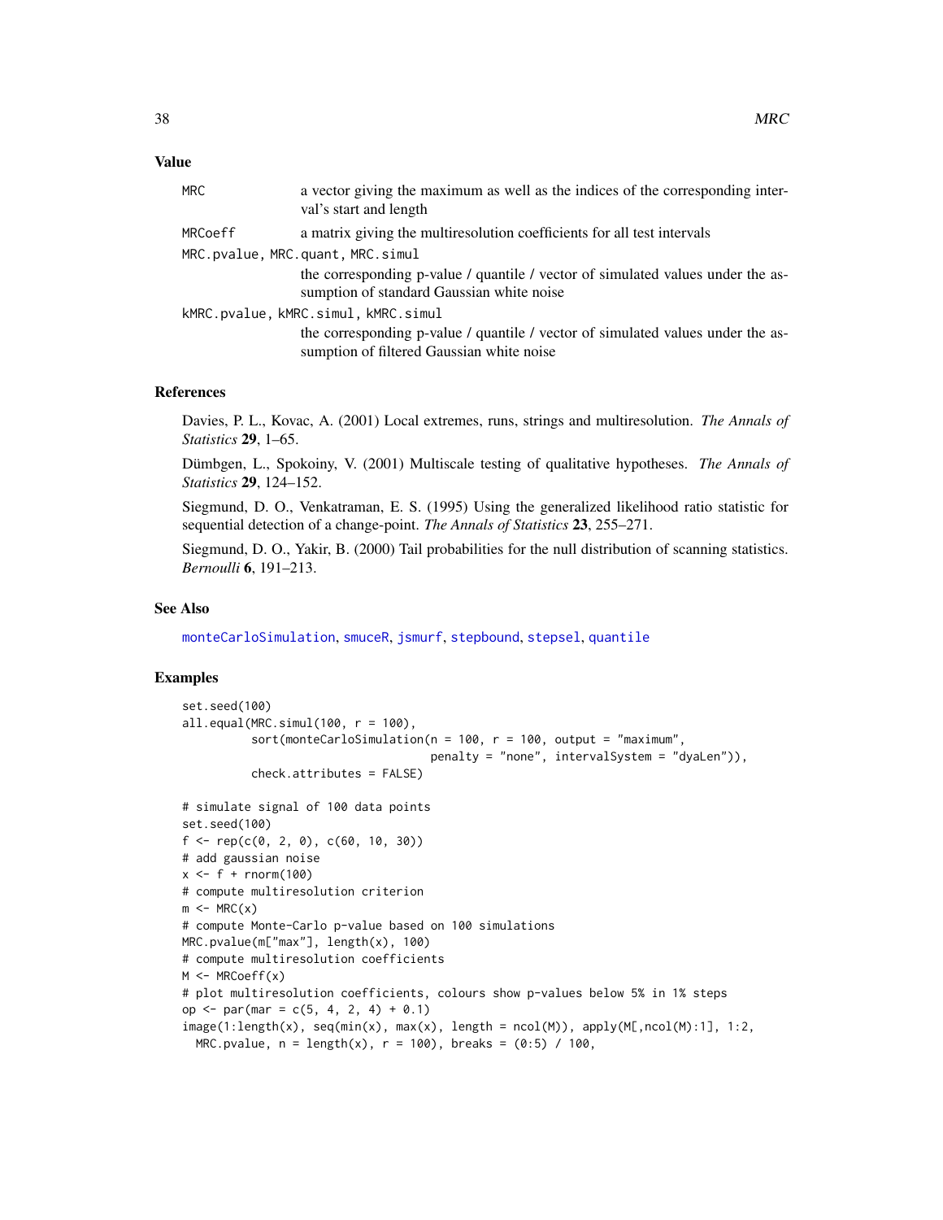## Value

| | |
|---|---|
| MRC | a vector giving the maximum as well as the indices of the corresponding interval's start and length |
| MRCoeff | a matrix giving the multiresolution coefficients for all test intervals |
| MRC.pvalue, MRC.quant, MRC.simul | the corresponding p-value / quantile / vector of simulated values under the assumption of standard Gaussian white noise |
| kMRC.pvalue, kMRC.simul, kMRC.simul | the corresponding p-value / quantile / vector of simulated values under the assumption of filtered Gaussian white noise |

## References

Davies, P. L., Kovac, A. (2001) Local extremes, runs, strings and multiresolution. *The Annals of Statistics* **29**, 1–65.

Dümbgen, L., Spokoiny, V. (2001) Multiscale testing of qualitative hypotheses. *The Annals of Statistics* **29**, 124–152.

Siegmund, D. O., Venkatraman, E. S. (1995) Using the generalized likelihood ratio statistic for sequential detection of a change-point. *The Annals of Statistics* **23**, 255–271.

Siegmund, D. O., Yakir, B. (2000) Tail probabilities for the null distribution of scanning statistics. *Bernoulli* **6**, 191–213.

## See Also

monteCarloSimulation, smuceR, jsmurf, stepbound, stepsel, quantile

## Examples

```
set.seed(100)
all.equal(MRC.simul(100, r = 100),
          sort(monteCarloSimulation(n = 100, r = 100, output = "maximum",
                                    penalty = "none", intervalSystem = "dyaLen")),
          check.attributes = FALSE)

# simulate signal of 100 data points
set.seed(100)
f <- rep(c(0, 2, 0), c(60, 10, 30))
# add gaussian noise
x <- f + rnorm(100)
# compute multiresolution criterion
m <- MRC(x)
# compute Monte-Carlo p-value based on 100 simulations
MRC.pvalue(m["max"], length(x), 100)
# compute multiresolution coefficients
M <- MRCoeff(x)
# plot multiresolution coefficients, colours show p-values below 5% in 1% steps
op <- par(mar = c(5, 4, 2, 4) + 0.1)
image(1:length(x), seq(min(x), max(x), length = ncol(M)), apply(M[,ncol(M):1], 1:2,
  MRC.pvalue, n = length(x), r = 100), breaks = (0:5) / 100,
```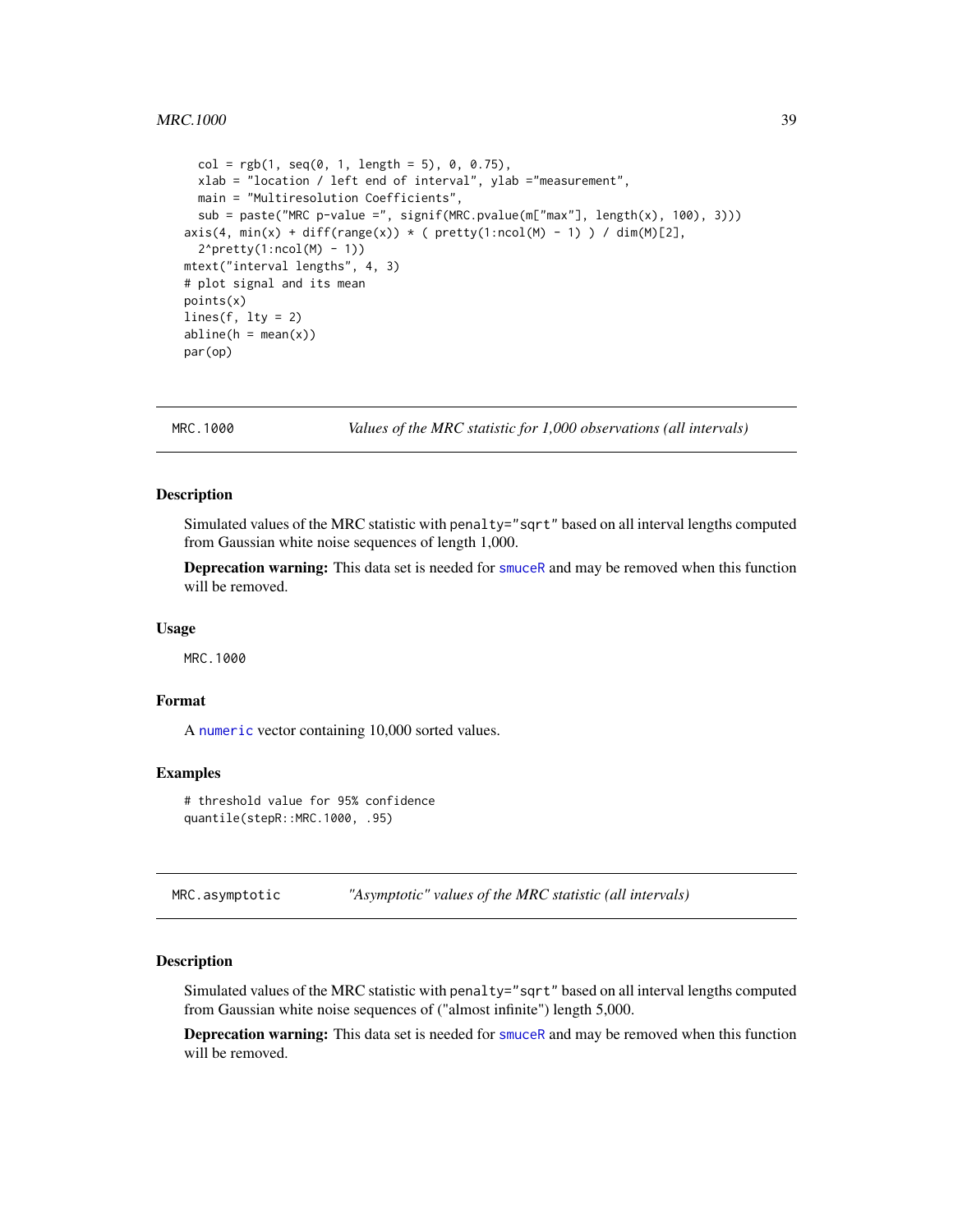```
  col = rgb(1, seq(0, 1, length = 5), 0, 0.75),
  xlab = "location / left end of interval", ylab ="measurement",
  main = "Multiresolution Coefficients",
  sub = paste("MRC p-value =", signif(MRC.pvalue(m["max"], length(x), 100), 3)))
axis(4, min(x) + diff(range(x)) * ( pretty(1:ncol(M) - 1) ) / dim(M)[2],
  2^pretty(1:ncol(M) - 1))
mtext("interval lengths", 4, 3)
# plot signal and its mean
points(x)
lines(f, lty = 2)
abline(h = mean(x))
par(op)
```

## MRC.1000 — *Values of the MRC statistic for 1,000 observations (all intervals)*

### Description

Simulated values of the MRC statistic with `penalty="sqrt"` based on all interval lengths computed from Gaussian white noise sequences of length 1,000.

**Deprecation warning:** This data set is needed for `smuceR` and may be removed when this function will be removed.

### Usage

```
MRC.1000
```

### Format

A `numeric` vector containing 10,000 sorted values.

### Examples

```
# threshold value for 95% confidence
quantile(stepR::MRC.1000, .95)
```

## MRC.asymptotic — *"Asymptotic" values of the MRC statistic (all intervals)*

### Description

Simulated values of the MRC statistic with `penalty="sqrt"` based on all interval lengths computed from Gaussian white noise sequences of ("almost infinite") length 5,000.

**Deprecation warning:** This data set is needed for `smuceR` and may be removed when this function will be removed.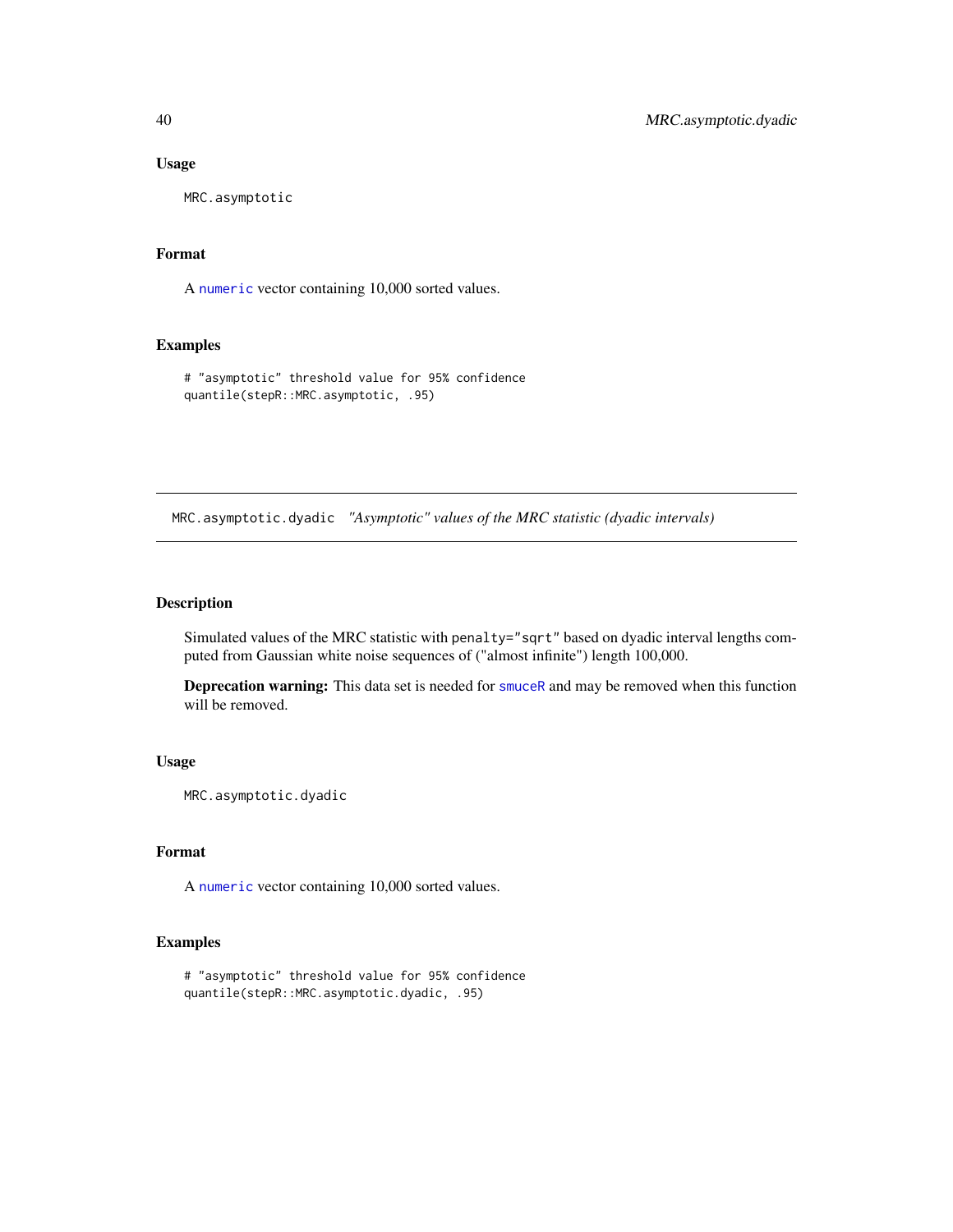### Usage

```
MRC.asymptotic
```

### Format

A `numeric` vector containing 10,000 sorted values.

### Examples

```
# "asymptotic" threshold value for 95% confidence
quantile(stepR::MRC.asymptotic, .95)
```

---

## MRC.asymptotic.dyadic *"Asymptotic" values of the MRC statistic (dyadic intervals)*

---

### Description

Simulated values of the MRC statistic with `penalty="sqrt"` based on dyadic interval lengths computed from Gaussian white noise sequences of ("almost infinite") length 100,000.

**Deprecation warning:** This data set is needed for `smuceR` and may be removed when this function will be removed.

### Usage

```
MRC.asymptotic.dyadic
```

### Format

A `numeric` vector containing 10,000 sorted values.

### Examples

```
# "asymptotic" threshold value for 95% confidence
quantile(stepR::MRC.asymptotic.dyadic, .95)
```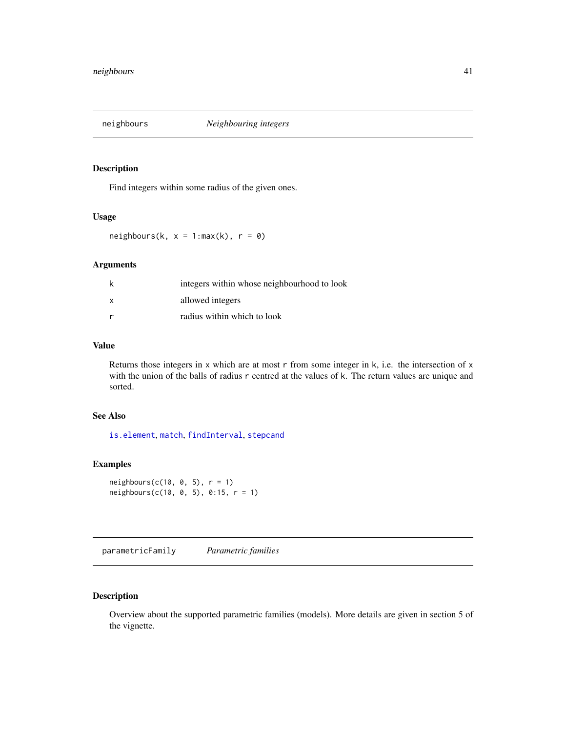## neighbours *Neighbouring integers*

### Description

Find integers within some radius of the given ones.

### Usage

```
neighbours(k, x = 1:max(k), r = 0)
```

### Arguments

| | |
|---|---|
| k | integers within whose neighbourhood to look |
| x | allowed integers |
| r | radius within which to look |

### Value

Returns those integers in `x` which are at most `r` from some integer in `k`, i.e. the intersection of `x` with the union of the balls of radius `r` centred at the values of `k`. The return values are unique and sorted.

### See Also

`is.element`, `match`, `findInterval`, `stepcand`

### Examples

```
neighbours(c(10, 0, 5), r = 1)
neighbours(c(10, 0, 5), 0:15, r = 1)
```

## parametricFamily *Parametric families*

### Description

Overview about the supported parametric families (models). More details are given in section 5 of the vignette.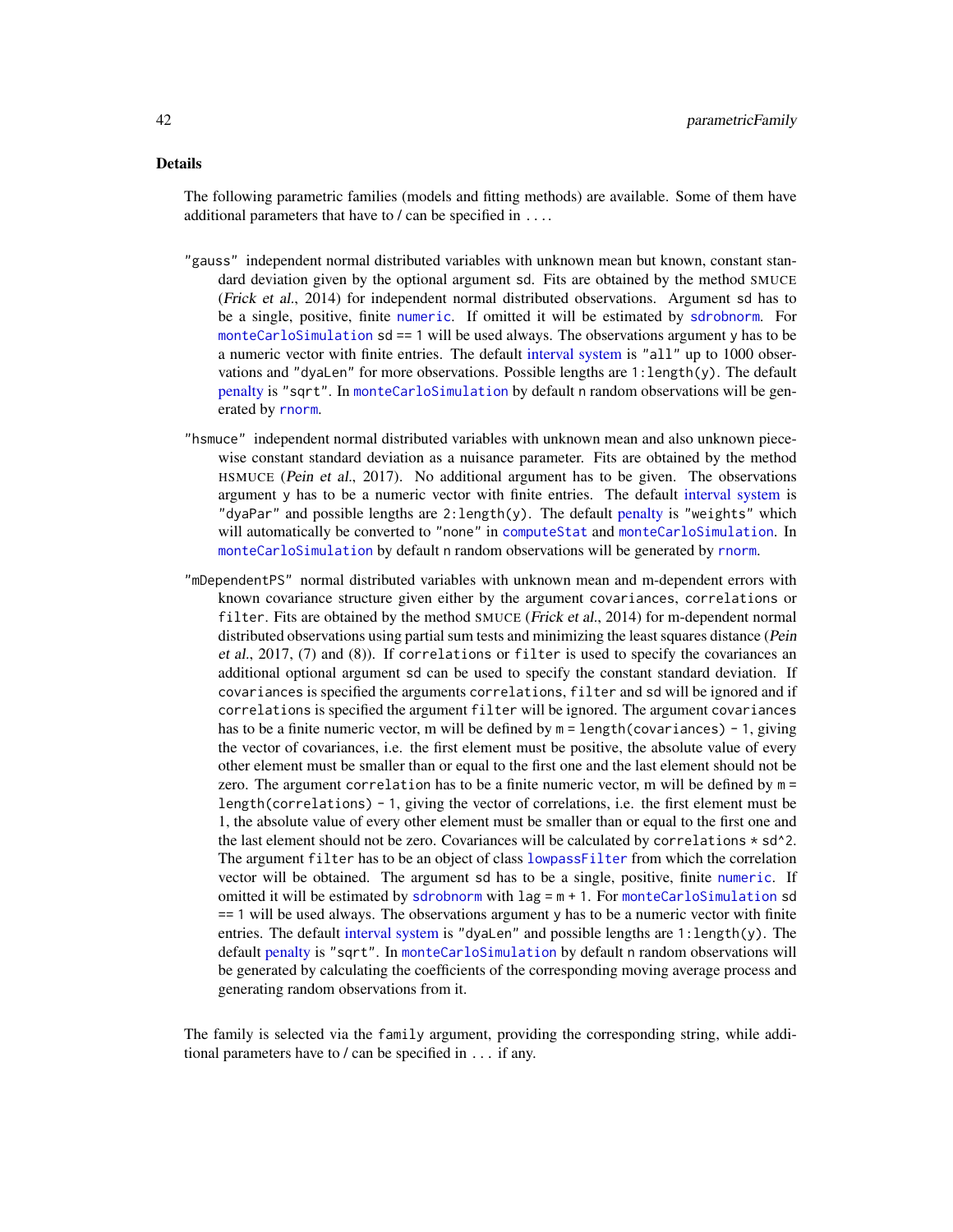### Details

The following parametric families (models and fitting methods) are available. Some of them have additional parameters that have to / can be specified in `...`.

`"gauss"` independent normal distributed variables with unknown mean but known, constant standard deviation given by the optional argument `sd`. Fits are obtained by the method SMUCE (*Frick et al.*, 2014) for independent normal distributed observations. Argument `sd` has to be a single, positive, finite `numeric`. If omitted it will be estimated by `sdrobnorm`. For `monteCarloSimulation` `sd == 1` will be used always. The observations argument `y` has to be a numeric vector with finite entries. The default interval system is `"all"` up to 1000 observations and `"dyaLen"` for more observations. Possible lengths are `1:length(y)`. The default penalty is `"sqrt"`. In `monteCarloSimulation` by default `n` random observations will be generated by `rnorm`.

`"hsmuce"` independent normal distributed variables with unknown mean and also unknown piecewise constant standard deviation as a nuisance parameter. Fits are obtained by the method HSMUCE (*Pein et al.*, 2017). No additional argument has to be given. The observations argument `y` has to be a numeric vector with finite entries. The default interval system is `"dyaPar"` and possible lengths are `2:length(y)`. The default penalty is `"weights"` which will automatically be converted to `"none"` in `computeStat` and `monteCarloSimulation`. In `monteCarloSimulation` by default `n` random observations will be generated by `rnorm`.

`"mDependentPS"` normal distributed variables with unknown mean and m-dependent errors with known covariance structure given either by the argument `covariances`, `correlations` or `filter`. Fits are obtained by the method SMUCE (*Frick et al.*, 2014) for m-dependent normal distributed observations using partial sum tests and minimizing the least squares distance (*Pein et al.*, 2017, (7) and (8)). If `correlations` or `filter` is used to specify the covariances an additional optional argument `sd` can be used to specify the constant standard deviation. If `covariances` is specified the arguments `correlations`, `filter` and `sd` will be ignored and if `correlations` is specified the argument `filter` will be ignored. The argument `covariances` has to be a finite numeric vector, m will be defined by `m = length(covariances) - 1`, giving the vector of covariances, i.e. the first element must be positive, the absolute value of every other element must be smaller than or equal to the first one and the last element should not be zero. The argument `correlation` has to be a finite numeric vector, m will be defined by `m = length(correlations) - 1`, giving the vector of correlations, i.e. the first element must be 1, the absolute value of every other element must be smaller than or equal to the first one and the last element should not be zero. Covariances will be calculated by `correlations * sd^2`. The argument `filter` has to be an object of class `lowpassFilter` from which the correlation vector will be obtained. The argument `sd` has to be a single, positive, finite `numeric`. If omitted it will be estimated by `sdrobnorm` with `lag = m + 1`. For `monteCarloSimulation` `sd == 1` will be used always. The observations argument `y` has to be a numeric vector with finite entries. The default interval system is `"dyaLen"` and possible lengths are `1:length(y)`. The default penalty is `"sqrt"`. In `monteCarloSimulation` by default `n` random observations will be generated by calculating the coefficients of the corresponding moving average process and generating random observations from it.

The family is selected via the `family` argument, providing the corresponding string, while additional parameters have to / can be specified in `...` if any.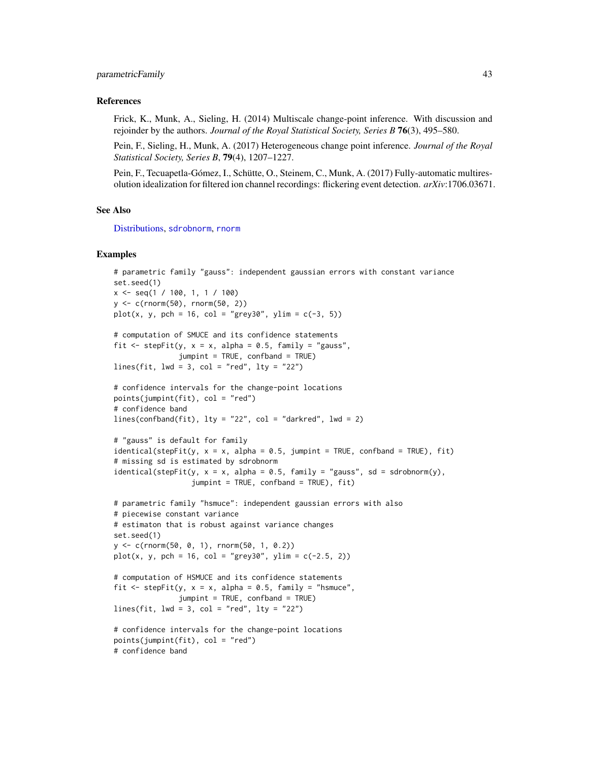## References

Frick, K., Munk, A., Sieling, H. (2014) Multiscale change-point inference. With discussion and rejoinder by the authors. *Journal of the Royal Statistical Society, Series B* **76**(3), 495–580.

Pein, F., Sieling, H., Munk, A. (2017) Heterogeneous change point inference. *Journal of the Royal Statistical Society, Series B*, **79**(4), 1207–1227.

Pein, F., Tecuapetla-Gómez, I., Schütte, O., Steinem, C., Munk, A. (2017) Fully-automatic multiresolution idealization for filtered ion channel recordings: flickering event detection. *arXiv*:1706.03671.

## See Also

Distributions, `sdrobnorm`, `rnorm`

## Examples

```
# parametric family "gauss": independent gaussian errors with constant variance
set.seed(1)
x <- seq(1 / 100, 1, 1 / 100)
y <- c(rnorm(50), rnorm(50, 2))
plot(x, y, pch = 16, col = "grey30", ylim = c(-3, 5))

# computation of SMUCE and its confidence statements
fit <- stepFit(y, x = x, alpha = 0.5, family = "gauss",
               jumpint = TRUE, confband = TRUE)
lines(fit, lwd = 3, col = "red", lty = "22")

# confidence intervals for the change-point locations
points(jumpint(fit), col = "red")
# confidence band
lines(confband(fit), lty = "22", col = "darkred", lwd = 2)

# "gauss" is default for family
identical(stepFit(y, x = x, alpha = 0.5, jumpint = TRUE, confband = TRUE), fit)
# missing sd is estimated by sdrobnorm
identical(stepFit(y, x = x, alpha = 0.5, family = "gauss", sd = sdrobnorm(y),
                  jumpint = TRUE, confband = TRUE), fit)

# parametric family "hsmuce": independent gaussian errors with also
# piecewise constant variance
# estimaton that is robust against variance changes
set.seed(1)
y <- c(rnorm(50, 0, 1), rnorm(50, 1, 0.2))
plot(x, y, pch = 16, col = "grey30", ylim = c(-2.5, 2))

# computation of HSMUCE and its confidence statements
fit <- stepFit(y, x = x, alpha = 0.5, family = "hsmuce",
               jumpint = TRUE, confband = TRUE)
lines(fit, lwd = 3, col = "red", lty = "22")

# confidence intervals for the change-point locations
points(jumpint(fit), col = "red")
# confidence band
```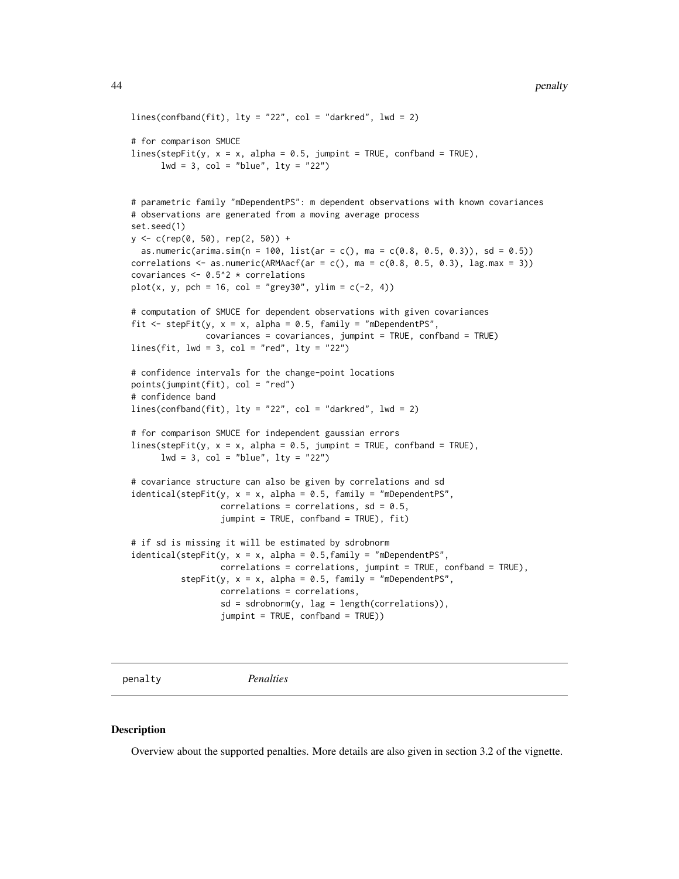```
lines(confband(fit), lty = "22", col = "darkred", lwd = 2)

# for comparison SMUCE
lines(stepFit(y, x = x, alpha = 0.5, jumpint = TRUE, confband = TRUE),
      lwd = 3, col = "blue", lty = "22")


# parametric family "mDependentPS": m dependent observations with known covariances
# observations are generated from a moving average process
set.seed(1)
y <- c(rep(0, 50), rep(2, 50)) +
  as.numeric(arima.sim(n = 100, list(ar = c(), ma = c(0.8, 0.5, 0.3)), sd = 0.5))
correlations <- as.numeric(ARMAacf(ar = c(), ma = c(0.8, 0.5, 0.3), lag.max = 3))
covariances <- 0.5^2 * correlations
plot(x, y, pch = 16, col = "grey30", ylim = c(-2, 4))

# computation of SMUCE for dependent observations with given covariances
fit <- stepFit(y, x = x, alpha = 0.5, family = "mDependentPS",
               covariances = covariances, jumpint = TRUE, confband = TRUE)
lines(fit, lwd = 3, col = "red", lty = "22")

# confidence intervals for the change-point locations
points(jumpint(fit), col = "red")
# confidence band
lines(confband(fit), lty = "22", col = "darkred", lwd = 2)

# for comparison SMUCE for independent gaussian errors
lines(stepFit(y, x = x, alpha = 0.5, jumpint = TRUE, confband = TRUE),
      lwd = 3, col = "blue", lty = "22")

# covariance structure can also be given by correlations and sd
identical(stepFit(y, x = x, alpha = 0.5, family = "mDependentPS",
                  correlations = correlations, sd = 0.5,
                  jumpint = TRUE, confband = TRUE), fit)

# if sd is missing it will be estimated by sdrobnorm
identical(stepFit(y, x = x, alpha = 0.5,family = "mDependentPS",
                  correlations = correlations, jumpint = TRUE, confband = TRUE),
          stepFit(y, x = x, alpha = 0.5, family = "mDependentPS",
                  correlations = correlations,
                  sd = sdrobnorm(y, lag = length(correlations)),
                  jumpint = TRUE, confband = TRUE))
```

## penalty *Penalties*

### Description

Overview about the supported penalties. More details are also given in section 3.2 of the vignette.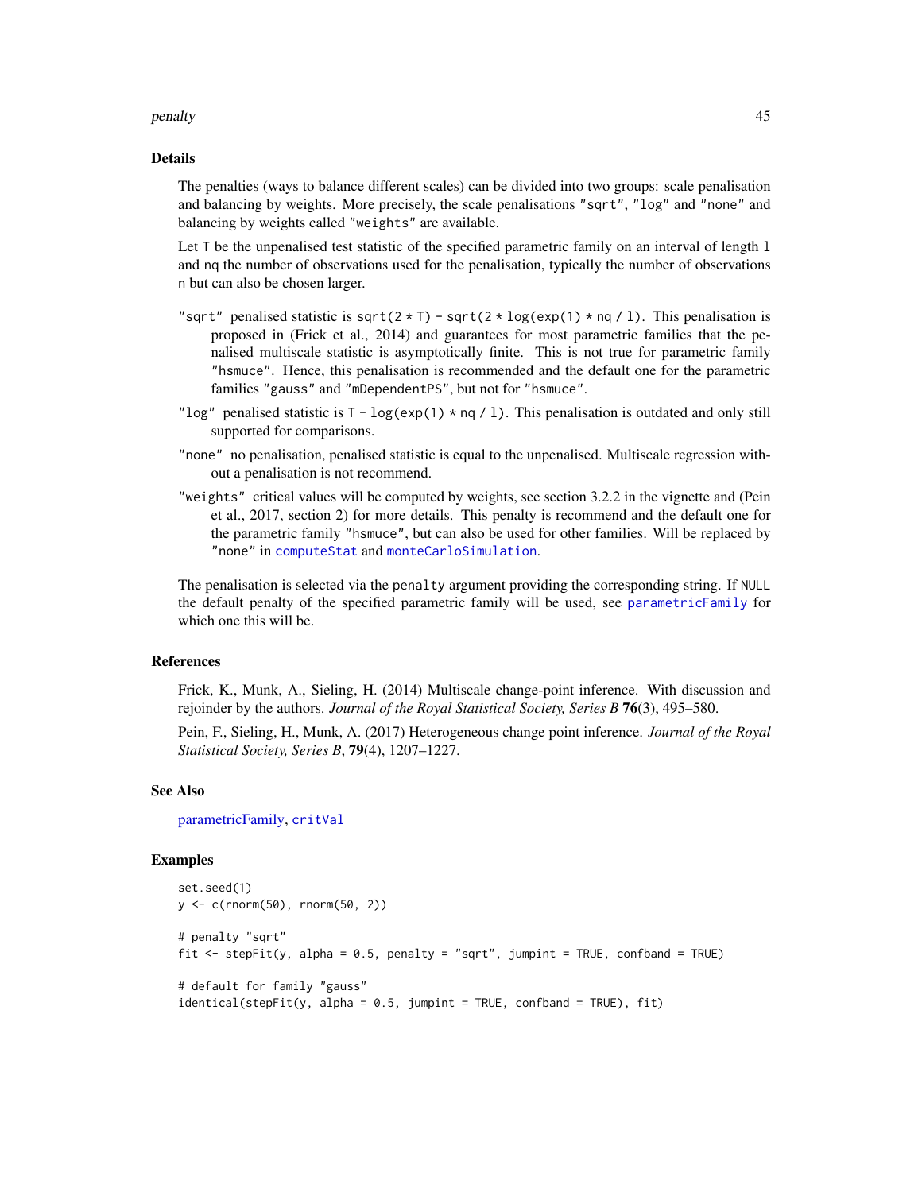### Details

The penalties (ways to balance different scales) can be divided into two groups: scale penalisation and balancing by weights. More precisely, the scale penalisations `"sqrt"`, `"log"` and `"none"` and balancing by weights called `"weights"` are available.

Let `T` be the unpenalised test statistic of the specified parametric family on an interval of length `l` and `nq` the number of observations used for the penalisation, typically the number of observations `n` but can also be chosen larger.

`"sqrt"` penalised statistic is `sqrt(2 * T) - sqrt(2 * log(exp(1) * nq / l)`. This penalisation is proposed in (Frick et al., 2014) and guarantees for most parametric families that the penalised multiscale statistic is asymptotically finite. This is not true for parametric family `"hsmuce"`. Hence, this penalisation is recommended and the default one for the parametric families `"gauss"` and `"mDependentPS"`, but not for `"hsmuce"`.

`"log"` penalised statistic is `T - log(exp(1) * nq / l)`. This penalisation is outdated and only still supported for comparisons.

`"none"` no penalisation, penalised statistic is equal to the unpenalised. Multiscale regression without a penalisation is not recommend.

`"weights"` critical values will be computed by weights, see section 3.2.2 in the vignette and (Pein et al., 2017, section 2) for more details. This penalty is recommend and the default one for the parametric family `"hsmuce"`, but can also be used for other families. Will be replaced by `"none"` in `computeStat` and `monteCarloSimulation`.

The penalisation is selected via the `penalty` argument providing the corresponding string. If `NULL` the default penalty of the specified parametric family will be used, see `parametricFamily` for which one this will be.

### References

Frick, K., Munk, A., Sieling, H. (2014) Multiscale change-point inference. With discussion and rejoinder by the authors. *Journal of the Royal Statistical Society, Series B* **76**(3), 495–580.

Pein, F., Sieling, H., Munk, A. (2017) Heterogeneous change point inference. *Journal of the Royal Statistical Society, Series B*, **79**(4), 1207–1227.

### See Also

parametricFamily, `critVal`

### Examples

```
set.seed(1)
y <- c(rnorm(50), rnorm(50, 2))

# penalty "sqrt"
fit <- stepFit(y, alpha = 0.5, penalty = "sqrt", jumpint = TRUE, confband = TRUE)

# default for family "gauss"
identical(stepFit(y, alpha = 0.5, jumpint = TRUE, confband = TRUE), fit)
```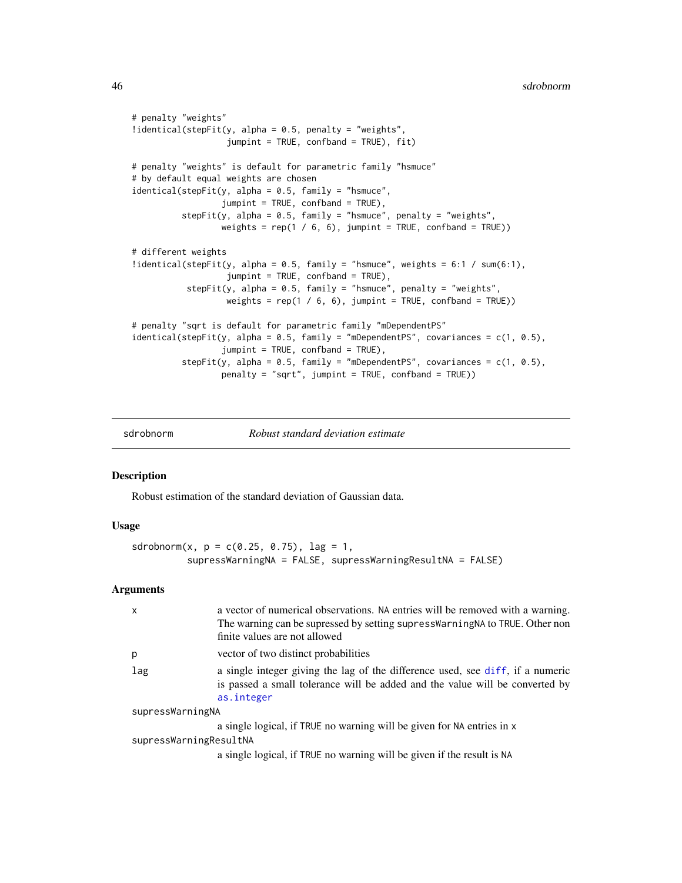```
# penalty "weights"
!identical(stepFit(y, alpha = 0.5, penalty = "weights",
                   jumpint = TRUE, confband = TRUE), fit)

# penalty "weights" is default for parametric family "hsmuce"
# by default equal weights are chosen
identical(stepFit(y, alpha = 0.5, family = "hsmuce",
                  jumpint = TRUE, confband = TRUE),
          stepFit(y, alpha = 0.5, family = "hsmuce", penalty = "weights",
                  weights = rep(1 / 6, 6), jumpint = TRUE, confband = TRUE))

# different weights
!identical(stepFit(y, alpha = 0.5, family = "hsmuce", weights = 6:1 / sum(6:1),
                   jumpint = TRUE, confband = TRUE),
           stepFit(y, alpha = 0.5, family = "hsmuce", penalty = "weights",
                   weights = rep(1 / 6, 6), jumpint = TRUE, confband = TRUE))

# penalty "sqrt is default for parametric family "mDependentPS"
identical(stepFit(y, alpha = 0.5, family = "mDependentPS", covariances = c(1, 0.5),
                  jumpint = TRUE, confband = TRUE),
          stepFit(y, alpha = 0.5, family = "mDependentPS", covariances = c(1, 0.5),
                  penalty = "sqrt", jumpint = TRUE, confband = TRUE))
```

---

## sdrobnorm — *Robust standard deviation estimate*

### Description

Robust estimation of the standard deviation of Gaussian data.

### Usage

```
sdrobnorm(x, p = c(0.25, 0.75), lag = 1,
          supressWarningNA = FALSE, supressWarningResultNA = FALSE)
```

### Arguments

| | |
|---|---|
| x | a vector of numerical observations. NA entries will be removed with a warning. The warning can be supressed by setting supressWarningNA to TRUE. Other non finite values are not allowed |
| p | vector of two distinct probabilities |
| lag | a single integer giving the lag of the difference used, see diff, if a numeric is passed a small tolerance will be added and the value will be converted by as.integer |
| supressWarningNA | a single logical, if TRUE no warning will be given for NA entries in x |
| supressWarningResultNA | a single logical, if TRUE no warning will be given if the result is NA |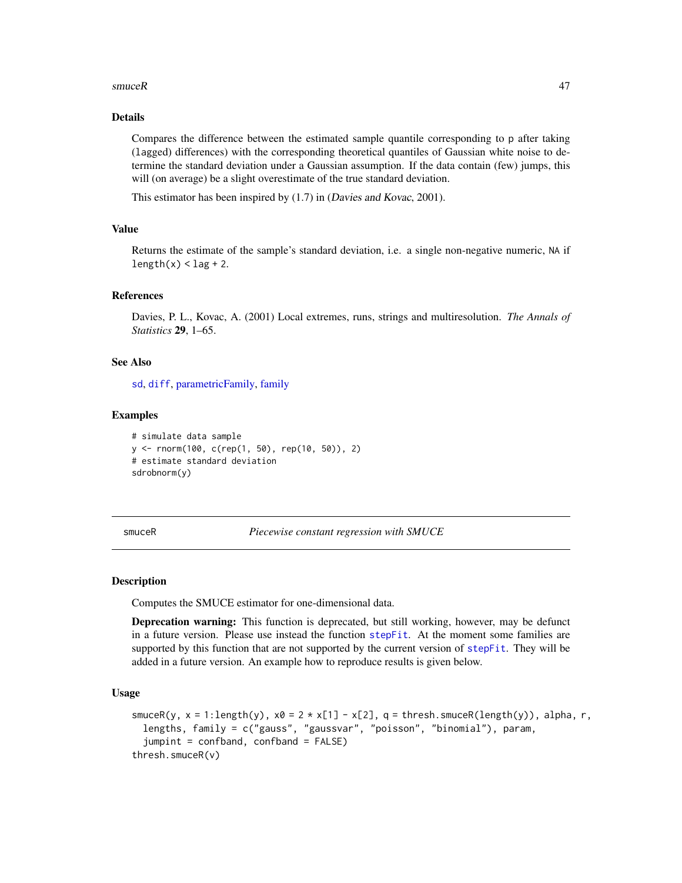## Details

Compares the difference between the estimated sample quantile corresponding to `p` after taking (`lag`ged) differences) with the corresponding theoretical quantiles of Gaussian white noise to determine the standard deviation under a Gaussian assumption. If the data contain (few) jumps, this will (on average) be a slight overestimate of the true standard deviation.

This estimator has been inspired by (1.7) in (Davies and Kovac, 2001).

## Value

Returns the estimate of the sample's standard deviation, i.e. a single non-negative numeric, `NA` if `length(x) < lag + 2`.

## References

Davies, P. L., Kovac, A. (2001) Local extremes, runs, strings and multiresolution. *The Annals of Statistics* **29**, 1–65.

## See Also

`sd`, `diff`, parametricFamily, family

## Examples

```
# simulate data sample
y <- rnorm(100, c(rep(1, 50), rep(10, 50)), 2)
# estimate standard deviation
sdrobnorm(y)
```

---

# smuceR — *Piecewise constant regression with SMUCE*

## Description

Computes the SMUCE estimator for one-dimensional data.

**Deprecation warning:** This function is deprecated, but still working, however, may be defunct in a future version. Please use instead the function `stepFit`. At the moment some families are supported by this function that are not supported by the current version of `stepFit`. They will be added in a future version. An example how to reproduce results is given below.

## Usage

```
smuceR(y, x = 1:length(y), x0 = 2 * x[1] - x[2], q = thresh.smuceR(length(y)), alpha, r,
  lengths, family = c("gauss", "gaussvar", "poisson", "binomial"), param,
  jumpint = confband, confband = FALSE)
thresh.smuceR(v)
```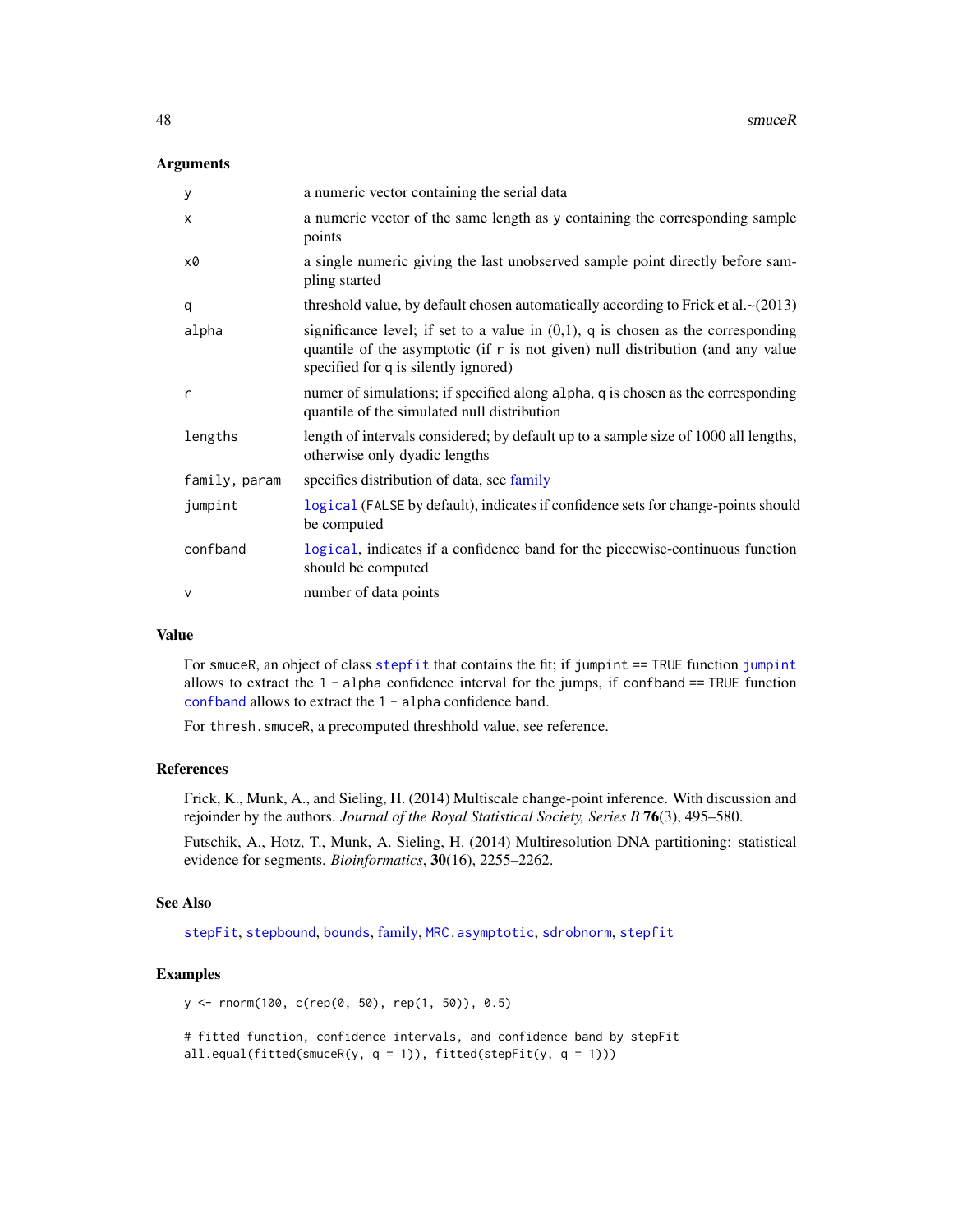## Arguments

| | |
|---|---|
| `y` | a numeric vector containing the serial data |
| `x` | a numeric vector of the same length as `y` containing the corresponding sample points |
| `x0` | a single numeric giving the last unobserved sample point directly before sampling started |
| `q` | threshold value, by default chosen automatically according to Frick et al.~(2013) |
| `alpha` | significance level; if set to a value in (0,1), `q` is chosen as the corresponding quantile of the asymptotic (if `r` is not given) null distribution (and any value specified for `q` is silently ignored) |
| `r` | numer of simulations; if specified along `alpha`, `q` is chosen as the corresponding quantile of the simulated null distribution |
| `lengths` | length of intervals considered; by default up to a sample size of 1000 all lengths, otherwise only dyadic lengths |
| `family, param` | specifies distribution of data, see family |
| `jumpint` | `logical` (`FALSE` by default), indicates if confidence sets for change-points should be computed |
| `confband` | `logical`, indicates if a confidence band for the piecewise-continuous function should be computed |
| `v` | number of data points |

## Value

For `smuceR`, an object of class `stepfit` that contains the fit; if `jumpint == TRUE` function `jumpint` allows to extract the `1 - alpha` confidence interval for the jumps, if `confband == TRUE` function `confband` allows to extract the `1 - alpha` confidence band.

For `thresh.smuceR`, a precomputed threshhold value, see reference.

## References

Frick, K., Munk, A., and Sieling, H. (2014) Multiscale change-point inference. With discussion and rejoinder by the authors. *Journal of the Royal Statistical Society, Series B* **76**(3), 495–580.

Futschik, A., Hotz, T., Munk, A. Sieling, H. (2014) Multiresolution DNA partitioning: statistical evidence for segments. *Bioinformatics*, **30**(16), 2255–2262.

## See Also

`stepFit`, `stepbound`, `bounds`, `family`, `MRC.asymptotic`, `sdrobnorm`, `stepfit`

## Examples

```
y <- rnorm(100, c(rep(0, 50), rep(1, 50)), 0.5)

# fitted function, confidence intervals, and confidence band by stepFit
all.equal(fitted(smuceR(y, q = 1)), fitted(stepFit(y, q = 1)))
```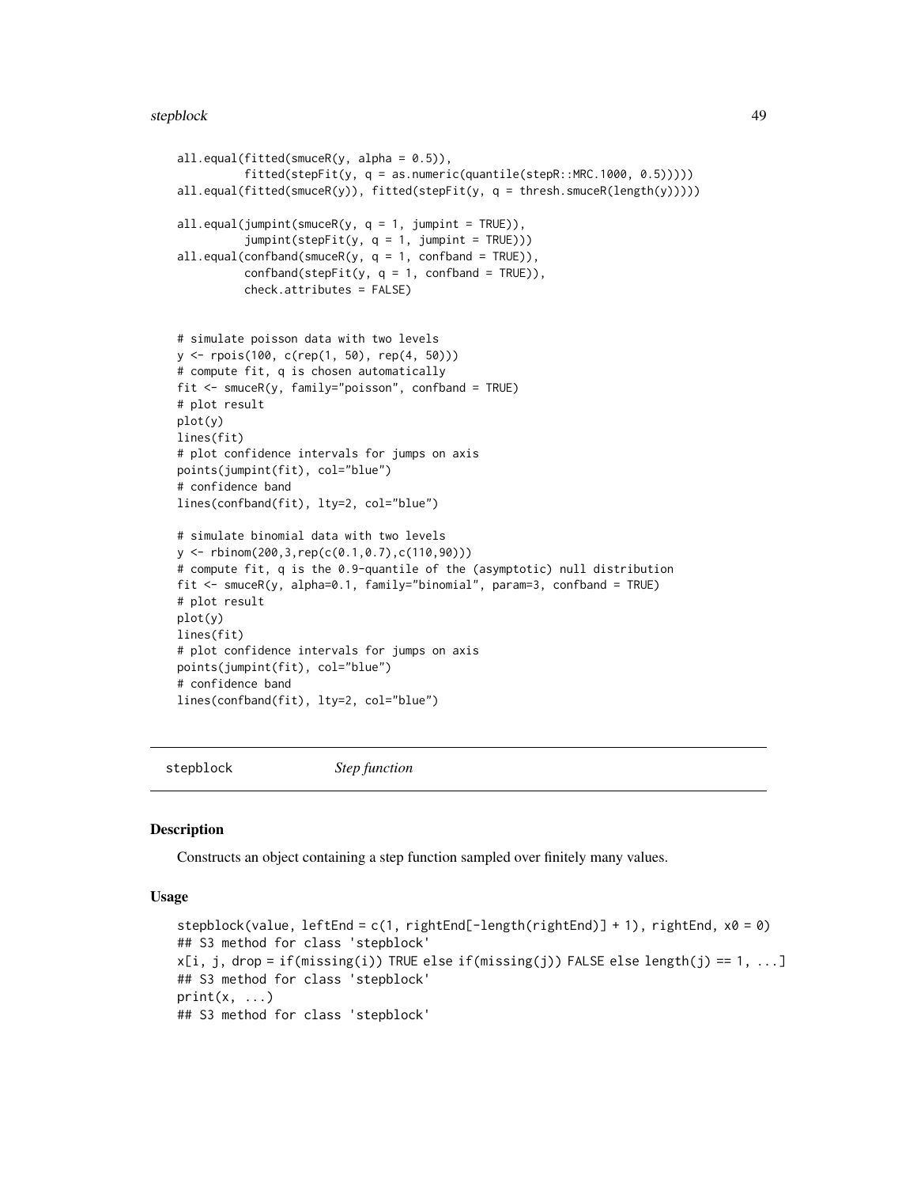```
all.equal(fitted(smuceR(y, alpha = 0.5)),
          fitted(stepFit(y, q = as.numeric(quantile(stepR::MRC.1000, 0.5)))))
all.equal(fitted(smuceR(y)), fitted(stepFit(y, q = thresh.smuceR(length(y)))))

all.equal(jumpint(smuceR(y, q = 1, jumpint = TRUE)),
          jumpint(stepFit(y, q = 1, jumpint = TRUE)))
all.equal(confband(smuceR(y, q = 1, confband = TRUE)),
          confband(stepFit(y, q = 1, confband = TRUE)),
          check.attributes = FALSE)


# simulate poisson data with two levels
y <- rpois(100, c(rep(1, 50), rep(4, 50)))
# compute fit, q is chosen automatically
fit <- smuceR(y, family="poisson", confband = TRUE)
# plot result
plot(y)
lines(fit)
# plot confidence intervals for jumps on axis
points(jumpint(fit), col="blue")
# confidence band
lines(confband(fit), lty=2, col="blue")

# simulate binomial data with two levels
y <- rbinom(200,3,rep(c(0.1,0.7),c(110,90)))
# compute fit, q is the 0.9-quantile of the (asymptotic) null distribution
fit <- smuceR(y, alpha=0.1, family="binomial", param=3, confband = TRUE)
# plot result
plot(y)
lines(fit)
# plot confidence intervals for jumps on axis
points(jumpint(fit), col="blue")
# confidence band
lines(confband(fit), lty=2, col="blue")
```

## stepblock    *Step function*

### Description

Constructs an object containing a step function sampled over finitely many values.

### Usage

```
stepblock(value, leftEnd = c(1, rightEnd[-length(rightEnd)] + 1), rightEnd, x0 = 0)
## S3 method for class 'stepblock'
x[i, j, drop = if(missing(i)) TRUE else if(missing(j)) FALSE else length(j) == 1, ...]
## S3 method for class 'stepblock'
print(x, ...)
## S3 method for class 'stepblock'
```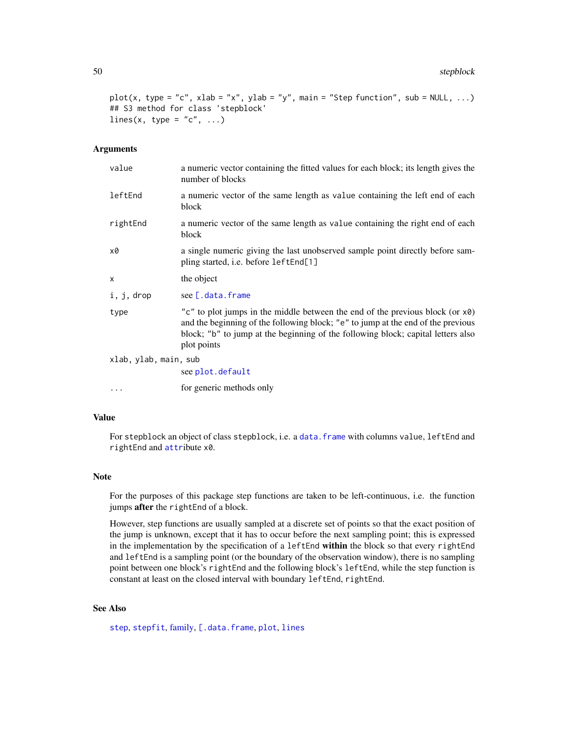```
plot(x, type = "c", xlab = "x", ylab = "y", main = "Step function", sub = NULL, ...)
## S3 method for class 'stepblock'
lines(x, type = "c", ...)
```

### Arguments

| | |
|---|---|
| `value` | a numeric vector containing the fitted values for each block; its length gives the number of blocks |
| `leftEnd` | a numeric vector of the same length as `value` containing the left end of each block |
| `rightEnd` | a numeric vector of the same length as `value` containing the right end of each block |
| `x0` | a single numeric giving the last unobserved sample point directly before sampling started, i.e. before `leftEnd[1]` |
| `x` | the object |
| `i, j, drop` | see `[.data.frame` |
| `type` | `"c"` to plot jumps in the middle between the end of the previous block (or `x0`) and the beginning of the following block; `"e"` to jump at the end of the previous block; `"b"` to jump at the beginning of the following block; capital letters also plot points |
| `xlab, ylab, main, sub` | see `plot.default` |
| `...` | for generic methods only |

### Value

For `stepblock` an object of class `stepblock`, i.e. a `data.frame` with columns `value`, `leftEnd` and `rightEnd` and `attr`ibute `x0`.

### Note

For the purposes of this package step functions are taken to be left-continuous, i.e. the function jumps **after** the `rightEnd` of a block.

However, step functions are usually sampled at a discrete set of points so that the exact position of the jump is unknown, except that it has to occur before the next sampling point; this is expressed in the implementation by the specification of a `leftEnd` **within** the block so that every `rightEnd` and `leftEnd` is a sampling point (or the boundary of the observation window), there is no sampling point between one block's `rightEnd` and the following block's `leftEnd`, while the step function is constant at least on the closed interval with boundary `leftEnd`, `rightEnd`.

### See Also

`step`, `stepfit`, `family`, `[.data.frame`, `plot`, `lines`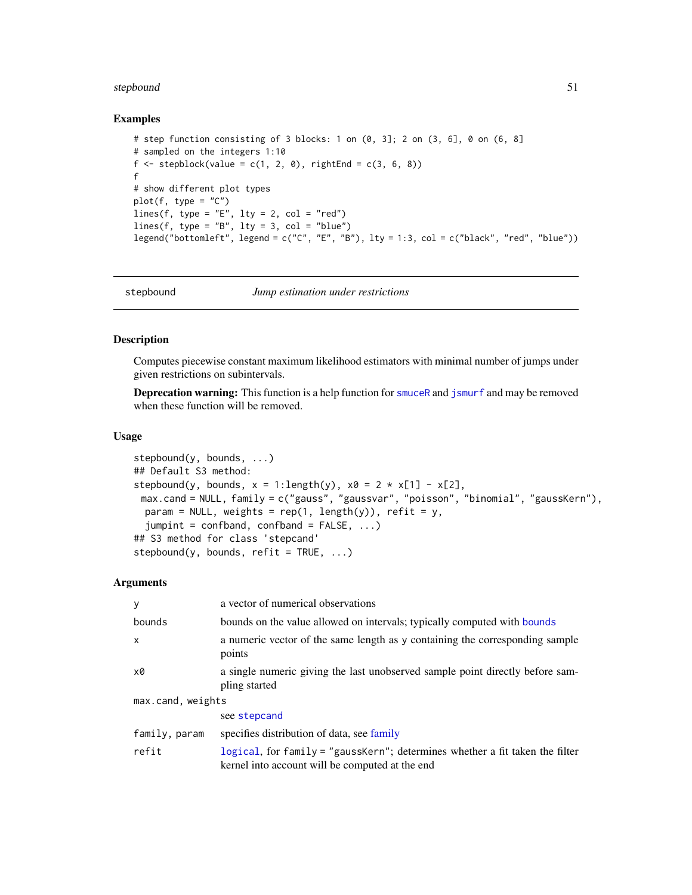## Examples

```
# step function consisting of 3 blocks: 1 on (0, 3]; 2 on (3, 6], 0 on (6, 8]
# sampled on the integers 1:10
f <- stepblock(value = c(1, 2, 0), rightEnd = c(3, 6, 8))
f
# show different plot types
plot(f, type = "C")
lines(f, type = "E", lty = 2, col = "red")
lines(f, type = "B", lty = 3, col = "blue")
legend("bottomleft", legend = c("C", "E", "B"), lty = 1:3, col = c("black", "red", "blue"))
```

---

# stepbound — *Jump estimation under restrictions*

## Description

Computes piecewise constant maximum likelihood estimators with minimal number of jumps under given restrictions on subintervals.

**Deprecation warning:** This function is a help function for `smuceR` and `jsmurf` and may be removed when these function will be removed.

## Usage

```
stepbound(y, bounds, ...)
## Default S3 method:
stepbound(y, bounds, x = 1:length(y), x0 = 2 * x[1] - x[2],
  max.cand = NULL, family = c("gauss", "gaussvar", "poisson", "binomial", "gaussKern"),
   param = NULL, weights = rep(1, length(y)), refit = y,
   jumpint = confband, confband = FALSE, ...)
## S3 method for class 'stepcand'
stepbound(y, bounds, refit = TRUE, ...)
```

## Arguments

| | |
|---|---|
| `y` | a vector of numerical observations |
| `bounds` | bounds on the value allowed on intervals; typically computed with `bounds` |
| `x` | a numeric vector of the same length as `y` containing the corresponding sample points |
| `x0` | a single numeric giving the last unobserved sample point directly before sampling started |
| `max.cand, weights` | see `stepcand` |
| `family, param` | specifies distribution of data, see family |
| `refit` | `logical`, for `family = "gaussKern"`; determines whether a fit taken the filter kernel into account will be computed at the end |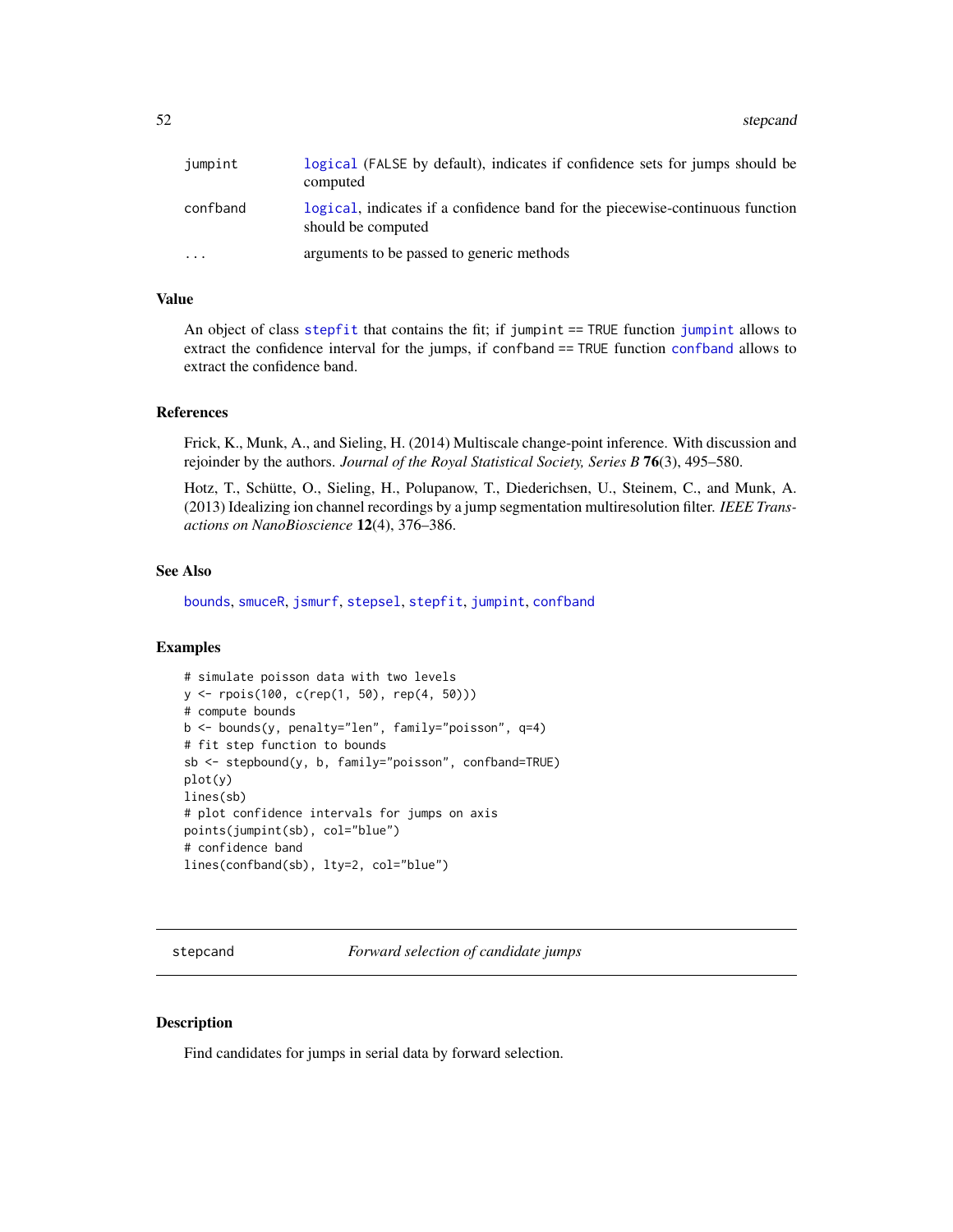| | |
|---|---|
| jumpint | logical (FALSE by default), indicates if confidence sets for jumps should be computed |
| confband | logical, indicates if a confidence band for the piecewise-continuous function should be computed |
| ... | arguments to be passed to generic methods |

### Value

An object of class stepfit that contains the fit; if jumpint == TRUE function jumpint allows to extract the confidence interval for the jumps, if confband == TRUE function confband allows to extract the confidence band.

### References

Frick, K., Munk, A., and Sieling, H. (2014) Multiscale change-point inference. With discussion and rejoinder by the authors. *Journal of the Royal Statistical Society, Series B* **76**(3), 495–580.

Hotz, T., Schütte, O., Sieling, H., Polupanow, T., Diederichsen, U., Steinem, C., and Munk, A. (2013) Idealizing ion channel recordings by a jump segmentation multiresolution filter. *IEEE Transactions on NanoBioscience* **12**(4), 376–386.

### See Also

bounds, smuceR, jsmurf, stepsel, stepfit, jumpint, confband

### Examples

```
# simulate poisson data with two levels
y <- rpois(100, c(rep(1, 50), rep(4, 50)))
# compute bounds
b <- bounds(y, penalty="len", family="poisson", q=4)
# fit step function to bounds
sb <- stepbound(y, b, family="poisson", confband=TRUE)
plot(y)
lines(sb)
# plot confidence intervals for jumps on axis
points(jumpint(sb), col="blue")
# confidence band
lines(confband(sb), lty=2, col="blue")
```

---

## stepcand — *Forward selection of candidate jumps*

---

### Description

Find candidates for jumps in serial data by forward selection.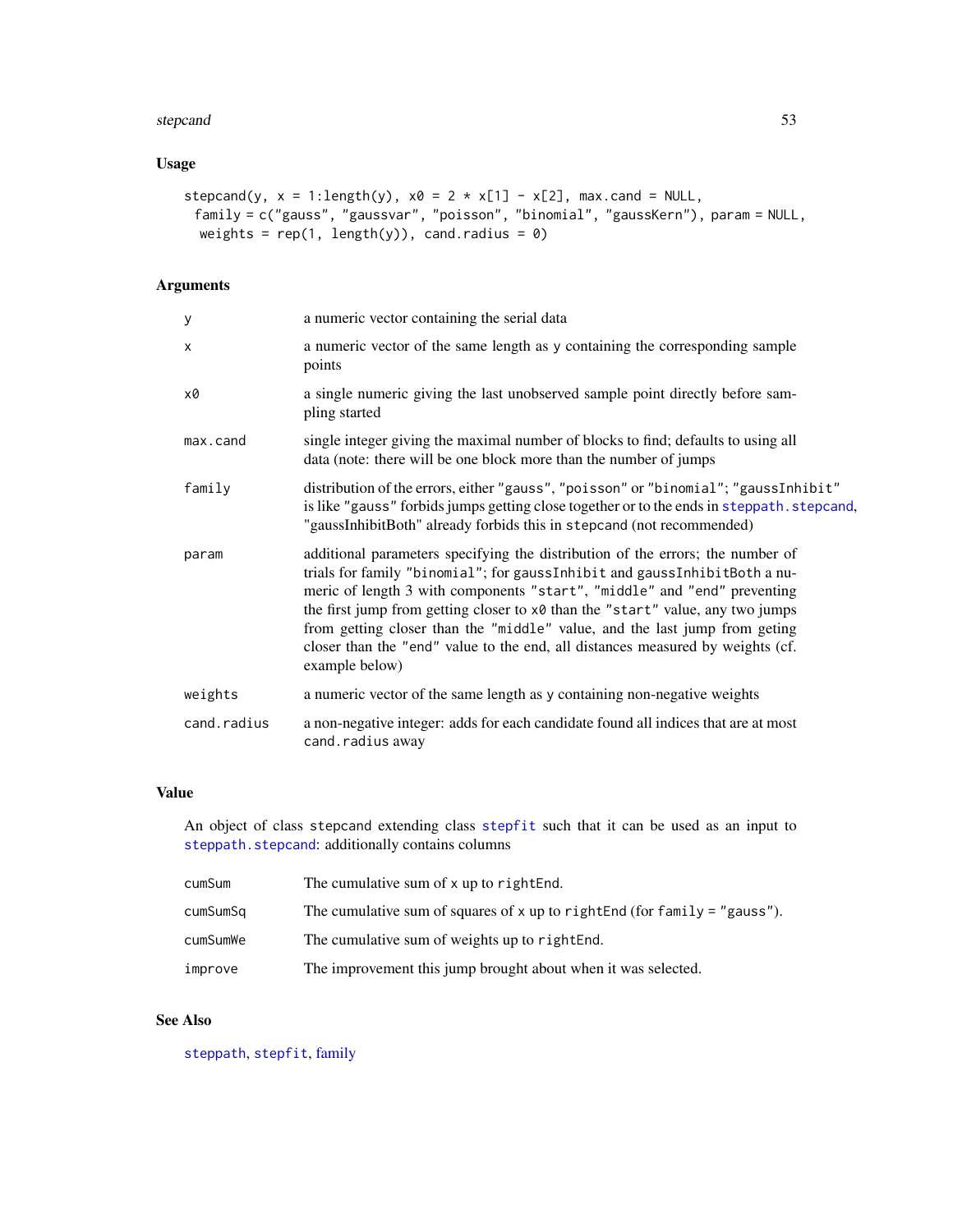## Usage

```
stepcand(y, x = 1:length(y), x0 = 2 * x[1] - x[2], max.cand = NULL,
  family = c("gauss", "gaussvar", "poisson", "binomial", "gaussKern"), param = NULL,
   weights = rep(1, length(y)), cand.radius = 0)
```

## Arguments

| | |
|---|---|
| `y` | a numeric vector containing the serial data |
| `x` | a numeric vector of the same length as `y` containing the corresponding sample points |
| `x0` | a single numeric giving the last unobserved sample point directly before sampling started |
| `max.cand` | single integer giving the maximal number of blocks to find; defaults to using all data (note: there will be one block more than the number of jumps |
| `family` | distribution of the errors, either `"gauss"`, `"poisson"` or `"binomial"`; `"gaussInhibit"` is like `"gauss"` forbids jumps getting close together or to the ends in `steppath.stepcand`, "gaussInhibitBoth" already forbids this in `stepcand` (not recommended) |
| `param` | additional parameters specifying the distribution of the errors; the number of trials for family `"binomial"`; for `gaussInhibit` and `gaussInhibitBoth` a numeric of length 3 with components `"start"`, `"middle"` and `"end"` preventing the first jump from getting closer to `x0` than the `"start"` value, any two jumps from getting closer than the `"middle"` value, and the last jump from geting closer than the `"end"` value to the end, all distances measured by weights (cf. example below) |
| `weights` | a numeric vector of the same length as `y` containing non-negative weights |
| `cand.radius` | a non-negative integer: adds for each candidate found all indices that are at most `cand.radius` away |

## Value

An object of class `stepcand` extending class `stepfit` such that it can be used as an input to `steppath.stepcand`: additionally contains columns

| | |
|---|---|
| `cumSum` | The cumulative sum of `x` up to `rightEnd`. |
| `cumSumSq` | The cumulative sum of squares of `x` up to `rightEnd` (for `family = "gauss"`). |
| `cumSumWe` | The cumulative sum of weights up to `rightEnd`. |
| `improve` | The improvement this jump brought about when it was selected. |

## See Also

`steppath`, `stepfit`, family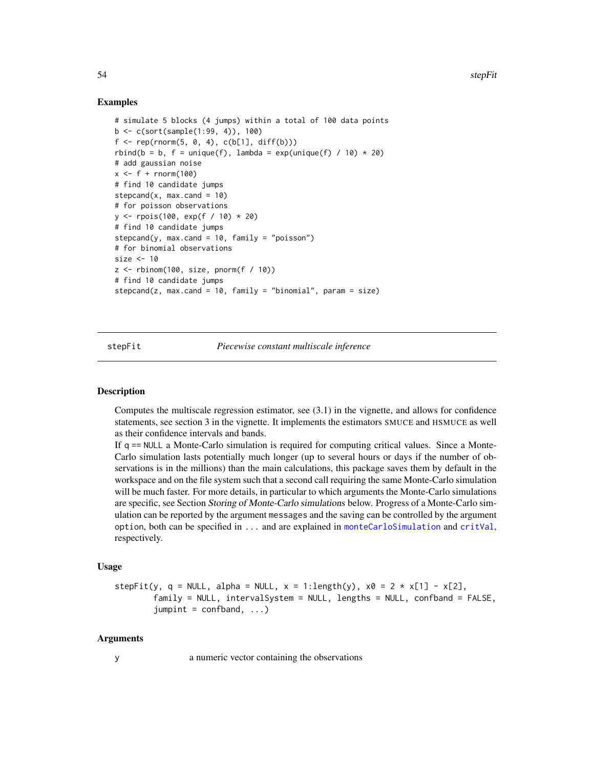### Examples

```
# simulate 5 blocks (4 jumps) within a total of 100 data points
b <- c(sort(sample(1:99, 4)), 100)
f <- rep(rnorm(5, 0, 4), c(b[1], diff(b)))
rbind(b = b, f = unique(f), lambda = exp(unique(f) / 10) * 20)
# add gaussian noise
x <- f + rnorm(100)
# find 10 candidate jumps
stepcand(x, max.cand = 10)
# for poisson observations
y <- rpois(100, exp(f / 10) * 20)
# find 10 candidate jumps
stepcand(y, max.cand = 10, family = "poisson")
# for binomial observations
size <- 10
z <- rbinom(100, size, pnorm(f / 10))
# find 10 candidate jumps
stepcand(z, max.cand = 10, family = "binomial", param = size)
```

---

## stepFit — *Piecewise constant multiscale inference*

### Description

Computes the multiscale regression estimator, see (3.1) in the vignette, and allows for confidence statements, see section 3 in the vignette. It implements the estimators SMUCE and HSMUCE as well as their confidence intervals and bands.

If `q == NULL` a Monte-Carlo simulation is required for computing critical values. Since a Monte-Carlo simulation lasts potentially much longer (up to several hours or days if the number of observations is in the millions) than the main calculations, this package saves them by default in the workspace and on the file system such that a second call requiring the same Monte-Carlo simulation will be much faster. For more details, in particular to which arguments the Monte-Carlo simulations are specific, see Section *Storing of Monte-Carlo simulations* below. Progress of a Monte-Carlo simulation can be reported by the argument `messages` and the saving can be controlled by the argument `option`, both can be specified in `...` and are explained in `monteCarloSimulation` and `critVal`, respectively.

### Usage

```
stepFit(y, q = NULL, alpha = NULL, x = 1:length(y), x0 = 2 * x[1] - x[2],
        family = NULL, intervalSystem = NULL, lengths = NULL, confband = FALSE,
        jumpint = confband, ...)
```

### Arguments

`y` a numeric vector containing the observations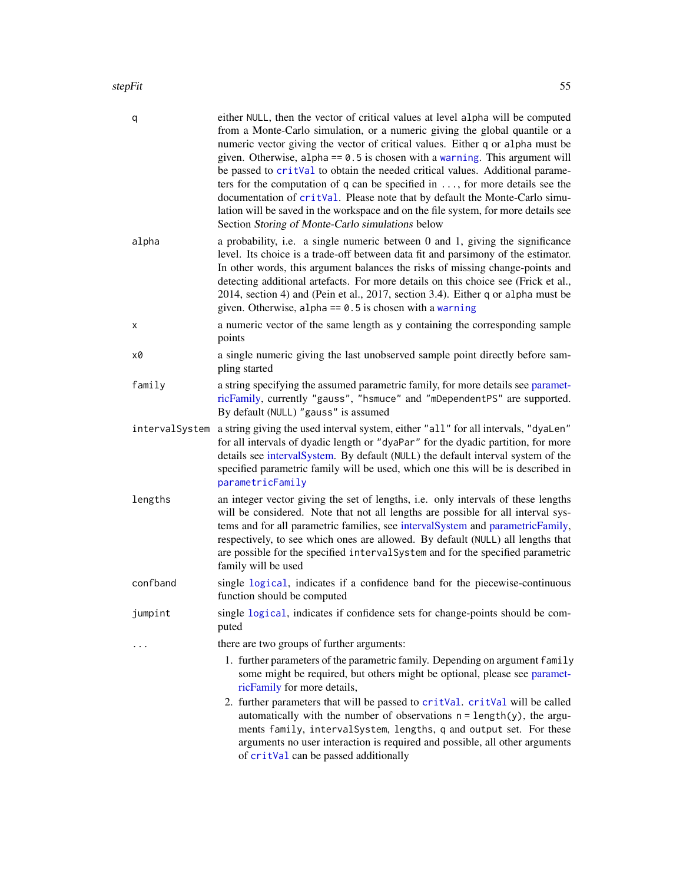| | |
|---|---|
| `q` | either `NULL`, then the vector of critical values at level `alpha` will be computed from a Monte-Carlo simulation, or a numeric giving the global quantile or a numeric vector giving the vector of critical values. Either `q` or `alpha` must be given. Otherwise, `alpha == 0.5` is chosen with a `warning`. This argument will be passed to `critVal` to obtain the needed critical values. Additional parameters for the computation of `q` can be specified in `...`, for more details see the documentation of `critVal`. Please note that by default the Monte-Carlo simulation will be saved in the workspace and on the file system, for more details see Section *Storing of Monte-Carlo simulations* below |
| `alpha` | a probability, i.e. a single numeric between 0 and 1, giving the significance level. Its choice is a trade-off between data fit and parsimony of the estimator. In other words, this argument balances the risks of missing change-points and detecting additional artefacts. For more details on this choice see (Frick et al., 2014, section 4) and (Pein et al., 2017, section 3.4). Either `q` or `alpha` must be given. Otherwise, `alpha == 0.5` is chosen with a `warning` |
| `x` | a numeric vector of the same length as `y` containing the corresponding sample points |
| `x0` | a single numeric giving the last unobserved sample point directly before sampling started |
| `family` | a string specifying the assumed parametric family, for more details see parametricFamily, currently `"gauss"`, `"hsmuce"` and `"mDependentPS"` are supported. By default (`NULL`) `"gauss"` is assumed |
| `intervalSystem` | a string giving the used interval system, either `"all"` for all intervals, `"dyaLen"` for all intervals of dyadic length or `"dyaPar"` for the dyadic partition, for more details see intervalSystem. By default (`NULL`) the default interval system of the specified parametric family will be used, which one this will be is described in `parametricFamily` |
| `lengths` | an integer vector giving the set of lengths, i.e. only intervals of these lengths will be considered. Note that not all lengths are possible for all interval systems and for all parametric families, see intervalSystem and parametricFamily, respectively, to see which ones are allowed. By default (`NULL`) all lengths that are possible for the specified `intervalSystem` and for the specified parametric family will be used |
| `confband` | single `logical`, indicates if a confidence band for the piecewise-continuous function should be computed |
| `jumpint` | single `logical`, indicates if confidence sets for change-points should be computed |
| `...` | there are two groups of further arguments: <br>1. further parameters of the parametric family. Depending on argument `family` some might be required, but others might be optional, please see parametricFamily for more details, <br>2. further parameters that will be passed to `critVal`. `critVal` will be called automatically with the number of observations `n = length(y)`, the arguments `family`, `intervalSystem`, `lengths`, `q` and `output` set. For these arguments no user interaction is required and possible, all other arguments of `critVal` can be passed additionally |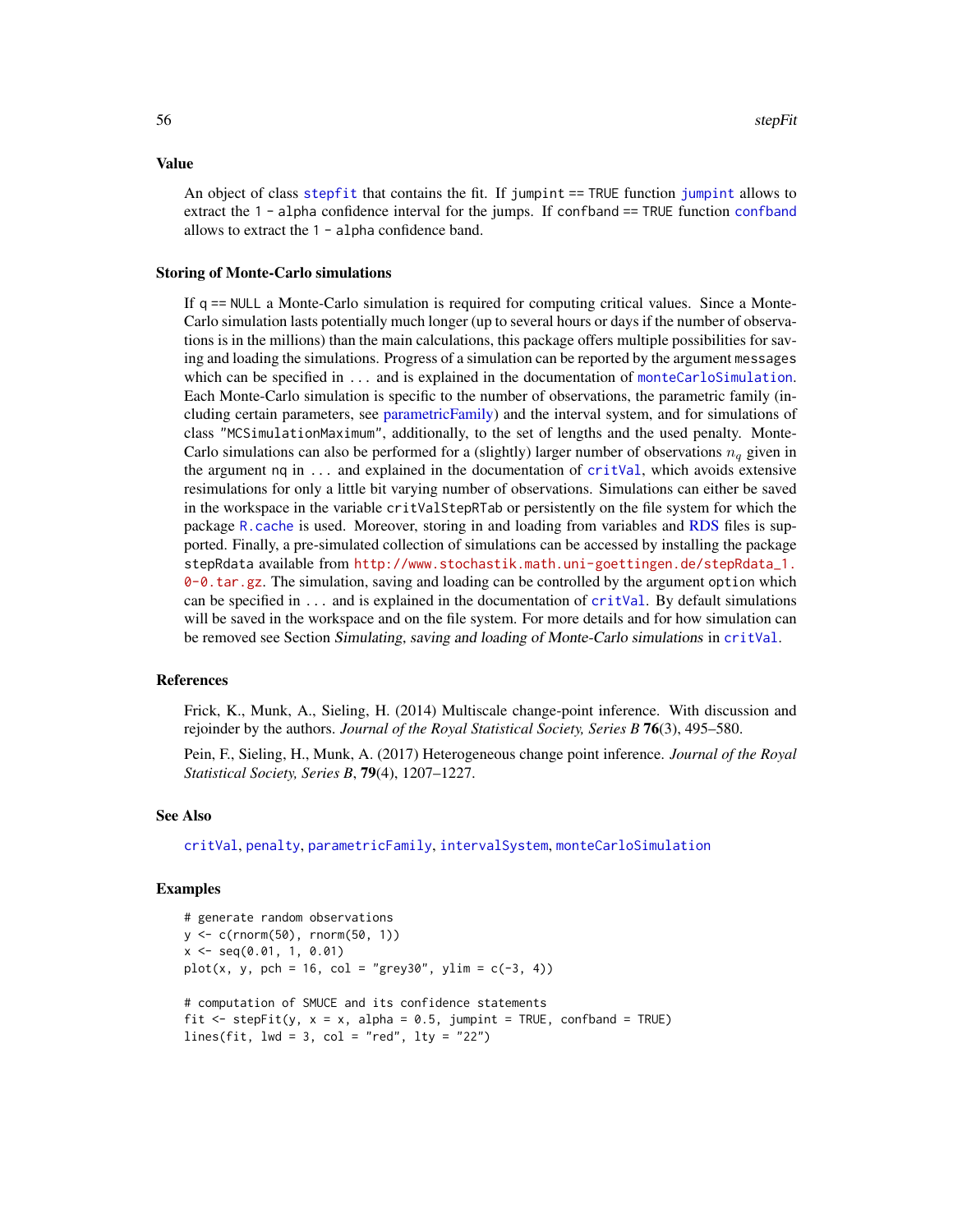### Value

An object of class `stepfit` that contains the fit. If `jumpint == TRUE` function `jumpint` allows to extract the `1 - alpha` confidence interval for the jumps. If `confband == TRUE` function `confband` allows to extract the `1 - alpha` confidence band.

### Storing of Monte-Carlo simulations

If `q == NULL` a Monte-Carlo simulation is required for computing critical values. Since a Monte-Carlo simulation lasts potentially much longer (up to several hours or days if the number of observations is in the millions) than the main calculations, this package offers multiple possibilities for saving and loading the simulations. Progress of a simulation can be reported by the argument `messages` which can be specified in `...` and is explained in the documentation of `monteCarloSimulation`. Each Monte-Carlo simulation is specific to the number of observations, the parametric family (including certain parameters, see parametricFamily) and the interval system, and for simulations of class `"MCSimulationMaximum"`, additionally, to the set of lengths and the used penalty. Monte-Carlo simulations can also be performed for a (slightly) larger number of observations $n_q$ given in the argument `nq` in `...` and explained in the documentation of `critVal`, which avoids extensive resimulations for only a little bit varying number of observations. Simulations can either be saved in the workspace in the variable `critValStepRTab` or persistently on the file system for which the package `R.cache` is used. Moreover, storing in and loading from variables and RDS files is supported. Finally, a pre-simulated collection of simulations can be accessed by installing the package `stepRdata` available from `http://www.stochastik.math.uni-goettingen.de/stepRdata_1.0-0.tar.gz`. The simulation, saving and loading can be controlled by the argument `option` which can be specified in `...` and is explained in the documentation of `critVal`. By default simulations will be saved in the workspace and on the file system. For more details and for how simulation can be removed see Section *Simulating, saving and loading of Monte-Carlo simulations* in `critVal`.

### References

Frick, K., Munk, A., Sieling, H. (2014) Multiscale change-point inference. With discussion and rejoinder by the authors. *Journal of the Royal Statistical Society, Series B* **76**(3), 495–580.

Pein, F., Sieling, H., Munk, A. (2017) Heterogeneous change point inference. *Journal of the Royal Statistical Society, Series B*, **79**(4), 1207–1227.

### See Also

`critVal`, `penalty`, `parametricFamily`, `intervalSystem`, `monteCarloSimulation`

### Examples

```
# generate random observations
y <- c(rnorm(50), rnorm(50, 1))
x <- seq(0.01, 1, 0.01)
plot(x, y, pch = 16, col = "grey30", ylim = c(-3, 4))

# computation of SMUCE and its confidence statements
fit <- stepFit(y, x = x, alpha = 0.5, jumpint = TRUE, confband = TRUE)
lines(fit, lwd = 3, col = "red", lty = "22")
```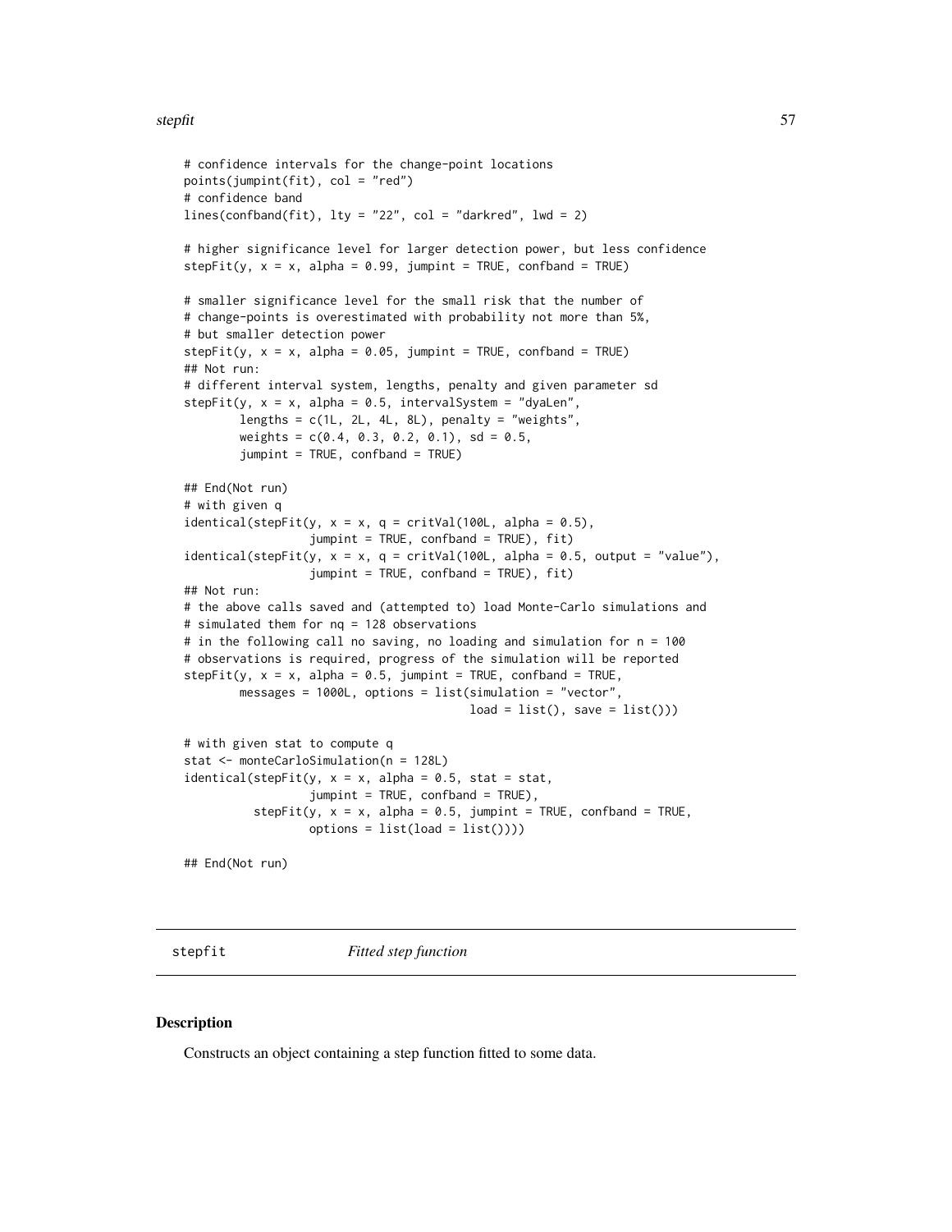```
# confidence intervals for the change-point locations
points(jumpint(fit), col = "red")
# confidence band
lines(confband(fit), lty = "22", col = "darkred", lwd = 2)

# higher significance level for larger detection power, but less confidence
stepFit(y, x = x, alpha = 0.99, jumpint = TRUE, confband = TRUE)

# smaller significance level for the small risk that the number of
# change-points is overestimated with probability not more than 5%,
# but smaller detection power
stepFit(y, x = x, alpha = 0.05, jumpint = TRUE, confband = TRUE)
## Not run:
# different interval system, lengths, penalty and given parameter sd
stepFit(y, x = x, alpha = 0.5, intervalSystem = "dyaLen",
        lengths = c(1L, 2L, 4L, 8L), penalty = "weights",
        weights = c(0.4, 0.3, 0.2, 0.1), sd = 0.5,
        jumpint = TRUE, confband = TRUE)

## End(Not run)
# with given q
identical(stepFit(y, x = x, q = critVal(100L, alpha = 0.5),
                  jumpint = TRUE, confband = TRUE), fit)
identical(stepFit(y, x = x, q = critVal(100L, alpha = 0.5, output = "value"),
                  jumpint = TRUE, confband = TRUE), fit)
## Not run:
# the above calls saved and (attempted to) load Monte-Carlo simulations and
# simulated them for nq = 128 observations
# in the following call no saving, no loading and simulation for n = 100
# observations is required, progress of the simulation will be reported
stepFit(y, x = x, alpha = 0.5, jumpint = TRUE, confband = TRUE,
        messages = 1000L, options = list(simulation = "vector",
                                         load = list(), save = list()))

# with given stat to compute q
stat <- monteCarloSimulation(n = 128L)
identical(stepFit(y, x = x, alpha = 0.5, stat = stat,
                  jumpint = TRUE, confband = TRUE),
          stepFit(y, x = x, alpha = 0.5, jumpint = TRUE, confband = TRUE,
                  options = list(load = list())))

## End(Not run)
```

## stepfit &nbsp;&nbsp;&nbsp;&nbsp; *Fitted step function*

### Description

Constructs an object containing a step function fitted to some data.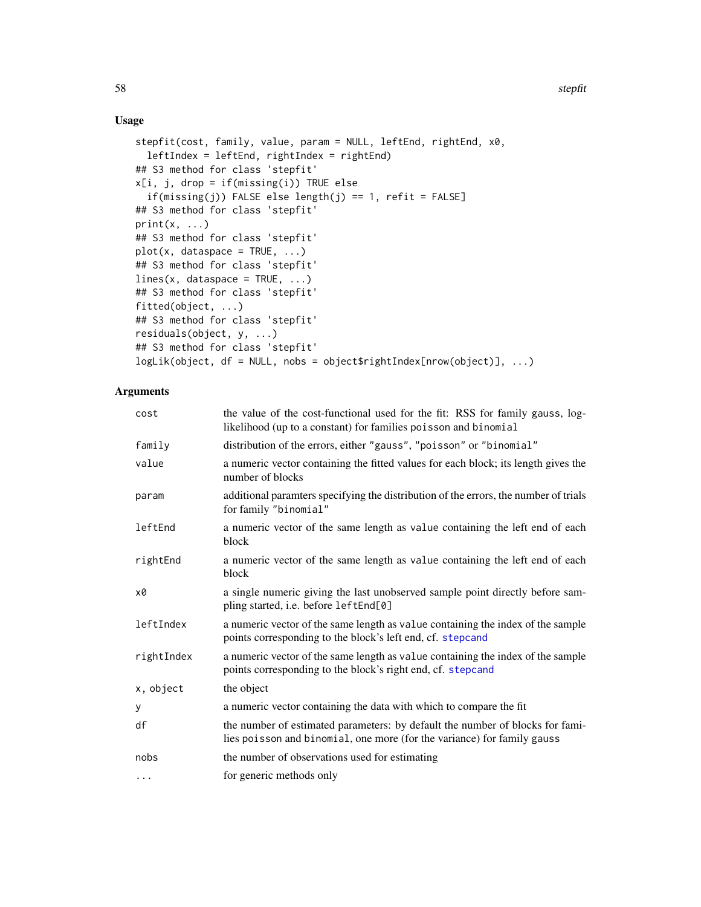## Usage

```
stepfit(cost, family, value, param = NULL, leftEnd, rightEnd, x0,
  leftIndex = leftEnd, rightIndex = rightEnd)
## S3 method for class 'stepfit'
x[i, j, drop = if(missing(i)) TRUE else
  if(missing(j)) FALSE else length(j) == 1, refit = FALSE]
## S3 method for class 'stepfit'
print(x, ...)
## S3 method for class 'stepfit'
plot(x, dataspace = TRUE, ...)
## S3 method for class 'stepfit'
lines(x, dataspace = TRUE, ...)
## S3 method for class 'stepfit'
fitted(object, ...)
## S3 method for class 'stepfit'
residuals(object, y, ...)
## S3 method for class 'stepfit'
logLik(object, df = NULL, nobs = object$rightIndex[nrow(object)], ...)
```

## Arguments

| | |
|---|---|
| `cost` | the value of the cost-functional used for the fit: RSS for family `gauss`, log-likelihood (up to a constant) for families `poisson` and `binomial` |
| `family` | distribution of the errors, either `"gauss"`, `"poisson"` or `"binomial"` |
| `value` | a numeric vector containing the fitted values for each block; its length gives the number of blocks |
| `param` | additional paramters specifying the distribution of the errors, the number of trials for family `"binomial"` |
| `leftEnd` | a numeric vector of the same length as `value` containing the left end of each block |
| `rightEnd` | a numeric vector of the same length as `value` containing the left end of each block |
| `x0` | a single numeric giving the last unobserved sample point directly before sampling started, i.e. before `leftEnd[0]` |
| `leftIndex` | a numeric vector of the same length as `value` containing the index of the sample points corresponding to the block's left end, cf. `stepcand` |
| `rightIndex` | a numeric vector of the same length as `value` containing the index of the sample points corresponding to the block's right end, cf. `stepcand` |
| `x, object` | the object |
| `y` | a numeric vector containing the data with which to compare the fit |
| `df` | the number of estimated parameters: by default the number of blocks for families `poisson` and `binomial`, one more (for the variance) for family `gauss` |
| `nobs` | the number of observations used for estimating |
| `...` | for generic methods only |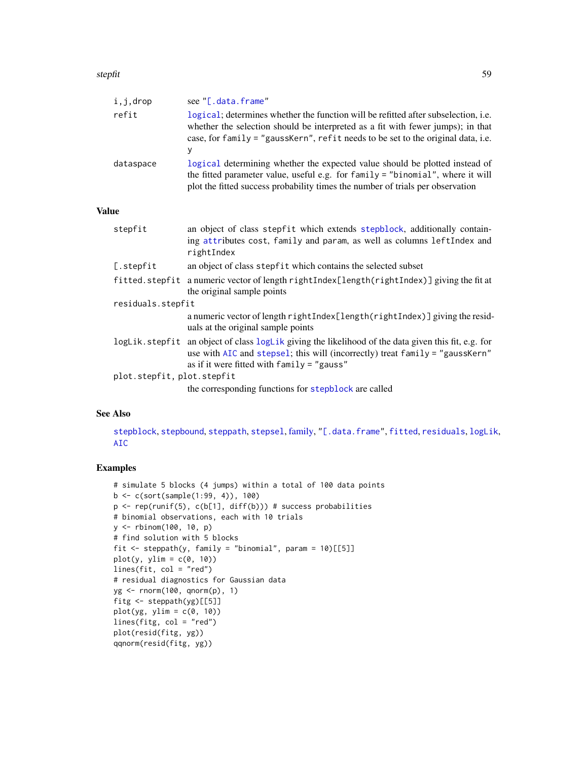| | |
|---|---|
| i,j,drop | see "[.data.frame" |
| refit | logical; determines whether the function will be refitted after subselection, i.e. whether the selection should be interpreted as a fit with fewer jumps); in that case, for family = "gaussKern", refit needs to be set to the original data, i.e. y |
| dataspace | logical determining whether the expected value should be plotted instead of the fitted parameter value, useful e.g. for family = "binomial", where it will plot the fitted success probability times the number of trials per observation |

## Value

| | |
|---|---|
| stepfit | an object of class stepfit which extends stepblock, additionally containing attributes cost, family and param, as well as columns leftIndex and rightIndex |
| [.stepfit | an object of class stepfit which contains the selected subset |
| fitted.stepfit | a numeric vector of length rightIndex[length(rightIndex)] giving the fit at the original sample points |
| residuals.stepfit | a numeric vector of length rightIndex[length(rightIndex)] giving the residuals at the original sample points |
| logLik.stepfit | an object of class logLik giving the likelihood of the data given this fit, e.g. for use with AIC and stepsel; this will (incorrectly) treat family = "gaussKern" as if it were fitted with family = "gauss" |
| plot.stepfit, plot.stepfit | the corresponding functions for stepblock are called |

## See Also

stepblock, stepbound, steppath, stepsel, family, "[.data.frame", fitted, residuals, logLik, AIC

## Examples

```
# simulate 5 blocks (4 jumps) within a total of 100 data points
b <- c(sort(sample(1:99, 4)), 100)
p <- rep(runif(5), c(b[1], diff(b))) # success probabilities
# binomial observations, each with 10 trials
y <- rbinom(100, 10, p)
# find solution with 5 blocks
fit <- steppath(y, family = "binomial", param = 10)[[5]]
plot(y, ylim = c(0, 10))
lines(fit, col = "red")
# residual diagnostics for Gaussian data
yg <- rnorm(100, qnorm(p), 1)
fitg <- steppath(yg)[[5]]
plot(yg, ylim = c(0, 10))
lines(fitg, col = "red")
plot(resid(fitg, yg))
qqnorm(resid(fitg, yg))
```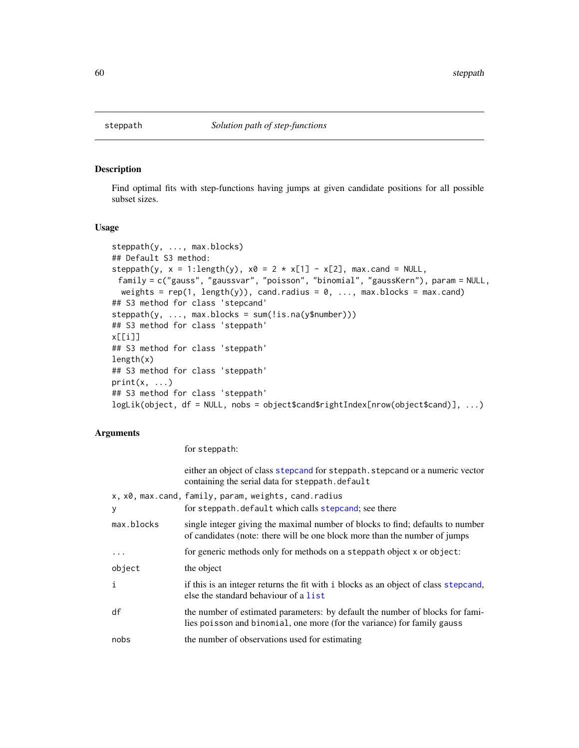# steppath — *Solution path of step-functions*

## Description

Find optimal fits with step-functions having jumps at given candidate positions for all possible subset sizes.

## Usage

```
steppath(y, ..., max.blocks)
## Default S3 method:
steppath(y, x = 1:length(y), x0 = 2 * x[1] - x[2], max.cand = NULL,
  family = c("gauss", "gaussvar", "poisson", "binomial", "gaussKern"), param = NULL,
   weights = rep(1, length(y)), cand.radius = 0, ..., max.blocks = max.cand)
## S3 method for class 'stepcand'
steppath(y, ..., max.blocks = sum(!is.na(y$number)))
## S3 method for class 'steppath'
x[[i]]
## S3 method for class 'steppath'
length(x)
## S3 method for class 'steppath'
print(x, ...)
## S3 method for class 'steppath'
logLik(object, df = NULL, nobs = object$cand$rightIndex[nrow(object$cand)], ...)
```

## Arguments

| | |
|---|---|
| y | for steppath: <br> either an object of class stepcand for steppath.stepcand or a numeric vector containing the serial data for steppath.default |
| x, x0, max.cand, family, param, weights, cand.radius | for steppath.default which calls stepcand; see there |
| max.blocks | single integer giving the maximal number of blocks to find; defaults to number of candidates (note: there will be one block more than the number of jumps |
| ... | for generic methods only for methods on a steppath object x or object: |
| object | the object |
| i | if this is an integer returns the fit with i blocks as an object of class stepcand, else the standard behaviour of a list |
| df | the number of estimated parameters: by default the number of blocks for families poisson and binomial, one more (for the variance) for family gauss |
| nobs | the number of observations used for estimating |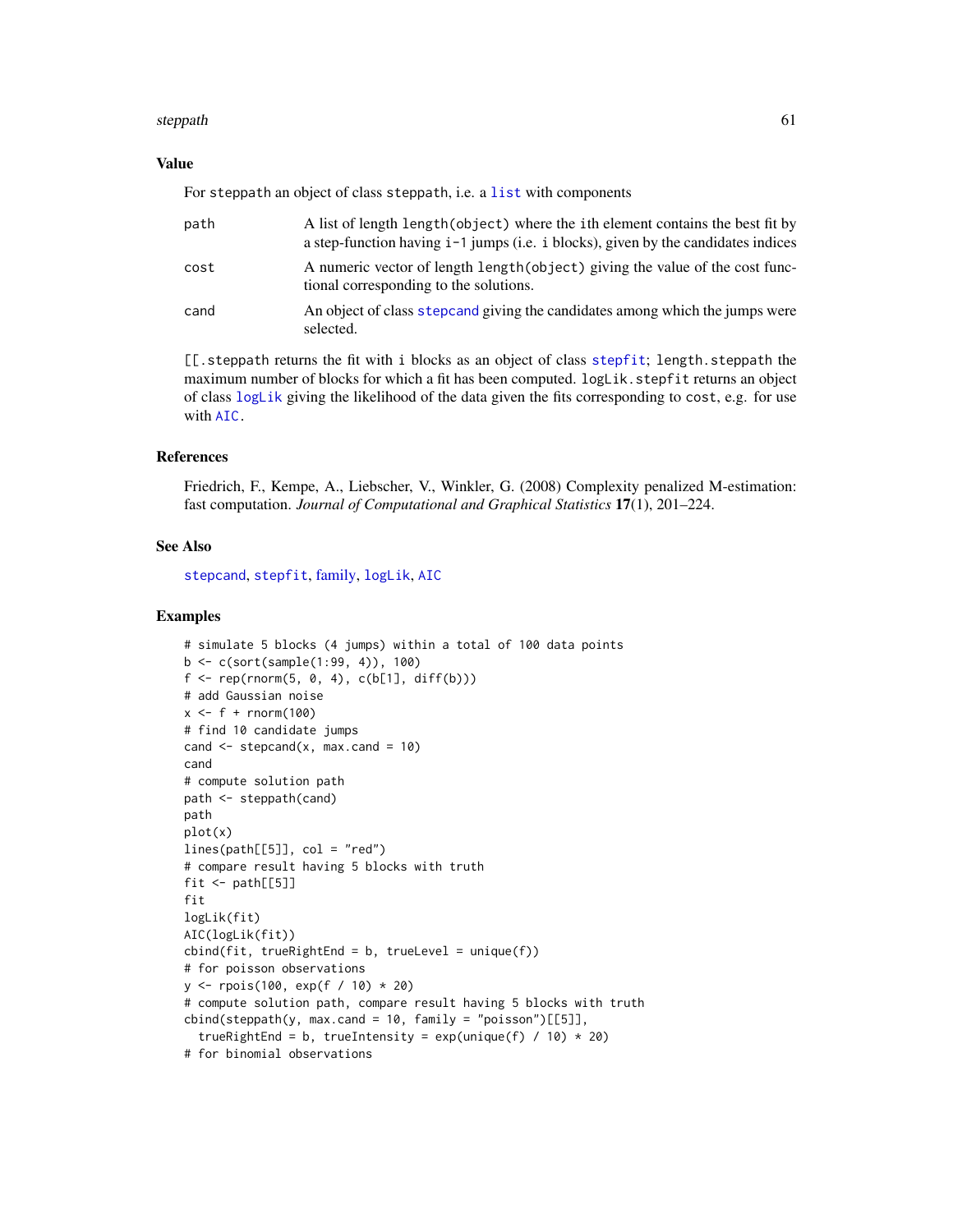## Value

For steppath an object of class steppath, i.e. a list with components

| | |
|---|---|
| path | A list of length length(object) where the ith element contains the best fit by a step-function having i-1 jumps (i.e. i blocks), given by the candidates indices |
| cost | A numeric vector of length length(object) giving the value of the cost functional corresponding to the solutions. |
| cand | An object of class stepcand giving the candidates among which the jumps were selected. |

[[.steppath returns the fit with i blocks as an object of class stepfit; length.steppath the maximum number of blocks for which a fit has been computed. logLik.stepfit returns an object of class logLik giving the likelihood of the data given the fits corresponding to cost, e.g. for use with AIC.

## References

Friedrich, F., Kempe, A., Liebscher, V., Winkler, G. (2008) Complexity penalized M-estimation: fast computation. *Journal of Computational and Graphical Statistics* **17**(1), 201–224.

## See Also

stepcand, stepfit, family, logLik, AIC

## Examples

```
# simulate 5 blocks (4 jumps) within a total of 100 data points
b <- c(sort(sample(1:99, 4)), 100)
f <- rep(rnorm(5, 0, 4), c(b[1], diff(b)))
# add Gaussian noise
x <- f + rnorm(100)
# find 10 candidate jumps
cand <- stepcand(x, max.cand = 10)
cand
# compute solution path
path <- steppath(cand)
path
plot(x)
lines(path[[5]], col = "red")
# compare result having 5 blocks with truth
fit <- path[[5]]
fit
logLik(fit)
AIC(logLik(fit))
cbind(fit, trueRightEnd = b, trueLevel = unique(f))
# for poisson observations
y <- rpois(100, exp(f / 10) * 20)
# compute solution path, compare result having 5 blocks with truth
cbind(steppath(y, max.cand = 10, family = "poisson")[[5]],
  trueRightEnd = b, trueIntensity = exp(unique(f) / 10) * 20)
# for binomial observations
```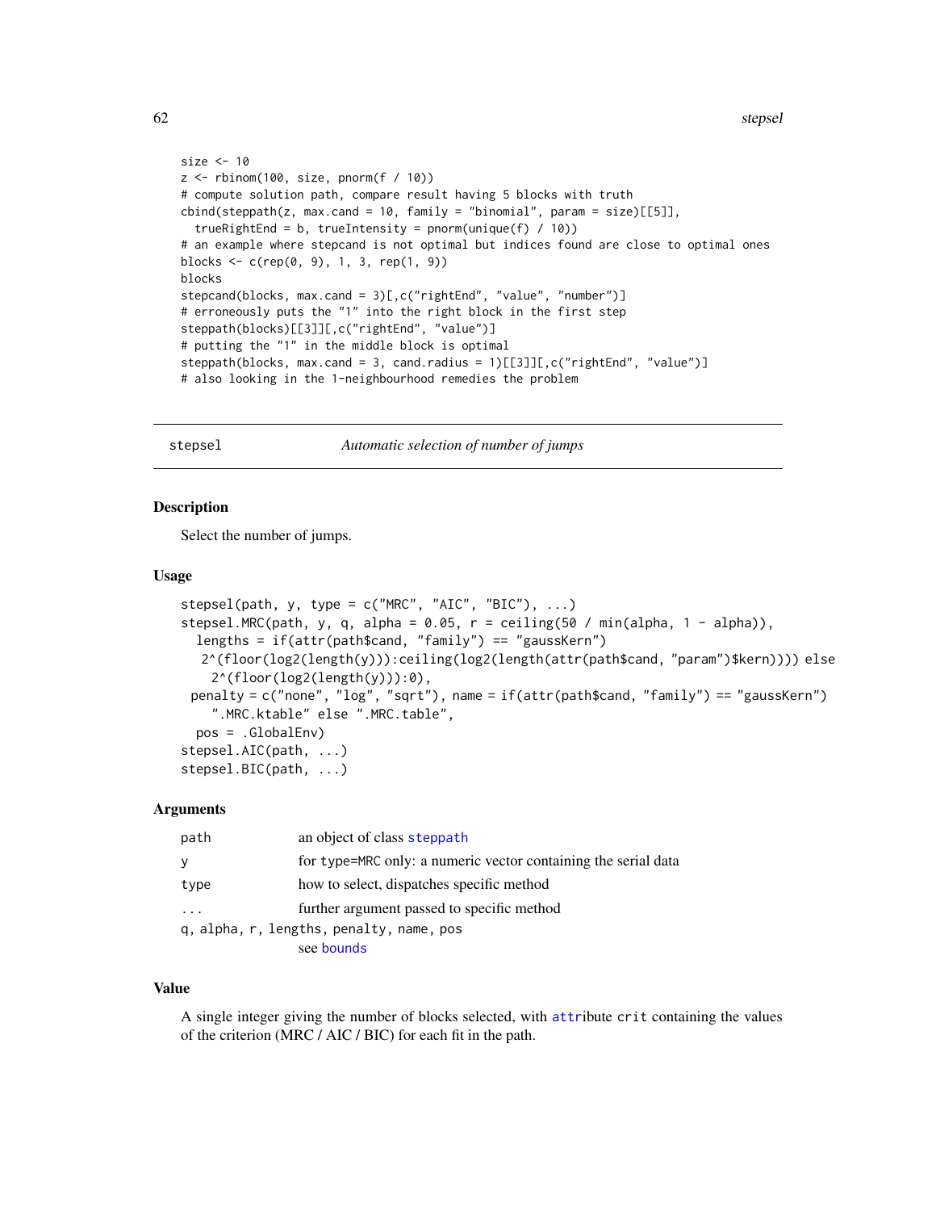```
size <- 10
z <- rbinom(100, size, pnorm(f / 10))
# compute solution path, compare result having 5 blocks with truth
cbind(steppath(z, max.cand = 10, family = "binomial", param = size)[[5]],
  trueRightEnd = b, trueIntensity = pnorm(unique(f) / 10))
# an example where stepcand is not optimal but indices found are close to optimal ones
blocks <- c(rep(0, 9), 1, 3, rep(1, 9))
blocks
stepcand(blocks, max.cand = 3)[,c("rightEnd", "value", "number")]
# erroneously puts the "1" into the right block in the first step
steppath(blocks)[[3]][,c("rightEnd", "value")]
# putting the "1" in the middle block is optimal
steppath(blocks, max.cand = 3, cand.radius = 1)[[3]][,c("rightEnd", "value")]
# also looking in the 1-neighbourhood remedies the problem
```

## stepsel — *Automatic selection of number of jumps*

### Description

Select the number of jumps.

### Usage

```
stepsel(path, y, type = c("MRC", "AIC", "BIC"), ...)
stepsel.MRC(path, y, q, alpha = 0.05, r = ceiling(50 / min(alpha, 1 - alpha)),
  lengths = if(attr(path$cand, "family") == "gaussKern")
   2^(floor(log2(length(y))):ceiling(log2(length(attr(path$cand, "param")$kern)))) else
     2^(floor(log2(length(y))):0),
  penalty = c("none", "log", "sqrt"), name = if(attr(path$cand, "family") == "gaussKern")
     ".MRC.ktable" else ".MRC.table",
  pos = .GlobalEnv)
stepsel.AIC(path, ...)
stepsel.BIC(path, ...)
```

### Arguments

| | |
|---|---|
| path | an object of class steppath |
| y | for type=MRC only: a numeric vector containing the serial data |
| type | how to select, dispatches specific method |
| ... | further argument passed to specific method |
| q, alpha, r, lengths, penalty, name, pos | see bounds |

### Value

A single integer giving the number of blocks selected, with attribute crit containing the values of the criterion (MRC / AIC / BIC) for each fit in the path.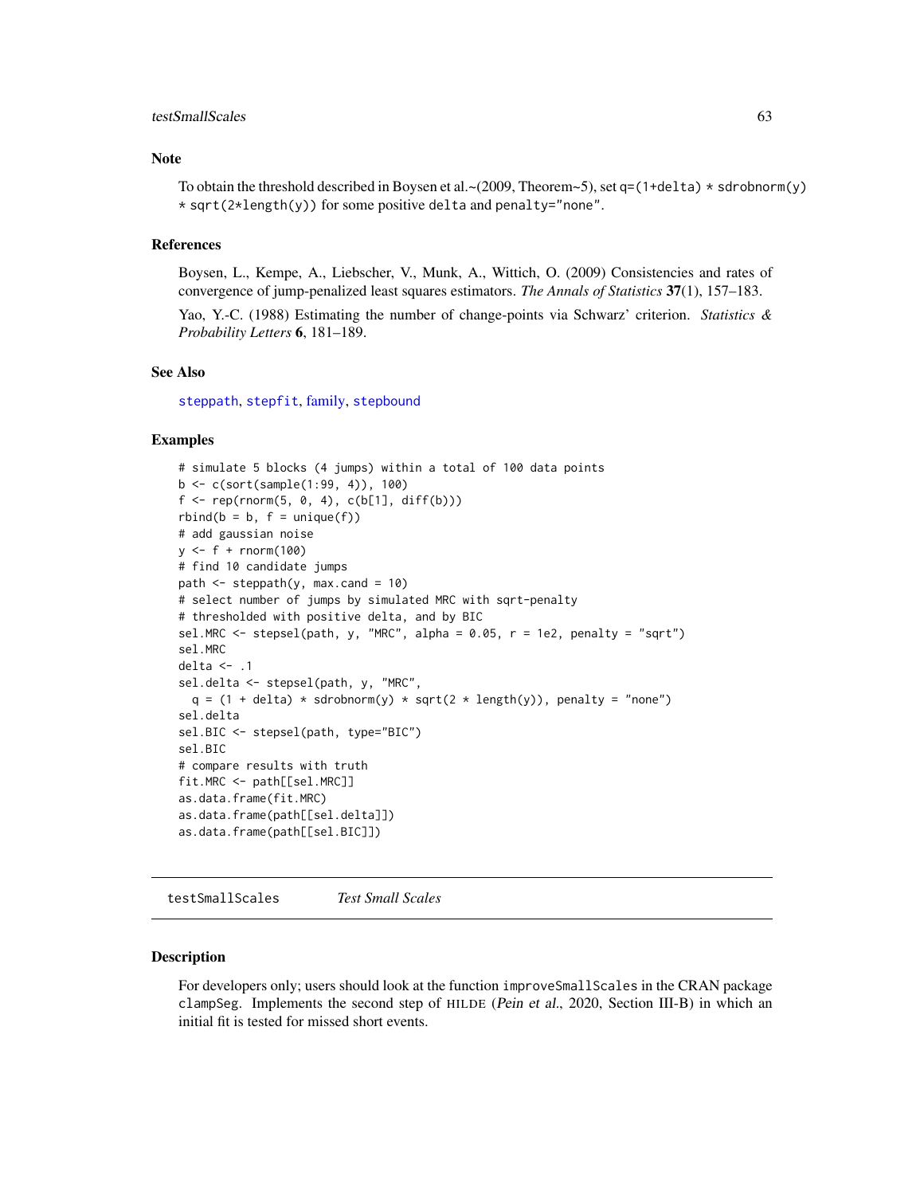### Note

To obtain the threshold described in Boysen et al.~(2009, Theorem~5), set `q=(1+delta) * sdrobnorm(y) * sqrt(2*length(y))` for some positive `delta` and `penalty="none"`.

### References

Boysen, L., Kempe, A., Liebscher, V., Munk, A., Wittich, O. (2009) Consistencies and rates of convergence of jump-penalized least squares estimators. *The Annals of Statistics* **37**(1), 157–183.

Yao, Y.-C. (1988) Estimating the number of change-points via Schwarz' criterion. *Statistics & Probability Letters* **6**, 181–189.

### See Also

steppath, stepfit, family, stepbound

### Examples

```
# simulate 5 blocks (4 jumps) within a total of 100 data points
b <- c(sort(sample(1:99, 4)), 100)
f <- rep(rnorm(5, 0, 4), c(b[1], diff(b)))
rbind(b = b, f = unique(f))
# add gaussian noise
y <- f + rnorm(100)
# find 10 candidate jumps
path <- steppath(y, max.cand = 10)
# select number of jumps by simulated MRC with sqrt-penalty
# thresholded with positive delta, and by BIC
sel.MRC <- stepsel(path, y, "MRC", alpha = 0.05, r = 1e2, penalty = "sqrt")
sel.MRC
delta <- .1
sel.delta <- stepsel(path, y, "MRC",
  q = (1 + delta) * sdrobnorm(y) * sqrt(2 * length(y)), penalty = "none")
sel.delta
sel.BIC <- stepsel(path, type="BIC")
sel.BIC
# compare results with truth
fit.MRC <- path[[sel.MRC]]
as.data.frame(fit.MRC)
as.data.frame(path[[sel.delta]])
as.data.frame(path[[sel.BIC]])
```

---

## testSmallScales *Test Small Scales*

### Description

For developers only; users should look at the function `improveSmallScales` in the CRAN package `clampSeg`. Implements the second step of HILDE (*Pein et al.*, 2020, Section III-B) in which an initial fit is tested for missed short events.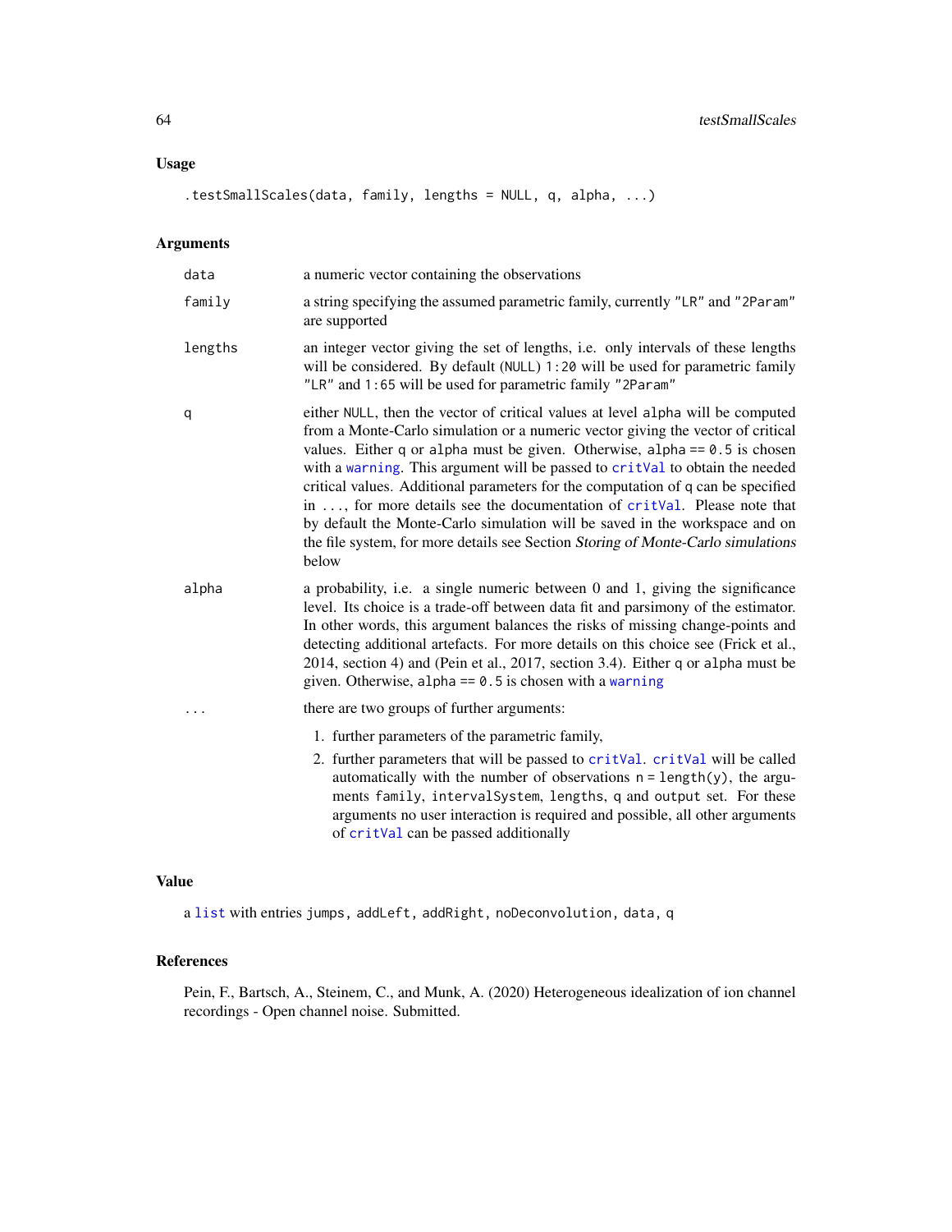## Usage

```
.testSmallScales(data, family, lengths = NULL, q, alpha, ...)
```

## Arguments

| | |
|---|---|
| data | a numeric vector containing the observations |
| family | a string specifying the assumed parametric family, currently "LR" and "2Param" are supported |
| lengths | an integer vector giving the set of lengths, i.e. only intervals of these lengths will be considered. By default (NULL) 1:20 will be used for parametric family "LR" and 1:65 will be used for parametric family "2Param" |
| q | either NULL, then the vector of critical values at level alpha will be computed from a Monte-Carlo simulation or a numeric vector giving the vector of critical values. Either q or alpha must be given. Otherwise, alpha == 0.5 is chosen with a warning. This argument will be passed to critVal to obtain the needed critical values. Additional parameters for the computation of q can be specified in ..., for more details see the documentation of critVal. Please note that by default the Monte-Carlo simulation will be saved in the workspace and on the file system, for more details see Section *Storing of Monte-Carlo simulations* below |
| alpha | a probability, i.e. a single numeric between 0 and 1, giving the significance level. Its choice is a trade-off between data fit and parsimony of the estimator. In other words, this argument balances the risks of missing change-points and detecting additional artefacts. For more details on this choice see (Frick et al., 2014, section 4) and (Pein et al., 2017, section 3.4). Either q or alpha must be given. Otherwise, alpha == 0.5 is chosen with a warning |
| ... | there are two groups of further arguments: 1. further parameters of the parametric family, 2. further parameters that will be passed to critVal. critVal will be called automatically with the number of observations n = length(y), the arguments family, intervalSystem, lengths, q and output set. For these arguments no user interaction is required and possible, all other arguments of critVal can be passed additionally |

## Value

a list with entries jumps, addLeft, addRight, noDeconvolution, data, q

## References

Pein, F., Bartsch, A., Steinem, C., and Munk, A. (2020) Heterogeneous idealization of ion channel recordings - Open channel noise. Submitted.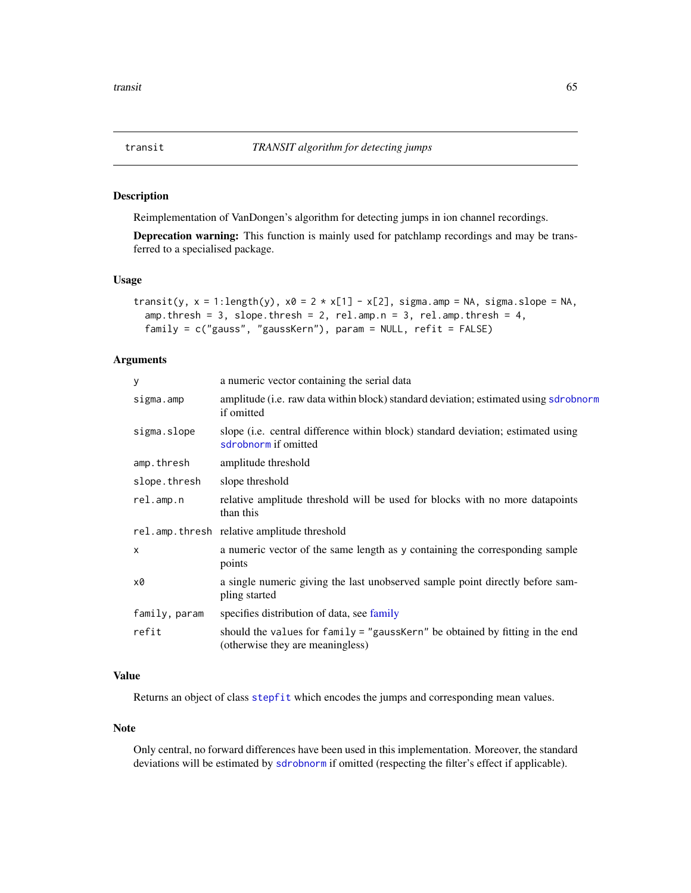transit *TRANSIT algorithm for detecting jumps*

## Description

Reimplementation of VanDongen's algorithm for detecting jumps in ion channel recordings.

**Deprecation warning:** This function is mainly used for patchlamp recordings and may be transferred to a specialised package.

## Usage

```
transit(y, x = 1:length(y), x0 = 2 * x[1] - x[2], sigma.amp = NA, sigma.slope = NA,
  amp.thresh = 3, slope.thresh = 2, rel.amp.n = 3, rel.amp.thresh = 4,
  family = c("gauss", "gaussKern"), param = NULL, refit = FALSE)
```

## Arguments

| | |
|---|---|
| `y` | a numeric vector containing the serial data |
| `sigma.amp` | amplitude (i.e. raw data within block) standard deviation; estimated using `sdrobnorm` if omitted |
| `sigma.slope` | slope (i.e. central difference within block) standard deviation; estimated using `sdrobnorm` if omitted |
| `amp.thresh` | amplitude threshold |
| `slope.thresh` | slope threshold |
| `rel.amp.n` | relative amplitude threshold will be used for blocks with no more datapoints than this |
| `rel.amp.thresh` | relative amplitude threshold |
| `x` | a numeric vector of the same length as `y` containing the corresponding sample points |
| `x0` | a single numeric giving the last unobserved sample point directly before sampling started |
| `family, param` | specifies distribution of data, see family |
| `refit` | should the `values` for `family = "gaussKern"` be obtained by fitting in the end (otherwise they are meaningless) |

## Value

Returns an object of class `stepfit` which encodes the jumps and corresponding mean values.

## Note

Only central, no forward differences have been used in this implementation. Moreover, the standard deviations will be estimated by `sdrobnorm` if omitted (respecting the filter's effect if applicable).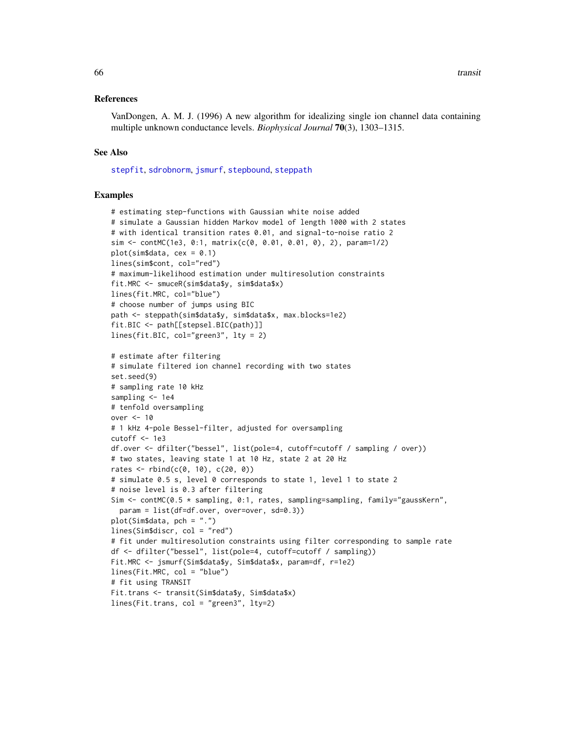### References

VanDongen, A. M. J. (1996) A new algorithm for idealizing single ion channel data containing multiple unknown conductance levels. *Biophysical Journal* **70**(3), 1303–1315.

### See Also

stepfit, sdrobnorm, jsmurf, stepbound, steppath

### Examples

```
# estimating step-functions with Gaussian white noise added
# simulate a Gaussian hidden Markov model of length 1000 with 2 states
# with identical transition rates 0.01, and signal-to-noise ratio 2
sim <- contMC(1e3, 0:1, matrix(c(0, 0.01, 0.01, 0), 2), param=1/2)
plot(sim$data, cex = 0.1)
lines(sim$cont, col="red")
# maximum-likelihood estimation under multiresolution constraints
fit.MRC <- smuceR(sim$data$y, sim$data$x)
lines(fit.MRC, col="blue")
# choose number of jumps using BIC
path <- steppath(sim$data$y, sim$data$x, max.blocks=1e2)
fit.BIC <- path[[stepsel.BIC(path)]]
lines(fit.BIC, col="green3", lty = 2)

# estimate after filtering
# simulate filtered ion channel recording with two states
set.seed(9)
# sampling rate 10 kHz
sampling <- 1e4
# tenfold oversampling
over <- 10
# 1 kHz 4-pole Bessel-filter, adjusted for oversampling
cutoff <- 1e3
df.over <- dfilter("bessel", list(pole=4, cutoff=cutoff / sampling / over))
# two states, leaving state 1 at 10 Hz, state 2 at 20 Hz
rates <- rbind(c(0, 10), c(20, 0))
# simulate 0.5 s, level 0 corresponds to state 1, level 1 to state 2
# noise level is 0.3 after filtering
Sim <- contMC(0.5 * sampling, 0:1, rates, sampling=sampling, family="gaussKern",
  param = list(df=df.over, over=over, sd=0.3))
plot(Sim$data, pch = ".")
lines(Sim$discr, col = "red")
# fit under multiresolution constraints using filter corresponding to sample rate
df <- dfilter("bessel", list(pole=4, cutoff=cutoff / sampling))
Fit.MRC <- jsmurf(Sim$data$y, Sim$data$x, param=df, r=1e2)
lines(Fit.MRC, col = "blue")
# fit using TRANSIT
Fit.trans <- transit(Sim$data$y, Sim$data$x)
lines(Fit.trans, col = "green3", lty=2)
```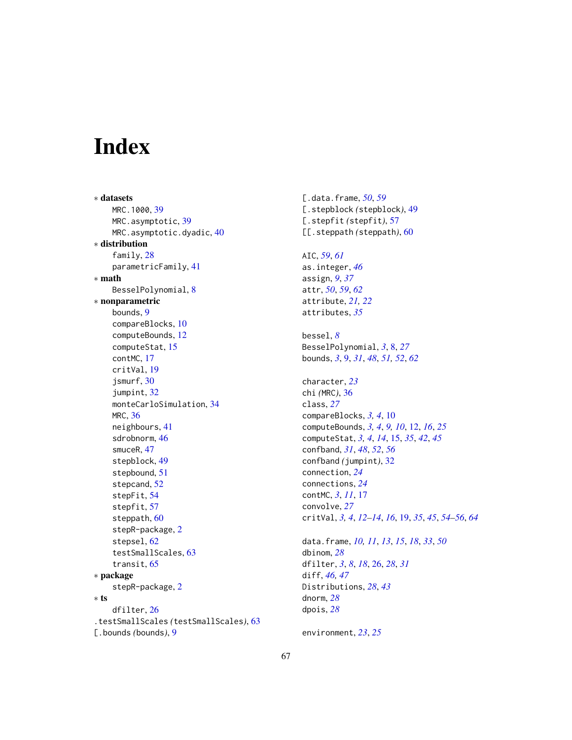# Index

∗ **datasets**
  MRC.1000, 39
  MRC.asymptotic, 39
  MRC.asymptotic.dyadic, 40
∗ **distribution**
  family, 28
  parametricFamily, 41
∗ **math**
  BesselPolynomial, 8
∗ **nonparametric**
  bounds, 9
  compareBlocks, 10
  computeBounds, 12
  computeStat, 15
  contMC, 17
  critVal, 19
  jsmurf, 30
  jumpint, 32
  monteCarloSimulation, 34
  MRC, 36
  neighbours, 41
  sdrobnorm, 46
  smuceR, 47
  stepblock, 49
  stepbound, 51
  stepcand, 52
  stepFit, 54
  stepfit, 57
  steppath, 60
  stepR-package, 2
  stepsel, 62
  testSmallScales, 63
  transit, 65
∗ **package**
  stepR-package, 2
∗ **ts**
  dfilter, 26
.testSmallScales (testSmallScales), 63
[.bounds (bounds), 9
[.data.frame, *50*, *59*
[.stepblock (stepblock), 49
[.stepfit (stepfit), 57
[[.steppath (steppath), 60

AIC, *59*, *61*
as.integer, *46*
assign, *9*, *37*
attr, *50*, *59*, *62*
attribute, *21, 22*
attributes, *35*

bessel, *8*
BesselPolynomial, *3*, 8, *27*
bounds, *3*, 9, *31*, *48*, *51, 52*, *62*

character, *23*
chi (MRC), 36
class, *27*
compareBlocks, *3, 4*, 10
computeBounds, *3, 4*, *9, 10*, 12, *16*, *25*
computeStat, *3, 4*, *14*, 15, *35*, *42*, *45*
confband, *31*, *48*, *52*, *56*
confband (jumpint), 32
connection, *24*
connections, *24*
contMC, *3*, *11*, 17
convolve, *27*
critVal, *3, 4*, *12–14*, *16*, 19, *35*, *45*, *54–56*, *64*

data.frame, *10, 11*, *13*, *15*, *18*, *33*, *50*
dbinom, *28*
dfilter, *3*, *8*, *18*, 26, *28*, *31*
diff, *46, 47*
Distributions, *28*, *43*
dnorm, *28*
dpois, *28*

environment, *23*, *25*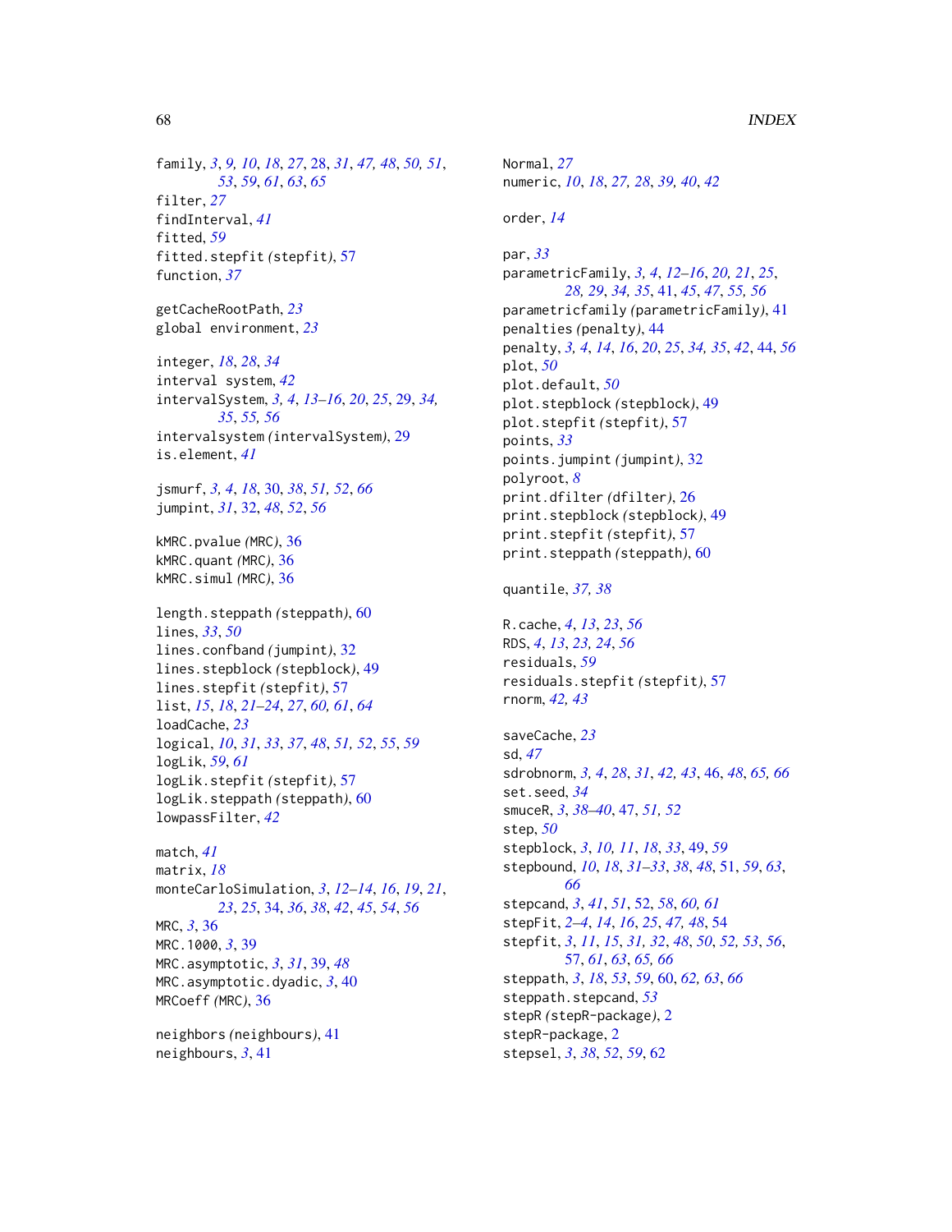family, 3, 9, 10, 18, 27, 28, 31, 47, 48, 50, 51, 53, 59, 61, 63, 65
filter, 27
findInterval, 41
fitted, 59
fitted.stepfit (stepfit), 57
function, 37

getCacheRootPath, 23
global environment, 23

integer, 18, 28, 34
interval system, 42
intervalSystem, 3, 4, 13–16, 20, 25, 29, 34, 35, 55, 56
intervalsystem (intervalSystem), 29
is.element, 41

jsmurf, 3, 4, 18, 30, 38, 51, 52, 66
jumpint, 31, 32, 48, 52, 56

kMRC.pvalue (MRC), 36
kMRC.quant (MRC), 36
kMRC.simul (MRC), 36

length.steppath (steppath), 60
lines, 33, 50
lines.confband (jumpint), 32
lines.stepblock (stepblock), 49
lines.stepfit (stepfit), 57
list, 15, 18, 21–24, 27, 60, 61, 64
loadCache, 23
logical, 10, 31, 33, 37, 48, 51, 52, 55, 59
logLik, 59, 61
logLik.stepfit (stepfit), 57
logLik.steppath (steppath), 60
lowpassFilter, 42

match, 41
matrix, 18
monteCarloSimulation, 3, 12–14, 16, 19, 21, 23, 25, 34, 36, 38, 42, 45, 54, 56
MRC, 3, 36
MRC.1000, 3, 39
MRC.asymptotic, 3, 31, 39, 48
MRC.asymptotic.dyadic, 3, 40
MRCoeff (MRC), 36

neighbors (neighbours), 41
neighbours, 3, 41

Normal, 27
numeric, 10, 18, 27, 28, 39, 40, 42

order, 14

par, 33
parametricFamily, 3, 4, 12–16, 20, 21, 25, 28, 29, 34, 35, 41, 45, 47, 55, 56
parametricfamily (parametricFamily), 41
penalties (penalty), 44
penalty, 3, 4, 14, 16, 20, 25, 34, 35, 42, 44, 56
plot, 50
plot.default, 50
plot.stepblock (stepblock), 49
plot.stepfit (stepfit), 57
points, 33
points.jumpint (jumpint), 32
polyroot, 8
print.dfilter (dfilter), 26
print.stepblock (stepblock), 49
print.stepfit (stepfit), 57
print.steppath (steppath), 60

quantile, 37, 38

R.cache, 4, 13, 23, 56
RDS, 4, 13, 23, 24, 56
residuals, 59
residuals.stepfit (stepfit), 57
rnorm, 42, 43

saveCache, 23
sd, 47
sdrobnorm, 3, 4, 28, 31, 42, 43, 46, 48, 65, 66
set.seed, 34
smuceR, 3, 38–40, 47, 51, 52
step, 50
stepblock, 3, 10, 11, 18, 33, 49, 59
stepbound, 10, 18, 31–33, 38, 48, 51, 59, 63, 66
stepcand, 3, 41, 51, 52, 58, 60, 61
stepFit, 2–4, 14, 16, 25, 47, 48, 54
stepfit, 3, 11, 15, 31, 32, 48, 50, 52, 53, 56, 57, 61, 63, 65, 66
steppath, 3, 18, 53, 59, 60, 62, 63, 66
steppath.stepcand, 53
stepR (stepR-package), 2
stepR-package, 2
stepsel, 3, 38, 52, 59, 62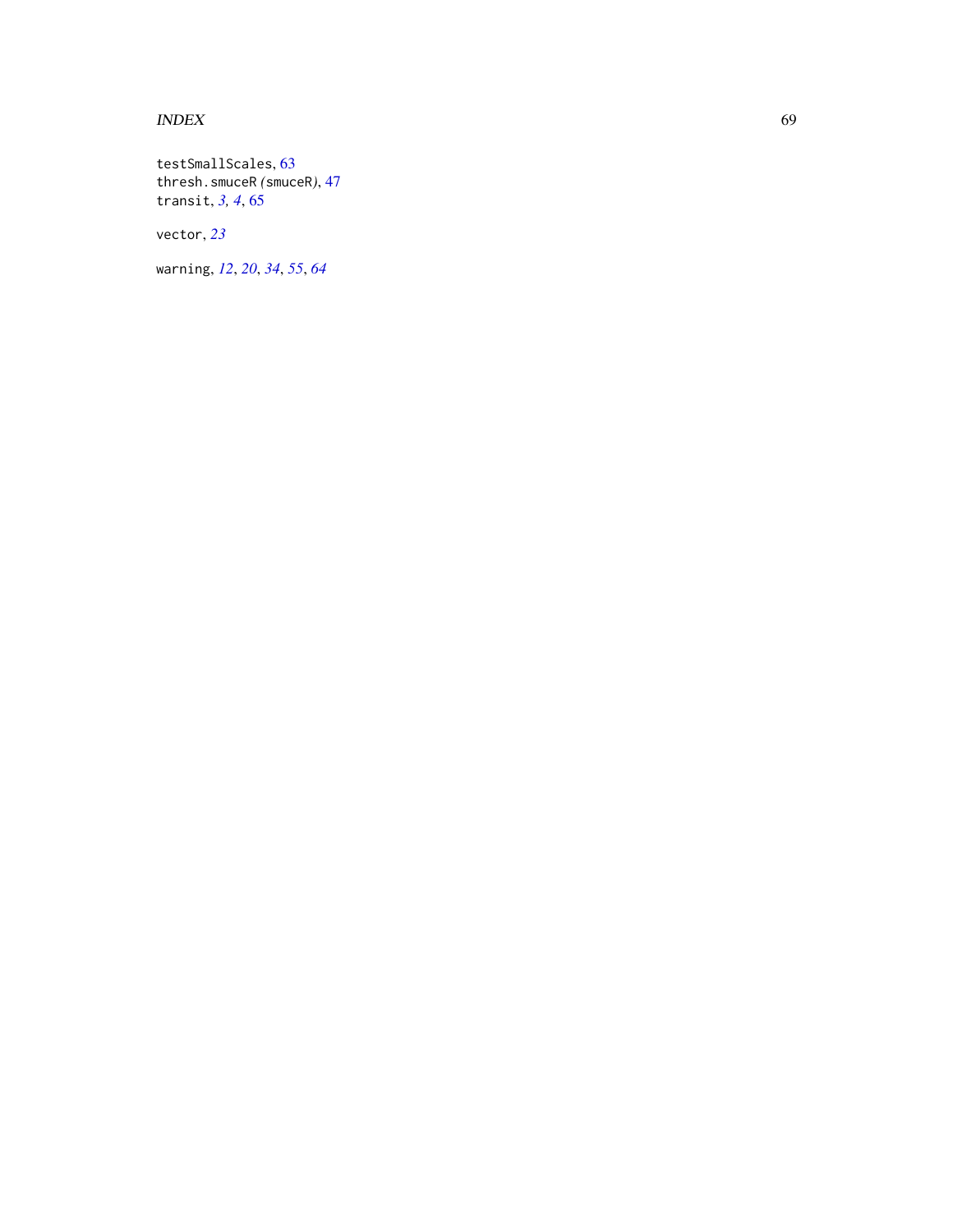testSmallScales, 63
thresh.smuceR *(*smuceR*)*, 47
transit, *3, 4*, 65

vector, *23*

warning, *12*, *20*, *34*, *55*, *64*